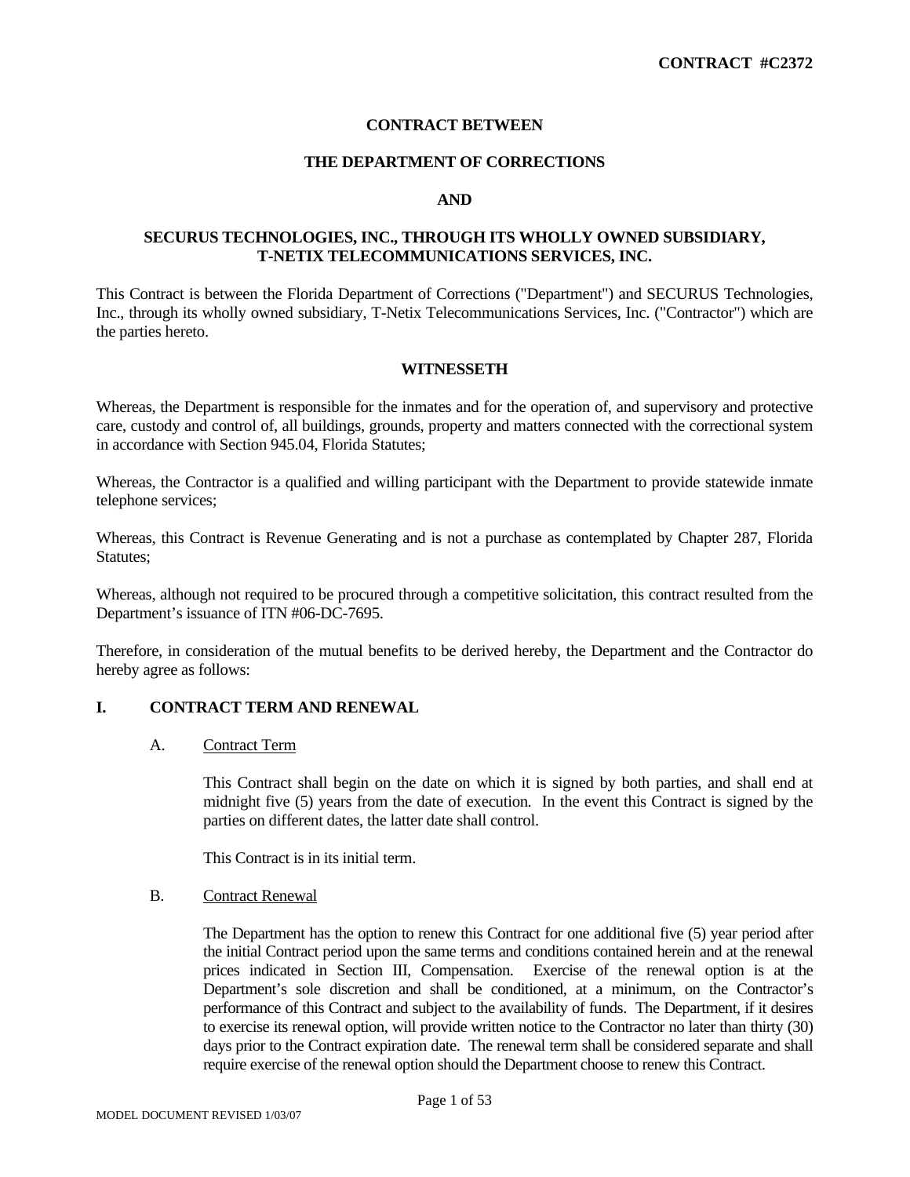**CONTRACT #C2372**

**CONTRACT BETWEEN**

**THE DEPARTMENT OF CORRECTIONS**

**AND**

**SECURUS TECHNOLOGIES, INC., THROUGH ITS WHOLLY OWNED SUBSIDIARY, T-NETIX TELECOMMUNICATIONS SERVICES, INC.**

This Contract is between the Florida Department of Corrections ("Department") and SECURUS Technologies, Inc., through its wholly owned subsidiary, T-Netix Telecommunications Services, Inc. ("Contractor") which are the parties hereto.

**WITNESSETH**

Whereas, the Department is responsible for the inmates and for the operation of, and supervisory and protective care, custody and control of, all buildings, grounds, property and matters connected with the correctional system in accordance with Section 945.04, Florida Statutes;

Whereas, the Contractor is a qualified and willing participant with the Department to provide statewide inmate telephone services;

Whereas, this Contract is Revenue Generating and is not a purchase as contemplated by Chapter 287, Florida Statutes;

Whereas, although not required to be procured through a competitive solicitation, this contract resulted from the Department's issuance of ITN #06-DC-7695.

Therefore, in consideration of the mutual benefits to be derived hereby, the Department and the Contractor do hereby agree as follows:

## I. CONTRACT TERM AND RENEWAL

### A. Contract Term

This Contract shall begin on the date on which it is signed by both parties, and shall end at midnight five (5) years from the date of execution. In the event this Contract is signed by the parties on different dates, the latter date shall control.

This Contract is in its initial term.

### B. Contract Renewal

The Department has the option to renew this Contract for one additional five (5) year period after the initial Contract period upon the same terms and conditions contained herein and at the renewal prices indicated in Section III, Compensation. Exercise of the renewal option is at the Department's sole discretion and shall be conditioned, at a minimum, on the Contractor's performance of this Contract and subject to the availability of funds. The Department, if it desires to exercise its renewal option, will provide written notice to the Contractor no later than thirty (30) days prior to the Contract expiration date. The renewal term shall be considered separate and shall require exercise of the renewal option should the Department choose to renew this Contract.

MODEL DOCUMENT REVISED 1/03/07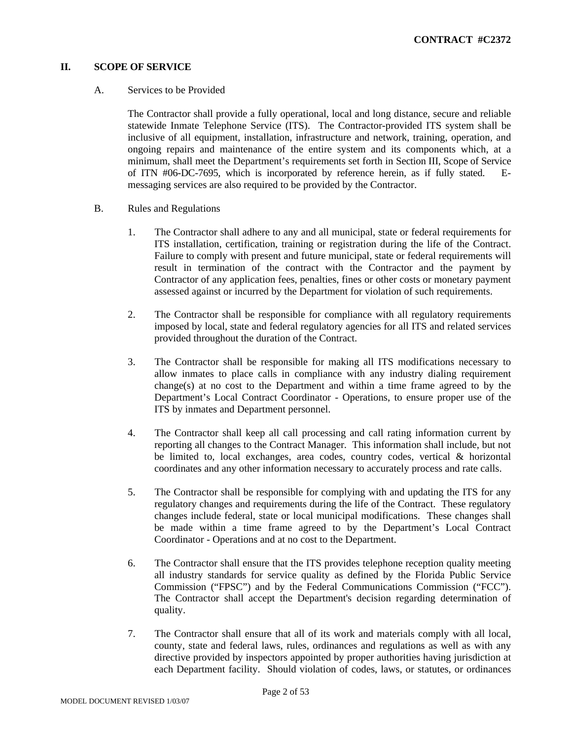## II. SCOPE OF SERVICE

### A. Services to be Provided

The Contractor shall provide a fully operational, local and long distance, secure and reliable statewide Inmate Telephone Service (ITS). The Contractor-provided ITS system shall be inclusive of all equipment, installation, infrastructure and network, training, operation, and ongoing repairs and maintenance of the entire system and its components which, at a minimum, shall meet the Department's requirements set forth in Section III, Scope of Service of ITN #06-DC-7695, which is incorporated by reference herein, as if fully stated. E-messaging services are also required to be provided by the Contractor.

### B. Rules and Regulations

1. The Contractor shall adhere to any and all municipal, state or federal requirements for ITS installation, certification, training or registration during the life of the Contract. Failure to comply with present and future municipal, state or federal requirements will result in termination of the contract with the Contractor and the payment by Contractor of any application fees, penalties, fines or other costs or monetary payment assessed against or incurred by the Department for violation of such requirements.

2. The Contractor shall be responsible for compliance with all regulatory requirements imposed by local, state and federal regulatory agencies for all ITS and related services provided throughout the duration of the Contract.

3. The Contractor shall be responsible for making all ITS modifications necessary to allow inmates to place calls in compliance with any industry dialing requirement change(s) at no cost to the Department and within a time frame agreed to by the Department's Local Contract Coordinator - Operations, to ensure proper use of the ITS by inmates and Department personnel.

4. The Contractor shall keep all call processing and call rating information current by reporting all changes to the Contract Manager. This information shall include, but not be limited to, local exchanges, area codes, country codes, vertical & horizontal coordinates and any other information necessary to accurately process and rate calls.

5. The Contractor shall be responsible for complying with and updating the ITS for any regulatory changes and requirements during the life of the Contract. These regulatory changes include federal, state or local municipal modifications. These changes shall be made within a time frame agreed to by the Department's Local Contract Coordinator - Operations and at no cost to the Department.

6. The Contractor shall ensure that the ITS provides telephone reception quality meeting all industry standards for service quality as defined by the Florida Public Service Commission ("FPSC") and by the Federal Communications Commission ("FCC"). The Contractor shall accept the Department's decision regarding determination of quality.

7. The Contractor shall ensure that all of its work and materials comply with all local, county, state and federal laws, rules, ordinances and regulations as well as with any directive provided by inspectors appointed by proper authorities having jurisdiction at each Department facility. Should violation of codes, laws, or statutes, or ordinances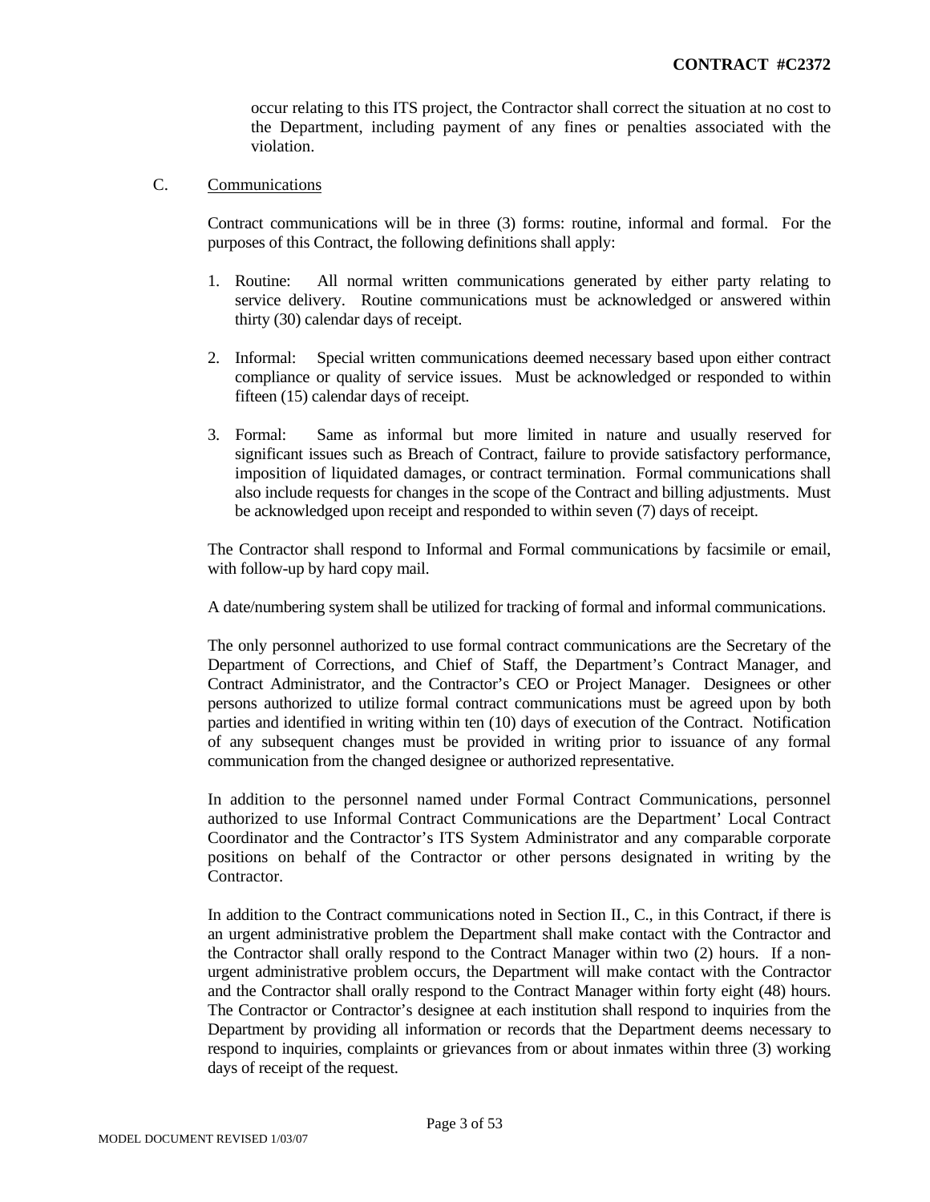occur relating to this ITS project, the Contractor shall correct the situation at no cost to the Department, including payment of any fines or penalties associated with the violation.

C. Communications

Contract communications will be in three (3) forms: routine, informal and formal. For the purposes of this Contract, the following definitions shall apply:

1. Routine: All normal written communications generated by either party relating to service delivery. Routine communications must be acknowledged or answered within thirty (30) calendar days of receipt.

2. Informal: Special written communications deemed necessary based upon either contract compliance or quality of service issues. Must be acknowledged or responded to within fifteen (15) calendar days of receipt.

3. Formal: Same as informal but more limited in nature and usually reserved for significant issues such as Breach of Contract, failure to provide satisfactory performance, imposition of liquidated damages, or contract termination. Formal communications shall also include requests for changes in the scope of the Contract and billing adjustments. Must be acknowledged upon receipt and responded to within seven (7) days of receipt.

The Contractor shall respond to Informal and Formal communications by facsimile or email, with follow-up by hard copy mail.

A date/numbering system shall be utilized for tracking of formal and informal communications.

The only personnel authorized to use formal contract communications are the Secretary of the Department of Corrections, and Chief of Staff, the Department's Contract Manager, and Contract Administrator, and the Contractor's CEO or Project Manager. Designees or other persons authorized to utilize formal contract communications must be agreed upon by both parties and identified in writing within ten (10) days of execution of the Contract. Notification of any subsequent changes must be provided in writing prior to issuance of any formal communication from the changed designee or authorized representative.

In addition to the personnel named under Formal Contract Communications, personnel authorized to use Informal Contract Communications are the Department' Local Contract Coordinator and the Contractor's ITS System Administrator and any comparable corporate positions on behalf of the Contractor or other persons designated in writing by the Contractor.

In addition to the Contract communications noted in Section II., C., in this Contract, if there is an urgent administrative problem the Department shall make contact with the Contractor and the Contractor shall orally respond to the Contract Manager within two (2) hours. If a non-urgent administrative problem occurs, the Department will make contact with the Contractor and the Contractor shall orally respond to the Contract Manager within forty eight (48) hours. The Contractor or Contractor's designee at each institution shall respond to inquiries from the Department by providing all information or records that the Department deems necessary to respond to inquiries, complaints or grievances from or about inmates within three (3) working days of receipt of the request.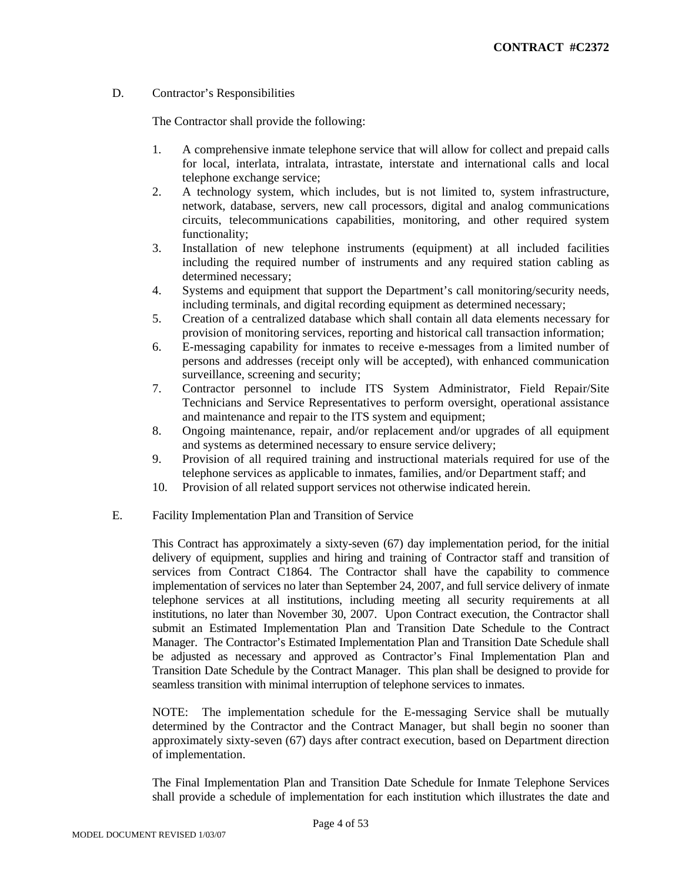D. Contractor's Responsibilities

The Contractor shall provide the following:

1. A comprehensive inmate telephone service that will allow for collect and prepaid calls for local, interlata, intralata, intrastate, interstate and international calls and local telephone exchange service;
2. A technology system, which includes, but is not limited to, system infrastructure, network, database, servers, new call processors, digital and analog communications circuits, telecommunications capabilities, monitoring, and other required system functionality;
3. Installation of new telephone instruments (equipment) at all included facilities including the required number of instruments and any required station cabling as determined necessary;
4. Systems and equipment that support the Department's call monitoring/security needs, including terminals, and digital recording equipment as determined necessary;
5. Creation of a centralized database which shall contain all data elements necessary for provision of monitoring services, reporting and historical call transaction information;
6. E-messaging capability for inmates to receive e-messages from a limited number of persons and addresses (receipt only will be accepted), with enhanced communication surveillance, screening and security;
7. Contractor personnel to include ITS System Administrator, Field Repair/Site Technicians and Service Representatives to perform oversight, operational assistance and maintenance and repair to the ITS system and equipment;
8. Ongoing maintenance, repair, and/or replacement and/or upgrades of all equipment and systems as determined necessary to ensure service delivery;
9. Provision of all required training and instructional materials required for use of the telephone services as applicable to inmates, families, and/or Department staff; and
10. Provision of all related support services not otherwise indicated herein.

E. Facility Implementation Plan and Transition of Service

This Contract has approximately a sixty-seven (67) day implementation period, for the initial delivery of equipment, supplies and hiring and training of Contractor staff and transition of services from Contract C1864. The Contractor shall have the capability to commence implementation of services no later than September 24, 2007, and full service delivery of inmate telephone services at all institutions, including meeting all security requirements at all institutions, no later than November 30, 2007. Upon Contract execution, the Contractor shall submit an Estimated Implementation Plan and Transition Date Schedule to the Contract Manager. The Contractor's Estimated Implementation Plan and Transition Date Schedule shall be adjusted as necessary and approved as Contractor's Final Implementation Plan and Transition Date Schedule by the Contract Manager. This plan shall be designed to provide for seamless transition with minimal interruption of telephone services to inmates.

NOTE: The implementation schedule for the E-messaging Service shall be mutually determined by the Contractor and the Contract Manager, but shall begin no sooner than approximately sixty-seven (67) days after contract execution, based on Department direction of implementation.

The Final Implementation Plan and Transition Date Schedule for Inmate Telephone Services shall provide a schedule of implementation for each institution which illustrates the date and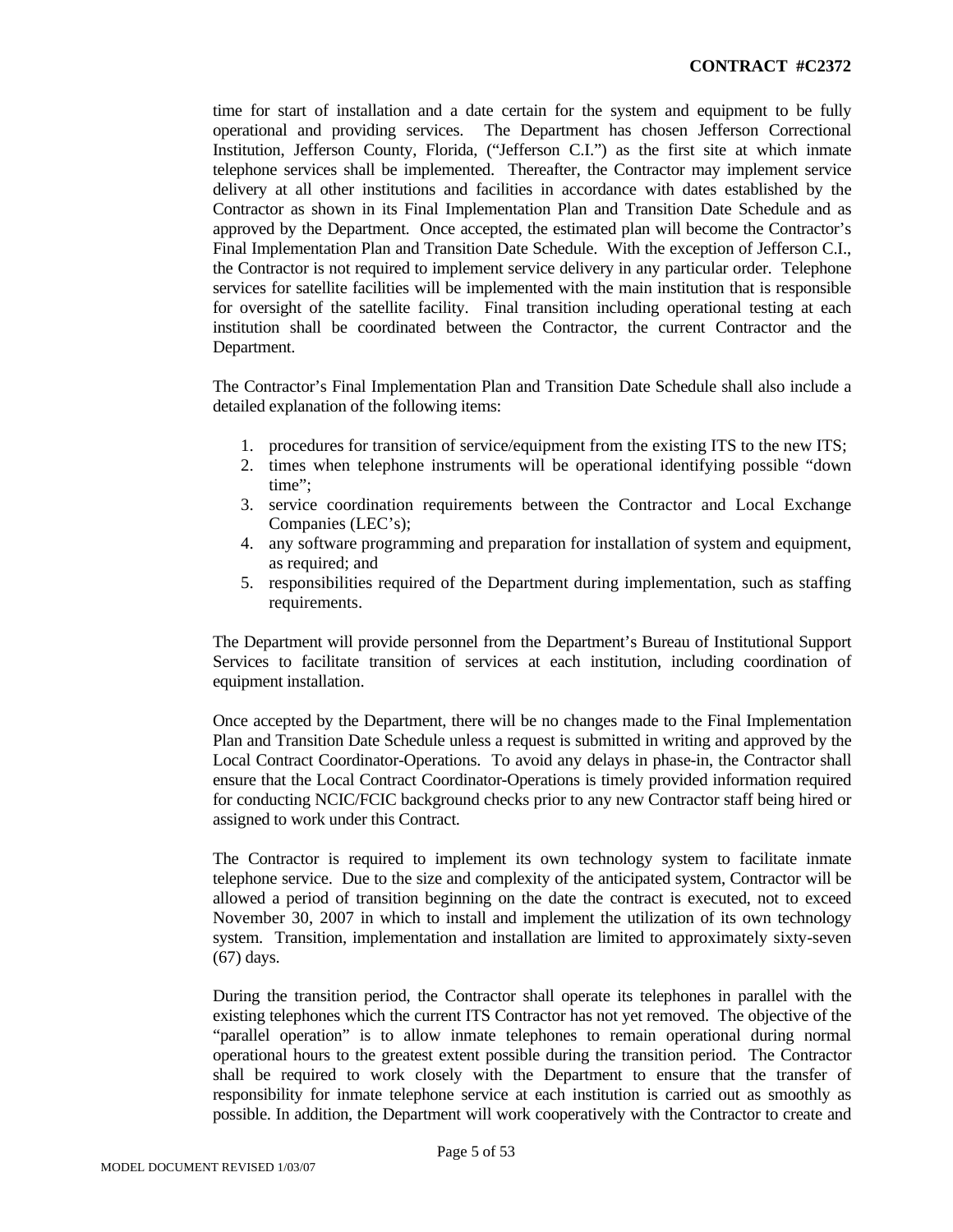time for start of installation and a date certain for the system and equipment to be fully operational and providing services. The Department has chosen Jefferson Correctional Institution, Jefferson County, Florida, ("Jefferson C.I.") as the first site at which inmate telephone services shall be implemented. Thereafter, the Contractor may implement service delivery at all other institutions and facilities in accordance with dates established by the Contractor as shown in its Final Implementation Plan and Transition Date Schedule and as approved by the Department. Once accepted, the estimated plan will become the Contractor's Final Implementation Plan and Transition Date Schedule. With the exception of Jefferson C.I., the Contractor is not required to implement service delivery in any particular order. Telephone services for satellite facilities will be implemented with the main institution that is responsible for oversight of the satellite facility. Final transition including operational testing at each institution shall be coordinated between the Contractor, the current Contractor and the Department.

The Contractor's Final Implementation Plan and Transition Date Schedule shall also include a detailed explanation of the following items:

1. procedures for transition of service/equipment from the existing ITS to the new ITS;
2. times when telephone instruments will be operational identifying possible "down time";
3. service coordination requirements between the Contractor and Local Exchange Companies (LEC's);
4. any software programming and preparation for installation of system and equipment, as required; and
5. responsibilities required of the Department during implementation, such as staffing requirements.

The Department will provide personnel from the Department's Bureau of Institutional Support Services to facilitate transition of services at each institution, including coordination of equipment installation.

Once accepted by the Department, there will be no changes made to the Final Implementation Plan and Transition Date Schedule unless a request is submitted in writing and approved by the Local Contract Coordinator-Operations. To avoid any delays in phase-in, the Contractor shall ensure that the Local Contract Coordinator-Operations is timely provided information required for conducting NCIC/FCIC background checks prior to any new Contractor staff being hired or assigned to work under this Contract.

The Contractor is required to implement its own technology system to facilitate inmate telephone service. Due to the size and complexity of the anticipated system, Contractor will be allowed a period of transition beginning on the date the contract is executed, not to exceed November 30, 2007 in which to install and implement the utilization of its own technology system. Transition, implementation and installation are limited to approximately sixty-seven (67) days.

During the transition period, the Contractor shall operate its telephones in parallel with the existing telephones which the current ITS Contractor has not yet removed. The objective of the "parallel operation" is to allow inmate telephones to remain operational during normal operational hours to the greatest extent possible during the transition period. The Contractor shall be required to work closely with the Department to ensure that the transfer of responsibility for inmate telephone service at each institution is carried out as smoothly as possible. In addition, the Department will work cooperatively with the Contractor to create and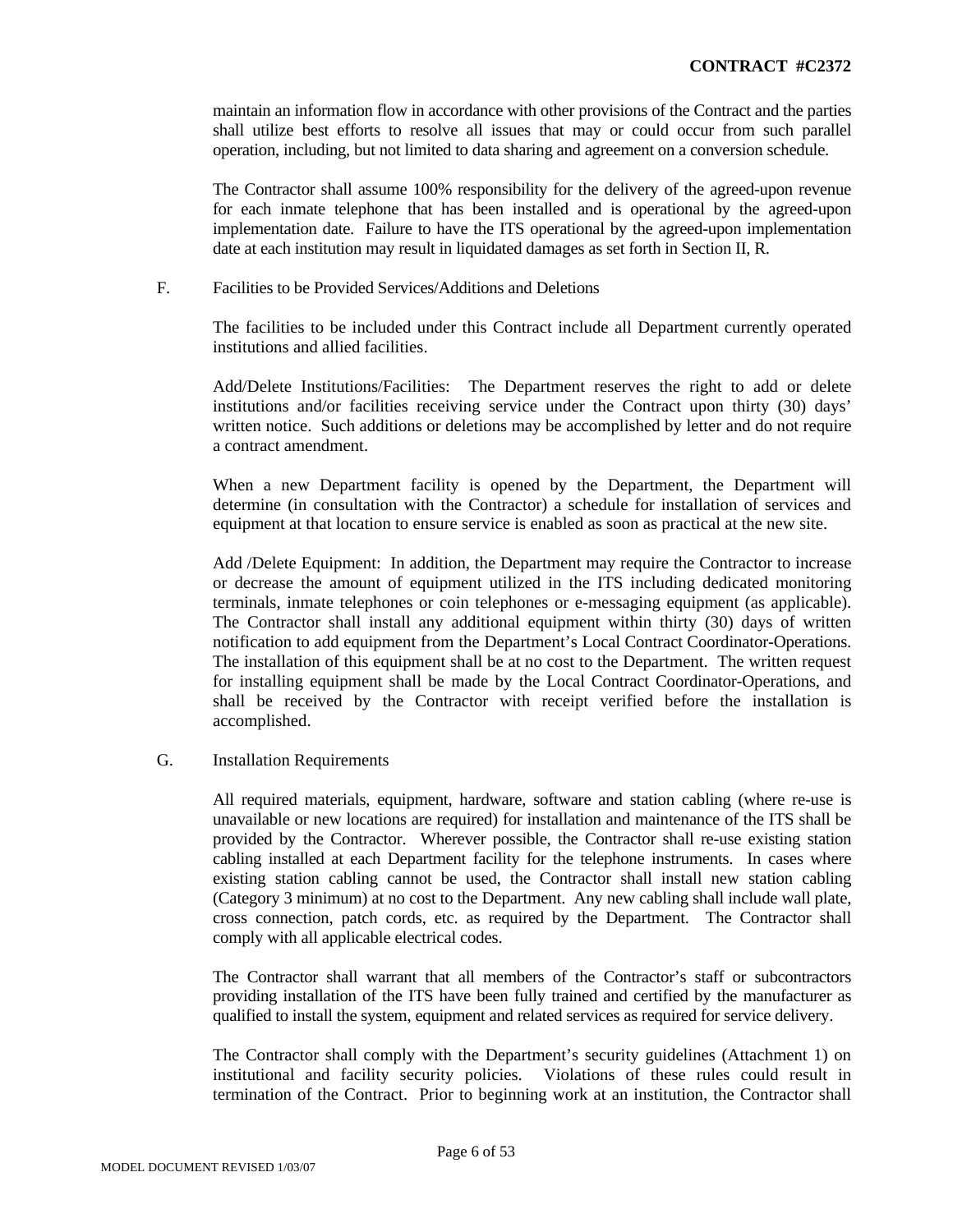maintain an information flow in accordance with other provisions of the Contract and the parties shall utilize best efforts to resolve all issues that may or could occur from such parallel operation, including, but not limited to data sharing and agreement on a conversion schedule.

The Contractor shall assume 100% responsibility for the delivery of the agreed-upon revenue for each inmate telephone that has been installed and is operational by the agreed-upon implementation date. Failure to have the ITS operational by the agreed-upon implementation date at each institution may result in liquidated damages as set forth in Section II, R.

F. Facilities to be Provided Services/Additions and Deletions

The facilities to be included under this Contract include all Department currently operated institutions and allied facilities.

Add/Delete Institutions/Facilities: The Department reserves the right to add or delete institutions and/or facilities receiving service under the Contract upon thirty (30) days' written notice. Such additions or deletions may be accomplished by letter and do not require a contract amendment.

When a new Department facility is opened by the Department, the Department will determine (in consultation with the Contractor) a schedule for installation of services and equipment at that location to ensure service is enabled as soon as practical at the new site.

Add /Delete Equipment: In addition, the Department may require the Contractor to increase or decrease the amount of equipment utilized in the ITS including dedicated monitoring terminals, inmate telephones or coin telephones or e-messaging equipment (as applicable). The Contractor shall install any additional equipment within thirty (30) days of written notification to add equipment from the Department's Local Contract Coordinator-Operations. The installation of this equipment shall be at no cost to the Department. The written request for installing equipment shall be made by the Local Contract Coordinator-Operations, and shall be received by the Contractor with receipt verified before the installation is accomplished.

G. Installation Requirements

All required materials, equipment, hardware, software and station cabling (where re-use is unavailable or new locations are required) for installation and maintenance of the ITS shall be provided by the Contractor. Wherever possible, the Contractor shall re-use existing station cabling installed at each Department facility for the telephone instruments. In cases where existing station cabling cannot be used, the Contractor shall install new station cabling (Category 3 minimum) at no cost to the Department. Any new cabling shall include wall plate, cross connection, patch cords, etc. as required by the Department. The Contractor shall comply with all applicable electrical codes.

The Contractor shall warrant that all members of the Contractor's staff or subcontractors providing installation of the ITS have been fully trained and certified by the manufacturer as qualified to install the system, equipment and related services as required for service delivery.

The Contractor shall comply with the Department's security guidelines (Attachment 1) on institutional and facility security policies. Violations of these rules could result in termination of the Contract. Prior to beginning work at an institution, the Contractor shall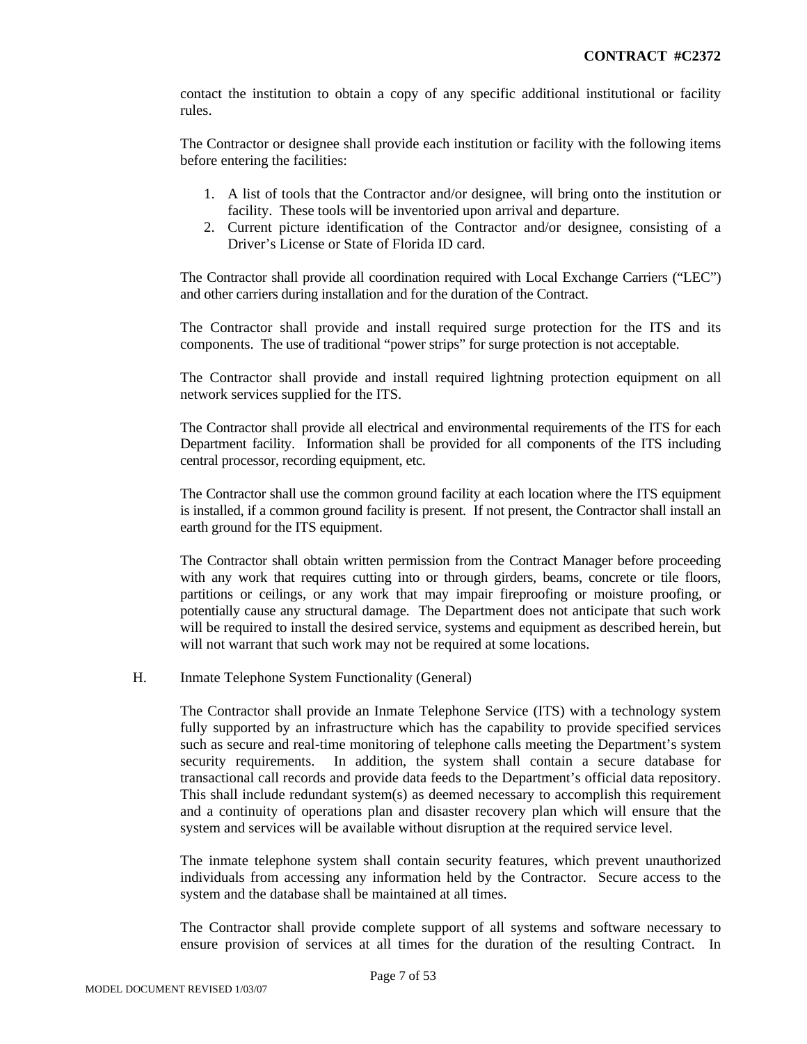contact the institution to obtain a copy of any specific additional institutional or facility rules.

The Contractor or designee shall provide each institution or facility with the following items before entering the facilities:

1. A list of tools that the Contractor and/or designee, will bring onto the institution or facility. These tools will be inventoried upon arrival and departure.
2. Current picture identification of the Contractor and/or designee, consisting of a Driver's License or State of Florida ID card.

The Contractor shall provide all coordination required with Local Exchange Carriers ("LEC") and other carriers during installation and for the duration of the Contract.

The Contractor shall provide and install required surge protection for the ITS and its components. The use of traditional "power strips" for surge protection is not acceptable.

The Contractor shall provide and install required lightning protection equipment on all network services supplied for the ITS.

The Contractor shall provide all electrical and environmental requirements of the ITS for each Department facility. Information shall be provided for all components of the ITS including central processor, recording equipment, etc.

The Contractor shall use the common ground facility at each location where the ITS equipment is installed, if a common ground facility is present. If not present, the Contractor shall install an earth ground for the ITS equipment.

The Contractor shall obtain written permission from the Contract Manager before proceeding with any work that requires cutting into or through girders, beams, concrete or tile floors, partitions or ceilings, or any work that may impair fireproofing or moisture proofing, or potentially cause any structural damage. The Department does not anticipate that such work will be required to install the desired service, systems and equipment as described herein, but will not warrant that such work may not be required at some locations.

H. Inmate Telephone System Functionality (General)

The Contractor shall provide an Inmate Telephone Service (ITS) with a technology system fully supported by an infrastructure which has the capability to provide specified services such as secure and real-time monitoring of telephone calls meeting the Department's system security requirements. In addition, the system shall contain a secure database for transactional call records and provide data feeds to the Department's official data repository. This shall include redundant system(s) as deemed necessary to accomplish this requirement and a continuity of operations plan and disaster recovery plan which will ensure that the system and services will be available without disruption at the required service level.

The inmate telephone system shall contain security features, which prevent unauthorized individuals from accessing any information held by the Contractor. Secure access to the system and the database shall be maintained at all times.

The Contractor shall provide complete support of all systems and software necessary to ensure provision of services at all times for the duration of the resulting Contract. In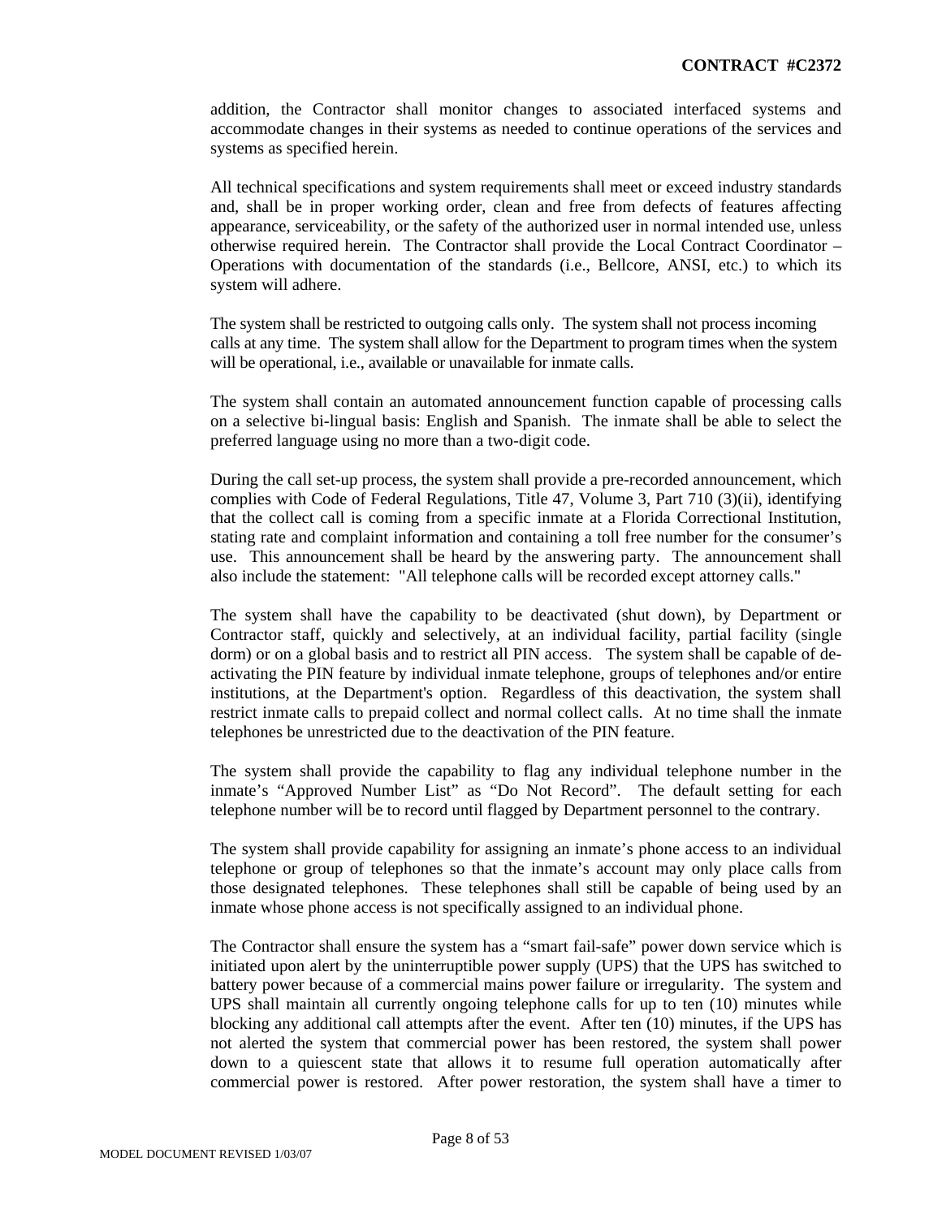addition, the Contractor shall monitor changes to associated interfaced systems and accommodate changes in their systems as needed to continue operations of the services and systems as specified herein.

All technical specifications and system requirements shall meet or exceed industry standards and, shall be in proper working order, clean and free from defects of features affecting appearance, serviceability, or the safety of the authorized user in normal intended use, unless otherwise required herein. The Contractor shall provide the Local Contract Coordinator – Operations with documentation of the standards (i.e., Bellcore, ANSI, etc.) to which its system will adhere.

The system shall be restricted to outgoing calls only. The system shall not process incoming calls at any time. The system shall allow for the Department to program times when the system will be operational, i.e., available or unavailable for inmate calls.

The system shall contain an automated announcement function capable of processing calls on a selective bi-lingual basis: English and Spanish. The inmate shall be able to select the preferred language using no more than a two-digit code.

During the call set-up process, the system shall provide a pre-recorded announcement, which complies with Code of Federal Regulations, Title 47, Volume 3, Part 710 (3)(ii), identifying that the collect call is coming from a specific inmate at a Florida Correctional Institution, stating rate and complaint information and containing a toll free number for the consumer's use. This announcement shall be heard by the answering party. The announcement shall also include the statement: "All telephone calls will be recorded except attorney calls."

The system shall have the capability to be deactivated (shut down), by Department or Contractor staff, quickly and selectively, at an individual facility, partial facility (single dorm) or on a global basis and to restrict all PIN access. The system shall be capable of de-activating the PIN feature by individual inmate telephone, groups of telephones and/or entire institutions, at the Department's option. Regardless of this deactivation, the system shall restrict inmate calls to prepaid collect and normal collect calls. At no time shall the inmate telephones be unrestricted due to the deactivation of the PIN feature.

The system shall provide the capability to flag any individual telephone number in the inmate's "Approved Number List" as "Do Not Record". The default setting for each telephone number will be to record until flagged by Department personnel to the contrary.

The system shall provide capability for assigning an inmate's phone access to an individual telephone or group of telephones so that the inmate's account may only place calls from those designated telephones. These telephones shall still be capable of being used by an inmate whose phone access is not specifically assigned to an individual phone.

The Contractor shall ensure the system has a "smart fail-safe" power down service which is initiated upon alert by the uninterruptible power supply (UPS) that the UPS has switched to battery power because of a commercial mains power failure or irregularity. The system and UPS shall maintain all currently ongoing telephone calls for up to ten (10) minutes while blocking any additional call attempts after the event. After ten (10) minutes, if the UPS has not alerted the system that commercial power has been restored, the system shall power down to a quiescent state that allows it to resume full operation automatically after commercial power is restored. After power restoration, the system shall have a timer to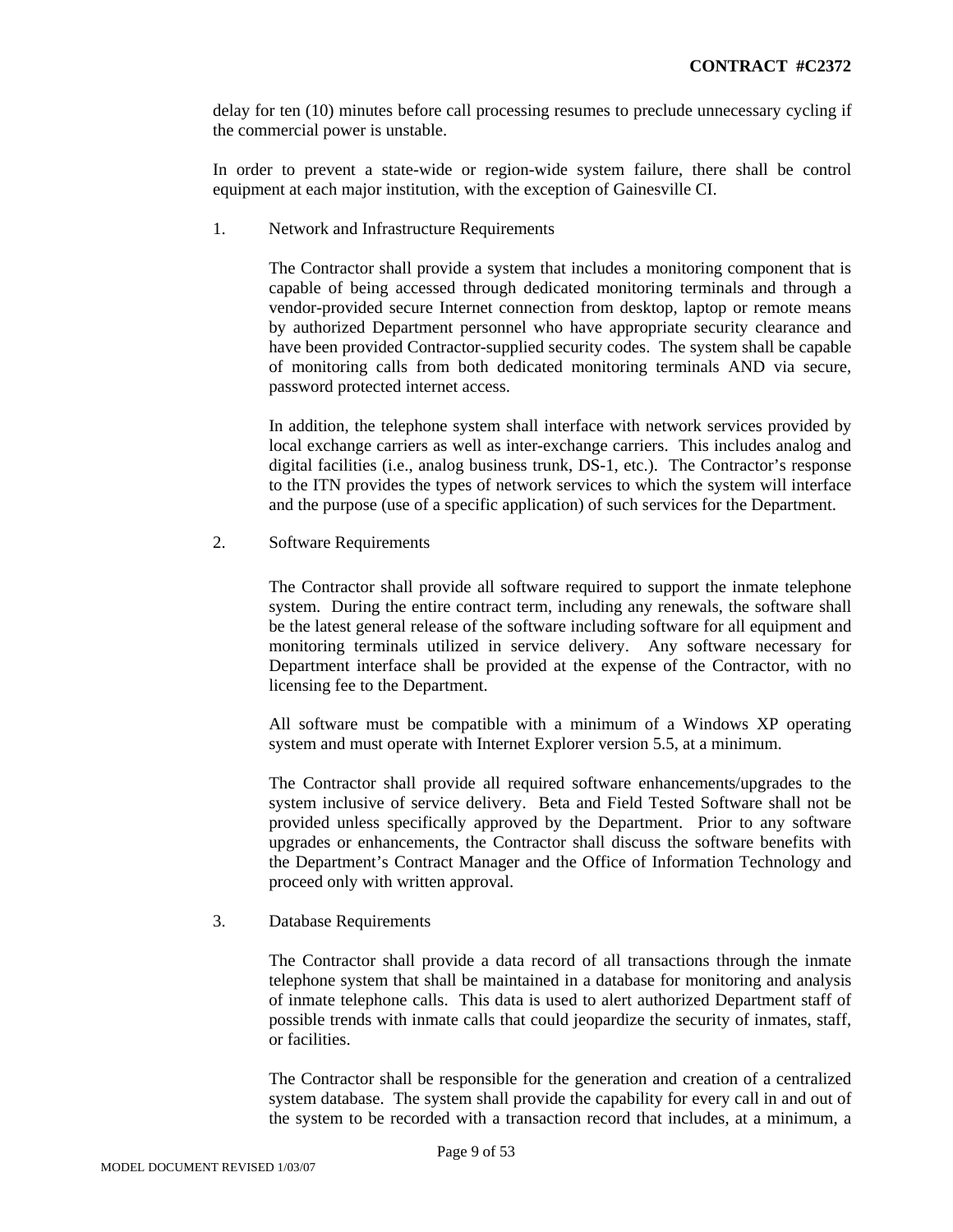delay for ten (10) minutes before call processing resumes to preclude unnecessary cycling if the commercial power is unstable.

In order to prevent a state-wide or region-wide system failure, there shall be control equipment at each major institution, with the exception of Gainesville CI.

1. Network and Infrastructure Requirements

   The Contractor shall provide a system that includes a monitoring component that is capable of being accessed through dedicated monitoring terminals and through a vendor-provided secure Internet connection from desktop, laptop or remote means by authorized Department personnel who have appropriate security clearance and have been provided Contractor-supplied security codes. The system shall be capable of monitoring calls from both dedicated monitoring terminals AND via secure, password protected internet access.

   In addition, the telephone system shall interface with network services provided by local exchange carriers as well as inter-exchange carriers. This includes analog and digital facilities (i.e., analog business trunk, DS-1, etc.). The Contractor's response to the ITN provides the types of network services to which the system will interface and the purpose (use of a specific application) of such services for the Department.

2. Software Requirements

   The Contractor shall provide all software required to support the inmate telephone system. During the entire contract term, including any renewals, the software shall be the latest general release of the software including software for all equipment and monitoring terminals utilized in service delivery. Any software necessary for Department interface shall be provided at the expense of the Contractor, with no licensing fee to the Department.

   All software must be compatible with a minimum of a Windows XP operating system and must operate with Internet Explorer version 5.5, at a minimum.

   The Contractor shall provide all required software enhancements/upgrades to the system inclusive of service delivery. Beta and Field Tested Software shall not be provided unless specifically approved by the Department. Prior to any software upgrades or enhancements, the Contractor shall discuss the software benefits with the Department's Contract Manager and the Office of Information Technology and proceed only with written approval.

3. Database Requirements

   The Contractor shall provide a data record of all transactions through the inmate telephone system that shall be maintained in a database for monitoring and analysis of inmate telephone calls. This data is used to alert authorized Department staff of possible trends with inmate calls that could jeopardize the security of inmates, staff, or facilities.

   The Contractor shall be responsible for the generation and creation of a centralized system database. The system shall provide the capability for every call in and out of the system to be recorded with a transaction record that includes, at a minimum, a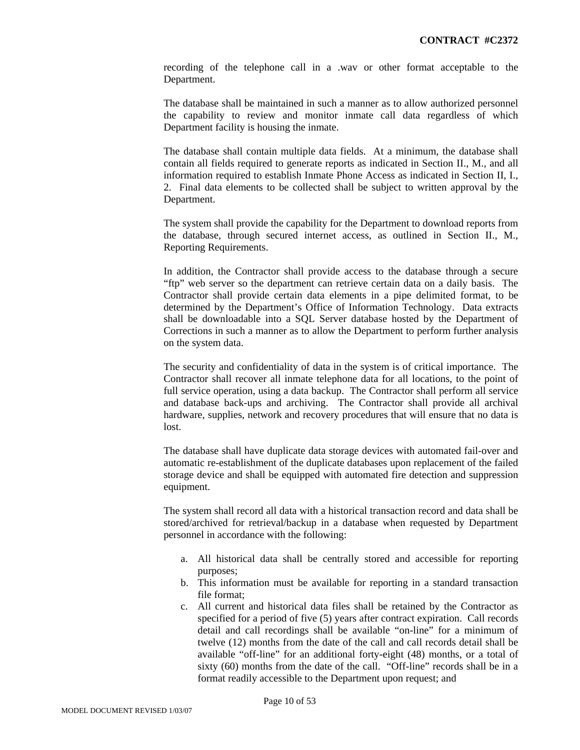recording of the telephone call in a .wav or other format acceptable to the Department.

The database shall be maintained in such a manner as to allow authorized personnel the capability to review and monitor inmate call data regardless of which Department facility is housing the inmate.

The database shall contain multiple data fields. At a minimum, the database shall contain all fields required to generate reports as indicated in Section II., M., and all information required to establish Inmate Phone Access as indicated in Section II, I., 2. Final data elements to be collected shall be subject to written approval by the Department.

The system shall provide the capability for the Department to download reports from the database, through secured internet access, as outlined in Section II., M., Reporting Requirements.

In addition, the Contractor shall provide access to the database through a secure "ftp" web server so the department can retrieve certain data on a daily basis. The Contractor shall provide certain data elements in a pipe delimited format, to be determined by the Department's Office of Information Technology. Data extracts shall be downloadable into a SQL Server database hosted by the Department of Corrections in such a manner as to allow the Department to perform further analysis on the system data.

The security and confidentiality of data in the system is of critical importance. The Contractor shall recover all inmate telephone data for all locations, to the point of full service operation, using a data backup. The Contractor shall perform all service and database back-ups and archiving. The Contractor shall provide all archival hardware, supplies, network and recovery procedures that will ensure that no data is lost.

The database shall have duplicate data storage devices with automated fail-over and automatic re-establishment of the duplicate databases upon replacement of the failed storage device and shall be equipped with automated fire detection and suppression equipment.

The system shall record all data with a historical transaction record and data shall be stored/archived for retrieval/backup in a database when requested by Department personnel in accordance with the following:

a. All historical data shall be centrally stored and accessible for reporting purposes;
b. This information must be available for reporting in a standard transaction file format;
c. All current and historical data files shall be retained by the Contractor as specified for a period of five (5) years after contract expiration. Call records detail and call recordings shall be available "on-line" for a minimum of twelve (12) months from the date of the call and call records detail shall be available "off-line" for an additional forty-eight (48) months, or a total of sixty (60) months from the date of the call. "Off-line" records shall be in a format readily accessible to the Department upon request; and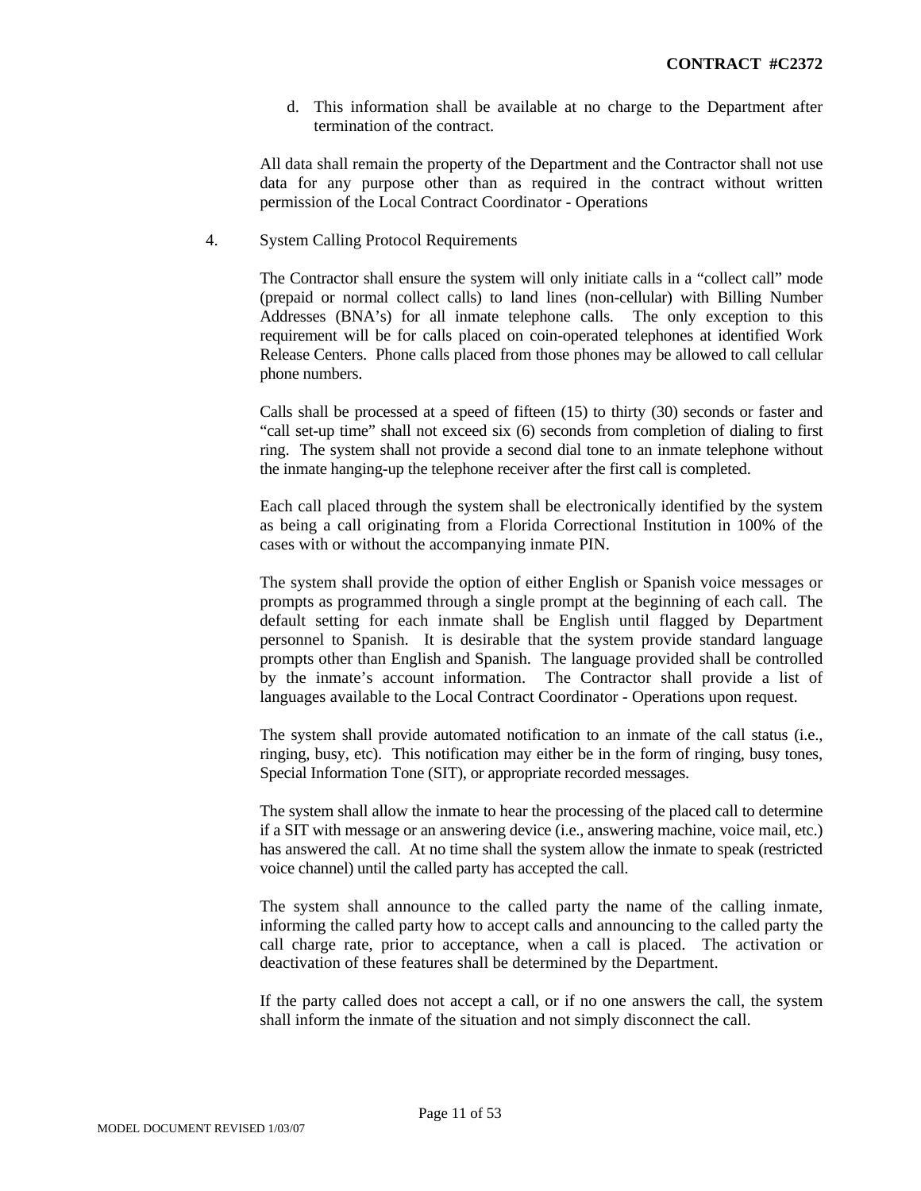d. This information shall be available at no charge to the Department after termination of the contract.

All data shall remain the property of the Department and the Contractor shall not use data for any purpose other than as required in the contract without written permission of the Local Contract Coordinator - Operations

4. System Calling Protocol Requirements

The Contractor shall ensure the system will only initiate calls in a "collect call" mode (prepaid or normal collect calls) to land lines (non-cellular) with Billing Number Addresses (BNA's) for all inmate telephone calls. The only exception to this requirement will be for calls placed on coin-operated telephones at identified Work Release Centers. Phone calls placed from those phones may be allowed to call cellular phone numbers.

Calls shall be processed at a speed of fifteen (15) to thirty (30) seconds or faster and "call set-up time" shall not exceed six (6) seconds from completion of dialing to first ring. The system shall not provide a second dial tone to an inmate telephone without the inmate hanging-up the telephone receiver after the first call is completed.

Each call placed through the system shall be electronically identified by the system as being a call originating from a Florida Correctional Institution in 100% of the cases with or without the accompanying inmate PIN.

The system shall provide the option of either English or Spanish voice messages or prompts as programmed through a single prompt at the beginning of each call. The default setting for each inmate shall be English until flagged by Department personnel to Spanish. It is desirable that the system provide standard language prompts other than English and Spanish. The language provided shall be controlled by the inmate's account information. The Contractor shall provide a list of languages available to the Local Contract Coordinator - Operations upon request.

The system shall provide automated notification to an inmate of the call status (i.e., ringing, busy, etc). This notification may either be in the form of ringing, busy tones, Special Information Tone (SIT), or appropriate recorded messages.

The system shall allow the inmate to hear the processing of the placed call to determine if a SIT with message or an answering device (i.e., answering machine, voice mail, etc.) has answered the call. At no time shall the system allow the inmate to speak (restricted voice channel) until the called party has accepted the call.

The system shall announce to the called party the name of the calling inmate, informing the called party how to accept calls and announcing to the called party the call charge rate, prior to acceptance, when a call is placed. The activation or deactivation of these features shall be determined by the Department.

If the party called does not accept a call, or if no one answers the call, the system shall inform the inmate of the situation and not simply disconnect the call.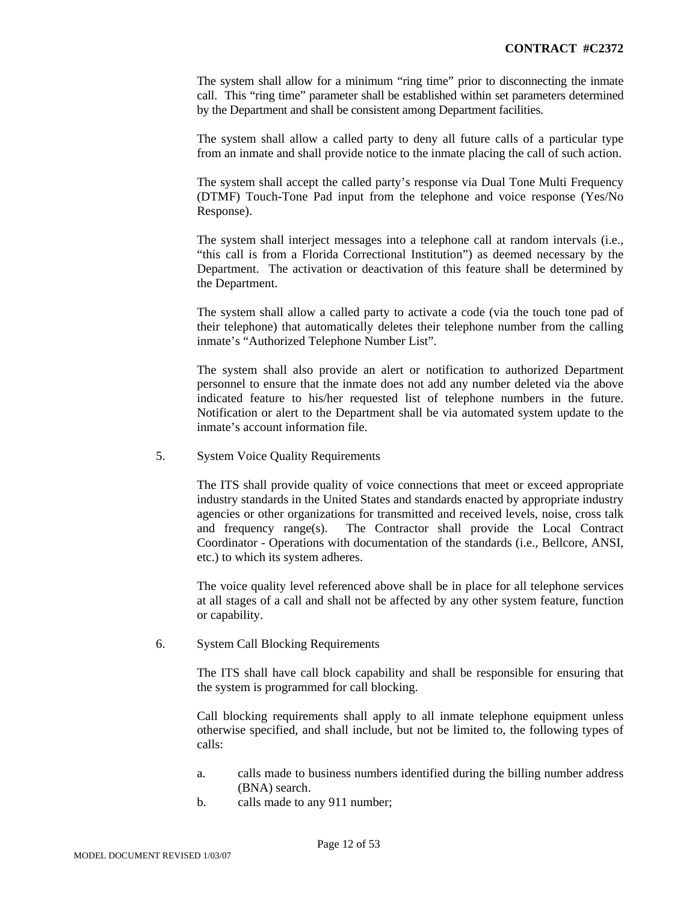The system shall allow for a minimum "ring time" prior to disconnecting the inmate call. This "ring time" parameter shall be established within set parameters determined by the Department and shall be consistent among Department facilities.

The system shall allow a called party to deny all future calls of a particular type from an inmate and shall provide notice to the inmate placing the call of such action.

The system shall accept the called party's response via Dual Tone Multi Frequency (DTMF) Touch-Tone Pad input from the telephone and voice response (Yes/No Response).

The system shall interject messages into a telephone call at random intervals (i.e., "this call is from a Florida Correctional Institution") as deemed necessary by the Department. The activation or deactivation of this feature shall be determined by the Department.

The system shall allow a called party to activate a code (via the touch tone pad of their telephone) that automatically deletes their telephone number from the calling inmate's "Authorized Telephone Number List".

The system shall also provide an alert or notification to authorized Department personnel to ensure that the inmate does not add any number deleted via the above indicated feature to his/her requested list of telephone numbers in the future. Notification or alert to the Department shall be via automated system update to the inmate's account information file.

5. System Voice Quality Requirements

The ITS shall provide quality of voice connections that meet or exceed appropriate industry standards in the United States and standards enacted by appropriate industry agencies or other organizations for transmitted and received levels, noise, cross talk and frequency range(s). The Contractor shall provide the Local Contract Coordinator - Operations with documentation of the standards (i.e., Bellcore, ANSI, etc.) to which its system adheres.

The voice quality level referenced above shall be in place for all telephone services at all stages of a call and shall not be affected by any other system feature, function or capability.

6. System Call Blocking Requirements

The ITS shall have call block capability and shall be responsible for ensuring that the system is programmed for call blocking.

Call blocking requirements shall apply to all inmate telephone equipment unless otherwise specified, and shall include, but not be limited to, the following types of calls:

a. calls made to business numbers identified during the billing number address (BNA) search.
b. calls made to any 911 number;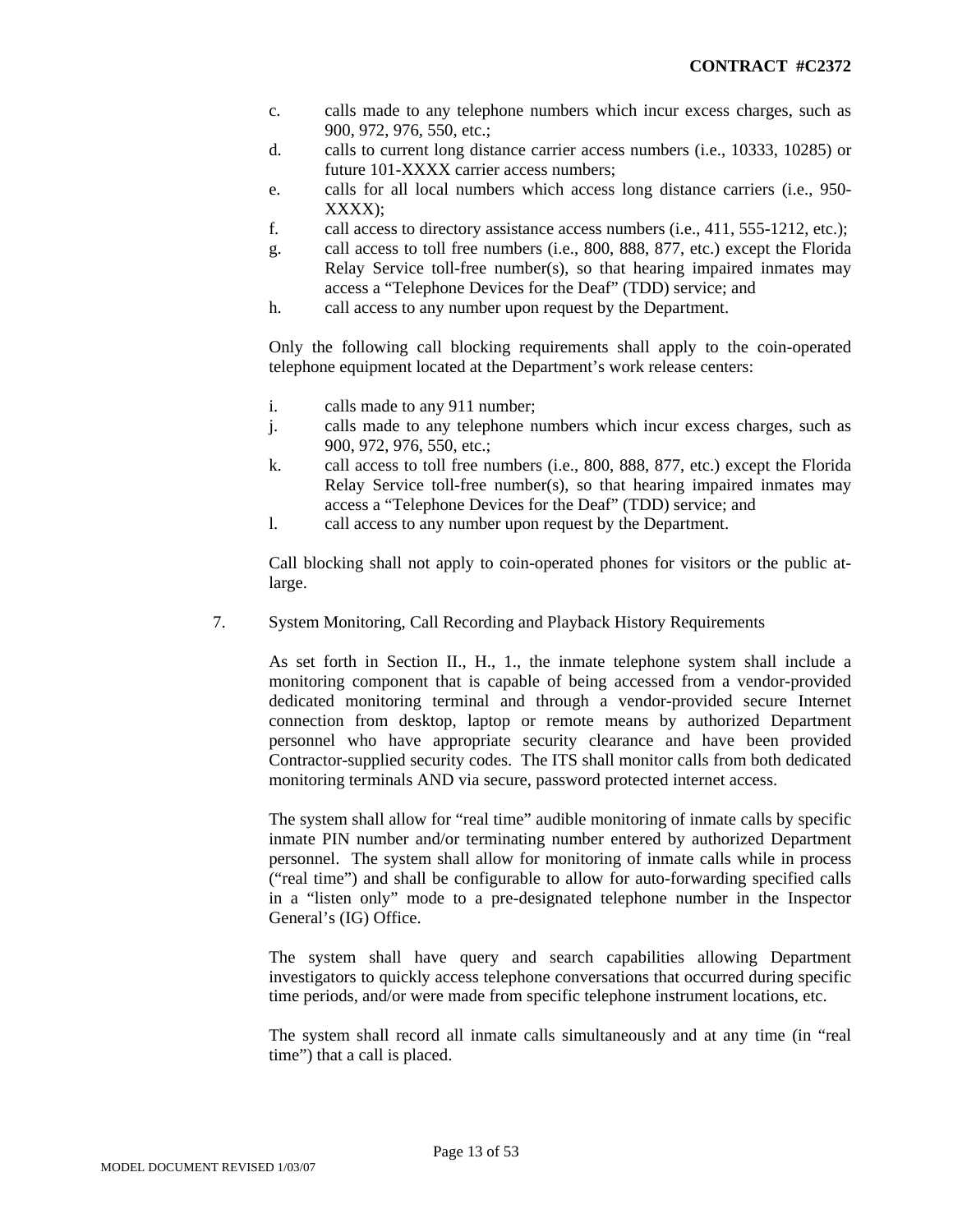c. calls made to any telephone numbers which incur excess charges, such as 900, 972, 976, 550, etc.;

d. calls to current long distance carrier access numbers (i.e., 10333, 10285) or future 101-XXXX carrier access numbers;

e. calls for all local numbers which access long distance carriers (i.e., 950-XXXX);

f. call access to directory assistance access numbers (i.e., 411, 555-1212, etc.);

g. call access to toll free numbers (i.e., 800, 888, 877, etc.) except the Florida Relay Service toll-free number(s), so that hearing impaired inmates may access a "Telephone Devices for the Deaf" (TDD) service; and

h. call access to any number upon request by the Department.

Only the following call blocking requirements shall apply to the coin-operated telephone equipment located at the Department's work release centers:

i. calls made to any 911 number;

j. calls made to any telephone numbers which incur excess charges, such as 900, 972, 976, 550, etc.;

k. call access to toll free numbers (i.e., 800, 888, 877, etc.) except the Florida Relay Service toll-free number(s), so that hearing impaired inmates may access a "Telephone Devices for the Deaf" (TDD) service; and

l. call access to any number upon request by the Department.

Call blocking shall not apply to coin-operated phones for visitors or the public at-large.

7. System Monitoring, Call Recording and Playback History Requirements

As set forth in Section II., H., 1., the inmate telephone system shall include a monitoring component that is capable of being accessed from a vendor-provided dedicated monitoring terminal and through a vendor-provided secure Internet connection from desktop, laptop or remote means by authorized Department personnel who have appropriate security clearance and have been provided Contractor-supplied security codes. The ITS shall monitor calls from both dedicated monitoring terminals AND via secure, password protected internet access.

The system shall allow for "real time" audible monitoring of inmate calls by specific inmate PIN number and/or terminating number entered by authorized Department personnel. The system shall allow for monitoring of inmate calls while in process ("real time") and shall be configurable to allow for auto-forwarding specified calls in a "listen only" mode to a pre-designated telephone number in the Inspector General's (IG) Office.

The system shall have query and search capabilities allowing Department investigators to quickly access telephone conversations that occurred during specific time periods, and/or were made from specific telephone instrument locations, etc.

The system shall record all inmate calls simultaneously and at any time (in "real time") that a call is placed.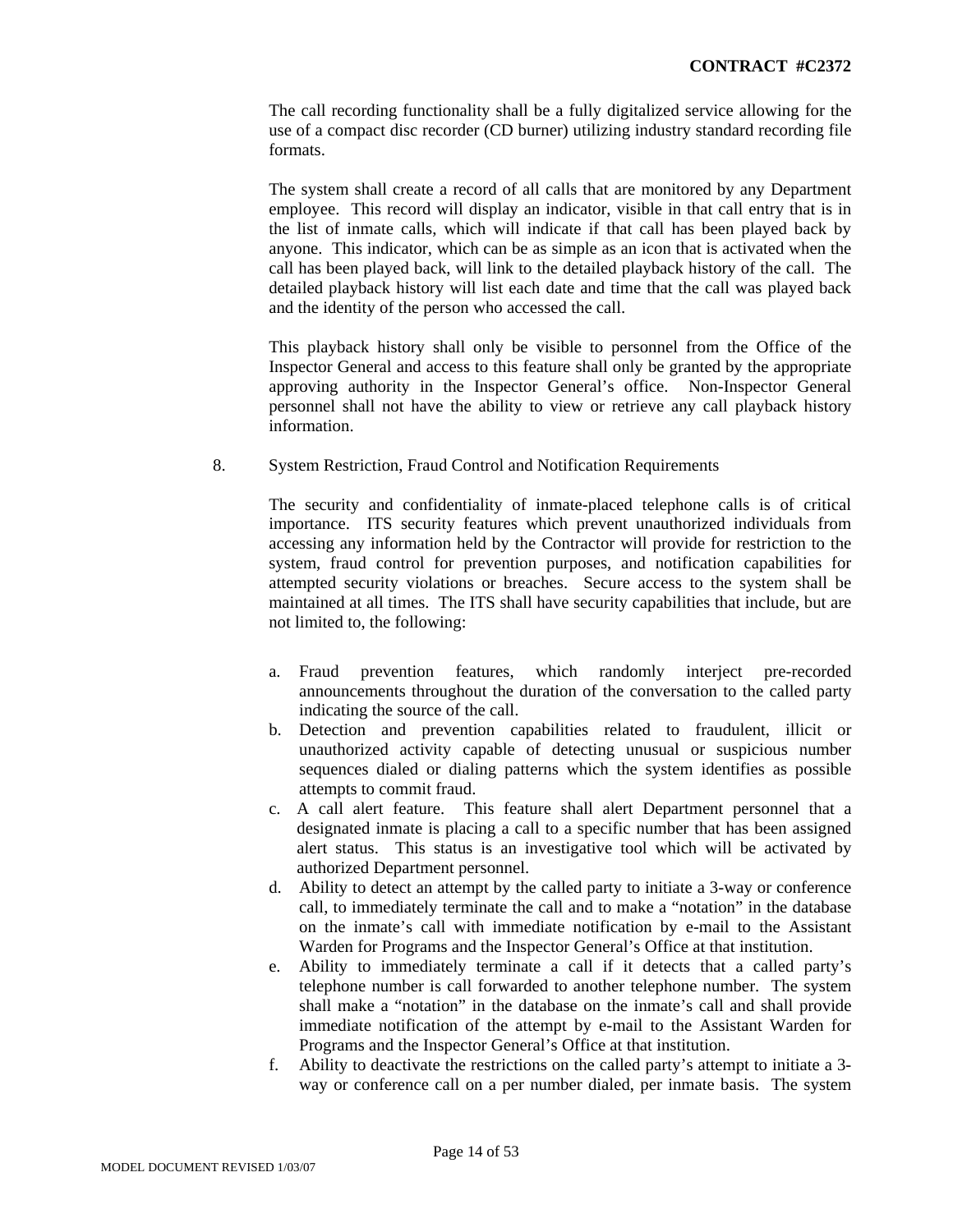The call recording functionality shall be a fully digitalized service allowing for the use of a compact disc recorder (CD burner) utilizing industry standard recording file formats.

The system shall create a record of all calls that are monitored by any Department employee. This record will display an indicator, visible in that call entry that is in the list of inmate calls, which will indicate if that call has been played back by anyone. This indicator, which can be as simple as an icon that is activated when the call has been played back, will link to the detailed playback history of the call. The detailed playback history will list each date and time that the call was played back and the identity of the person who accessed the call.

This playback history shall only be visible to personnel from the Office of the Inspector General and access to this feature shall only be granted by the appropriate approving authority in the Inspector General's office. Non-Inspector General personnel shall not have the ability to view or retrieve any call playback history information.

8. System Restriction, Fraud Control and Notification Requirements

The security and confidentiality of inmate-placed telephone calls is of critical importance. ITS security features which prevent unauthorized individuals from accessing any information held by the Contractor will provide for restriction to the system, fraud control for prevention purposes, and notification capabilities for attempted security violations or breaches. Secure access to the system shall be maintained at all times. The ITS shall have security capabilities that include, but are not limited to, the following:

a. Fraud prevention features, which randomly interject pre-recorded announcements throughout the duration of the conversation to the called party indicating the source of the call.
b. Detection and prevention capabilities related to fraudulent, illicit or unauthorized activity capable of detecting unusual or suspicious number sequences dialed or dialing patterns which the system identifies as possible attempts to commit fraud.
c. A call alert feature. This feature shall alert Department personnel that a designated inmate is placing a call to a specific number that has been assigned alert status. This status is an investigative tool which will be activated by authorized Department personnel.
d. Ability to detect an attempt by the called party to initiate a 3-way or conference call, to immediately terminate the call and to make a "notation" in the database on the inmate's call with immediate notification by e-mail to the Assistant Warden for Programs and the Inspector General's Office at that institution.
e. Ability to immediately terminate a call if it detects that a called party's telephone number is call forwarded to another telephone number. The system shall make a "notation" in the database on the inmate's call and shall provide immediate notification of the attempt by e-mail to the Assistant Warden for Programs and the Inspector General's Office at that institution.
f. Ability to deactivate the restrictions on the called party's attempt to initiate a 3-way or conference call on a per number dialed, per inmate basis. The system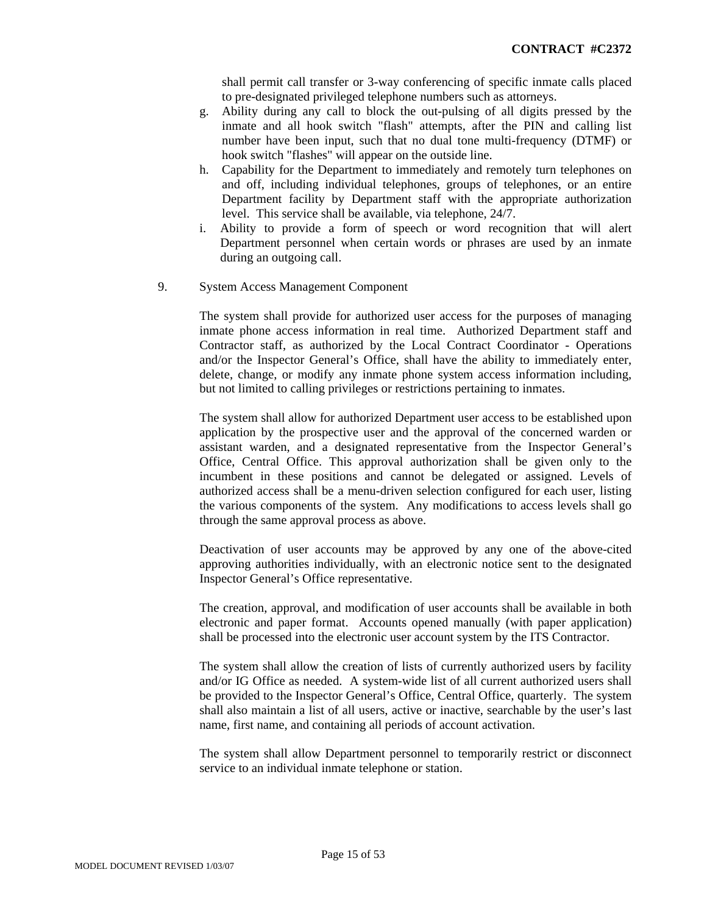shall permit call transfer or 3-way conferencing of specific inmate calls placed to pre-designated privileged telephone numbers such as attorneys.

g. Ability during any call to block the out-pulsing of all digits pressed by the inmate and all hook switch "flash" attempts, after the PIN and calling list number have been input, such that no dual tone multi-frequency (DTMF) or hook switch "flashes" will appear on the outside line.

h. Capability for the Department to immediately and remotely turn telephones on and off, including individual telephones, groups of telephones, or an entire Department facility by Department staff with the appropriate authorization level. This service shall be available, via telephone, 24/7.

i. Ability to provide a form of speech or word recognition that will alert Department personnel when certain words or phrases are used by an inmate during an outgoing call.

9. System Access Management Component

The system shall provide for authorized user access for the purposes of managing inmate phone access information in real time. Authorized Department staff and Contractor staff, as authorized by the Local Contract Coordinator - Operations and/or the Inspector General's Office, shall have the ability to immediately enter, delete, change, or modify any inmate phone system access information including, but not limited to calling privileges or restrictions pertaining to inmates.

The system shall allow for authorized Department user access to be established upon application by the prospective user and the approval of the concerned warden or assistant warden, and a designated representative from the Inspector General's Office, Central Office. This approval authorization shall be given only to the incumbent in these positions and cannot be delegated or assigned. Levels of authorized access shall be a menu-driven selection configured for each user, listing the various components of the system. Any modifications to access levels shall go through the same approval process as above.

Deactivation of user accounts may be approved by any one of the above-cited approving authorities individually, with an electronic notice sent to the designated Inspector General's Office representative.

The creation, approval, and modification of user accounts shall be available in both electronic and paper format. Accounts opened manually (with paper application) shall be processed into the electronic user account system by the ITS Contractor.

The system shall allow the creation of lists of currently authorized users by facility and/or IG Office as needed. A system-wide list of all current authorized users shall be provided to the Inspector General's Office, Central Office, quarterly. The system shall also maintain a list of all users, active or inactive, searchable by the user's last name, first name, and containing all periods of account activation.

The system shall allow Department personnel to temporarily restrict or disconnect service to an individual inmate telephone or station.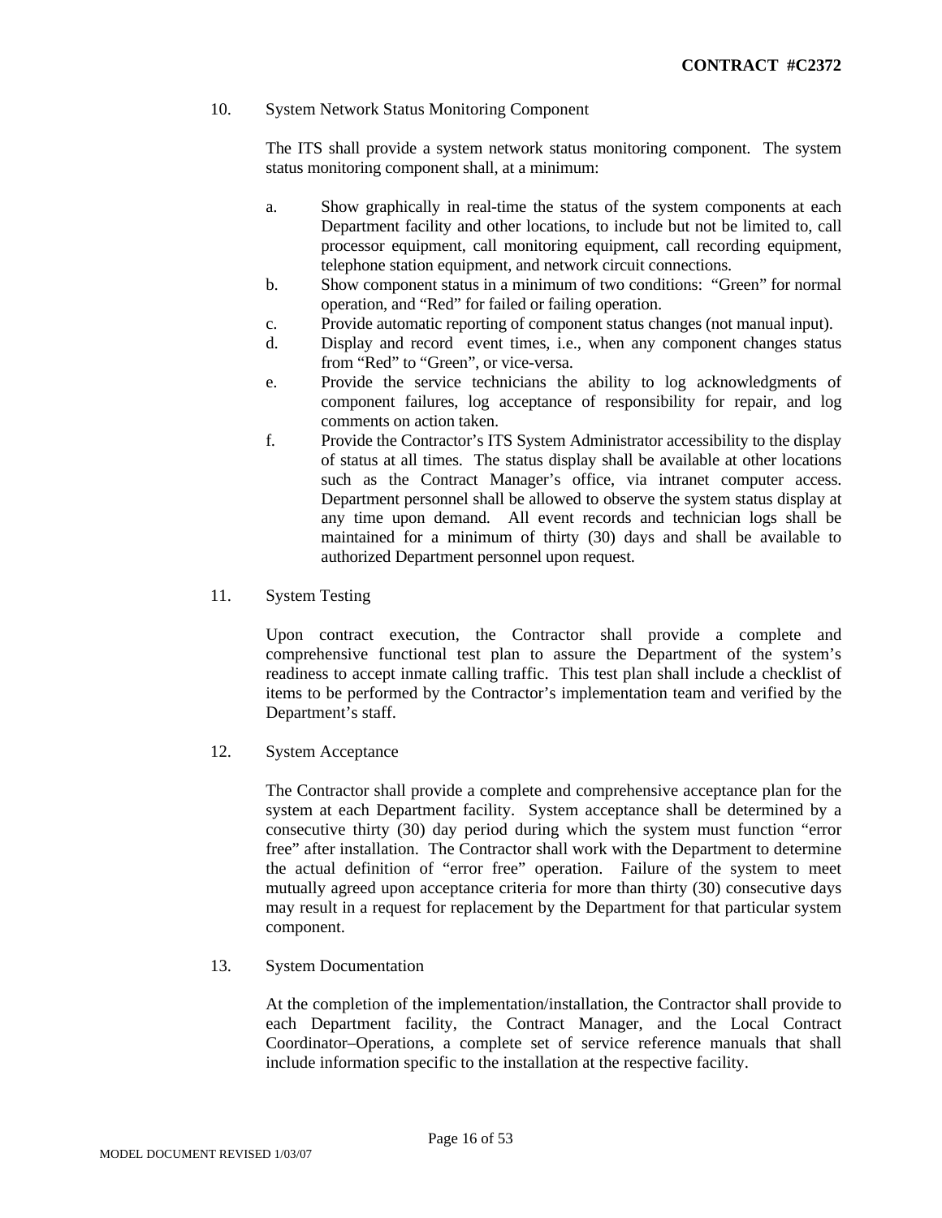10. System Network Status Monitoring Component

    The ITS shall provide a system network status monitoring component. The system status monitoring component shall, at a minimum:

    a. Show graphically in real-time the status of the system components at each Department facility and other locations, to include but not be limited to, call processor equipment, call monitoring equipment, call recording equipment, telephone station equipment, and network circuit connections.
    b. Show component status in a minimum of two conditions: "Green" for normal operation, and "Red" for failed or failing operation.
    c. Provide automatic reporting of component status changes (not manual input).
    d. Display and record event times, i.e., when any component changes status from "Red" to "Green", or vice-versa.
    e. Provide the service technicians the ability to log acknowledgments of component failures, log acceptance of responsibility for repair, and log comments on action taken.
    f. Provide the Contractor's ITS System Administrator accessibility to the display of status at all times. The status display shall be available at other locations such as the Contract Manager's office, via intranet computer access. Department personnel shall be allowed to observe the system status display at any time upon demand. All event records and technician logs shall be maintained for a minimum of thirty (30) days and shall be available to authorized Department personnel upon request.

11. System Testing

    Upon contract execution, the Contractor shall provide a complete and comprehensive functional test plan to assure the Department of the system's readiness to accept inmate calling traffic. This test plan shall include a checklist of items to be performed by the Contractor's implementation team and verified by the Department's staff.

12. System Acceptance

    The Contractor shall provide a complete and comprehensive acceptance plan for the system at each Department facility. System acceptance shall be determined by a consecutive thirty (30) day period during which the system must function "error free" after installation. The Contractor shall work with the Department to determine the actual definition of "error free" operation. Failure of the system to meet mutually agreed upon acceptance criteria for more than thirty (30) consecutive days may result in a request for replacement by the Department for that particular system component.

13. System Documentation

    At the completion of the implementation/installation, the Contractor shall provide to each Department facility, the Contract Manager, and the Local Contract Coordinator–Operations, a complete set of service reference manuals that shall include information specific to the installation at the respective facility.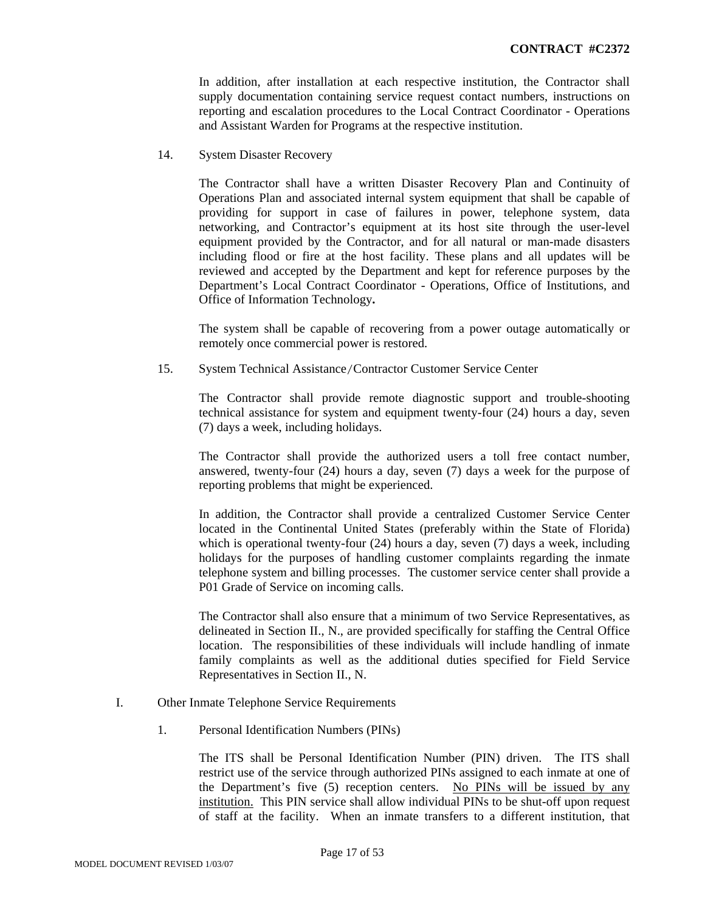In addition, after installation at each respective institution, the Contractor shall supply documentation containing service request contact numbers, instructions on reporting and escalation procedures to the Local Contract Coordinator - Operations and Assistant Warden for Programs at the respective institution.

14. System Disaster Recovery

The Contractor shall have a written Disaster Recovery Plan and Continuity of Operations Plan and associated internal system equipment that shall be capable of providing for support in case of failures in power, telephone system, data networking, and Contractor's equipment at its host site through the user-level equipment provided by the Contractor, and for all natural or man-made disasters including flood or fire at the host facility. These plans and all updates will be reviewed and accepted by the Department and kept for reference purposes by the Department's Local Contract Coordinator - Operations, Office of Institutions, and Office of Information Technology**.**

The system shall be capable of recovering from a power outage automatically or remotely once commercial power is restored.

15. System Technical Assistance/Contractor Customer Service Center

The Contractor shall provide remote diagnostic support and trouble-shooting technical assistance for system and equipment twenty-four (24) hours a day, seven (7) days a week, including holidays.

The Contractor shall provide the authorized users a toll free contact number, answered, twenty-four (24) hours a day, seven (7) days a week for the purpose of reporting problems that might be experienced.

In addition, the Contractor shall provide a centralized Customer Service Center located in the Continental United States (preferably within the State of Florida) which is operational twenty-four (24) hours a day, seven (7) days a week, including holidays for the purposes of handling customer complaints regarding the inmate telephone system and billing processes. The customer service center shall provide a P01 Grade of Service on incoming calls.

The Contractor shall also ensure that a minimum of two Service Representatives, as delineated in Section II., N., are provided specifically for staffing the Central Office location. The responsibilities of these individuals will include handling of inmate family complaints as well as the additional duties specified for Field Service Representatives in Section II., N.

I. Other Inmate Telephone Service Requirements

1. Personal Identification Numbers (PINs)

The ITS shall be Personal Identification Number (PIN) driven. The ITS shall restrict use of the service through authorized PINs assigned to each inmate at one of the Department's five (5) reception centers. <u>No PINs will be issued by any institution.</u> This PIN service shall allow individual PINs to be shut-off upon request of staff at the facility. When an inmate transfers to a different institution, that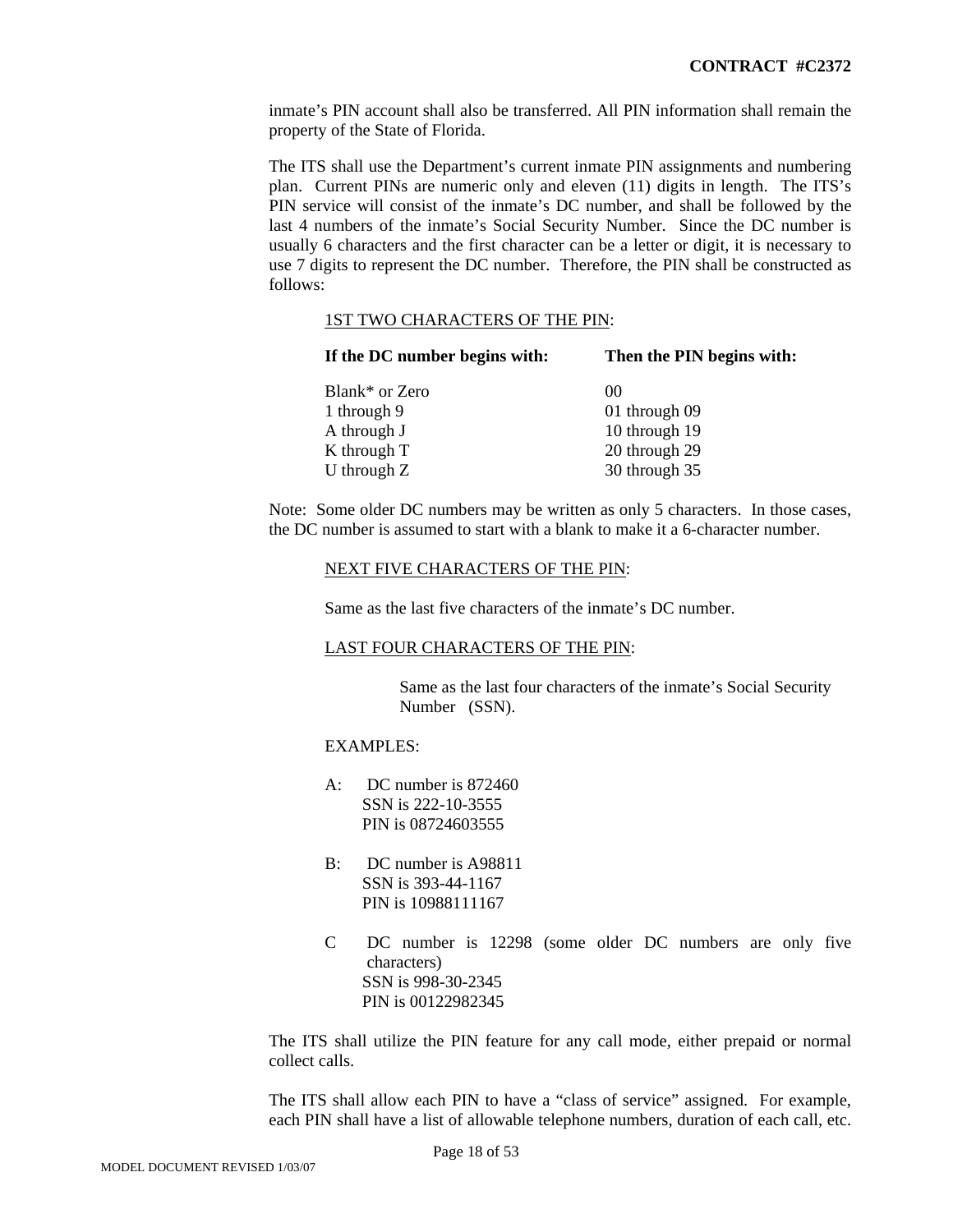inmate's PIN account shall also be transferred. All PIN information shall remain the property of the State of Florida.

The ITS shall use the Department's current inmate PIN assignments and numbering plan. Current PINs are numeric only and eleven (11) digits in length. The ITS's PIN service will consist of the inmate's DC number, and shall be followed by the last 4 numbers of the inmate's Social Security Number. Since the DC number is usually 6 characters and the first character can be a letter or digit, it is necessary to use 7 digits to represent the DC number. Therefore, the PIN shall be constructed as follows:

<u>1ST TWO CHARACTERS OF THE PIN</u>:

| **If the DC number begins with:** | **Then the PIN begins with:** |
|---|---|
| Blank* or Zero | 00 |
| 1 through 9 | 01 through 09 |
| A through J | 10 through 19 |
| K through T | 20 through 29 |
| U through Z | 30 through 35 |

Note: Some older DC numbers may be written as only 5 characters. In those cases, the DC number is assumed to start with a blank to make it a 6-character number.

<u>NEXT FIVE CHARACTERS OF THE PIN</u>:

Same as the last five characters of the inmate's DC number.

<u>LAST FOUR CHARACTERS OF THE PIN</u>:

Same as the last four characters of the inmate's Social Security Number (SSN).

EXAMPLES:

A: DC number is 872460
SSN is 222-10-3555
PIN is 08724603555

B: DC number is A98811
SSN is 393-44-1167
PIN is 10988111167

C DC number is 12298 (some older DC numbers are only five characters)
SSN is 998-30-2345
PIN is 00122982345

The ITS shall utilize the PIN feature for any call mode, either prepaid or normal collect calls.

The ITS shall allow each PIN to have a "class of service" assigned. For example, each PIN shall have a list of allowable telephone numbers, duration of each call, etc.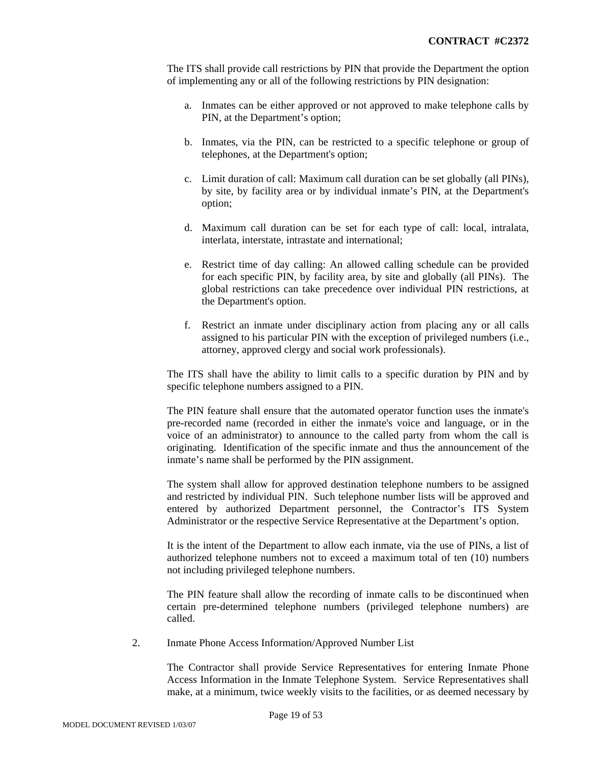The ITS shall provide call restrictions by PIN that provide the Department the option of implementing any or all of the following restrictions by PIN designation:

a. Inmates can be either approved or not approved to make telephone calls by PIN, at the Department’s option;

b. Inmates, via the PIN, can be restricted to a specific telephone or group of telephones, at the Department's option;

c. Limit duration of call: Maximum call duration can be set globally (all PINs), by site, by facility area or by individual inmate’s PIN, at the Department's option;

d. Maximum call duration can be set for each type of call: local, intralata, interlata, interstate, intrastate and international;

e. Restrict time of day calling: An allowed calling schedule can be provided for each specific PIN, by facility area, by site and globally (all PINs). The global restrictions can take precedence over individual PIN restrictions, at the Department's option.

f. Restrict an inmate under disciplinary action from placing any or all calls assigned to his particular PIN with the exception of privileged numbers (i.e., attorney, approved clergy and social work professionals).

The ITS shall have the ability to limit calls to a specific duration by PIN and by specific telephone numbers assigned to a PIN.

The PIN feature shall ensure that the automated operator function uses the inmate's pre-recorded name (recorded in either the inmate's voice and language, or in the voice of an administrator) to announce to the called party from whom the call is originating. Identification of the specific inmate and thus the announcement of the inmate’s name shall be performed by the PIN assignment.

The system shall allow for approved destination telephone numbers to be assigned and restricted by individual PIN. Such telephone number lists will be approved and entered by authorized Department personnel, the Contractor’s ITS System Administrator or the respective Service Representative at the Department’s option.

It is the intent of the Department to allow each inmate, via the use of PINs, a list of authorized telephone numbers not to exceed a maximum total of ten (10) numbers not including privileged telephone numbers.

The PIN feature shall allow the recording of inmate calls to be discontinued when certain pre-determined telephone numbers (privileged telephone numbers) are called.

2. Inmate Phone Access Information/Approved Number List

The Contractor shall provide Service Representatives for entering Inmate Phone Access Information in the Inmate Telephone System. Service Representatives shall make, at a minimum, twice weekly visits to the facilities, or as deemed necessary by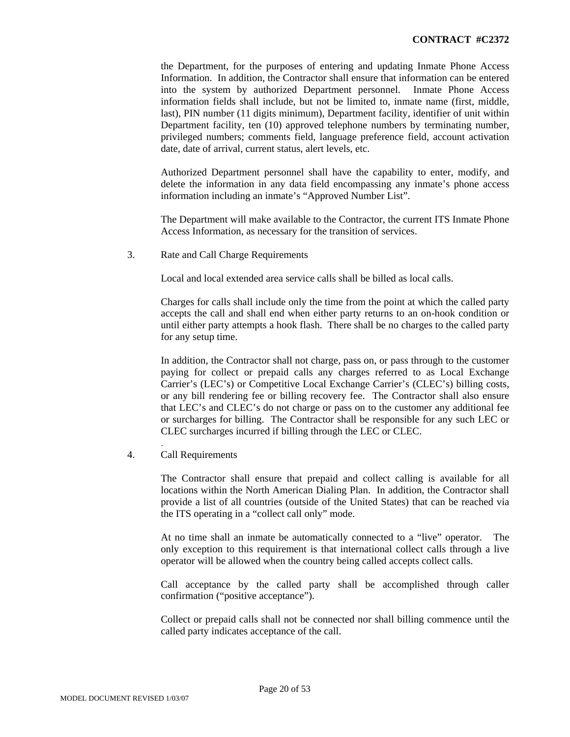the Department, for the purposes of entering and updating Inmate Phone Access Information. In addition, the Contractor shall ensure that information can be entered into the system by authorized Department personnel. Inmate Phone Access information fields shall include, but not be limited to, inmate name (first, middle, last), PIN number (11 digits minimum), Department facility, identifier of unit within Department facility, ten (10) approved telephone numbers by terminating number, privileged numbers; comments field, language preference field, account activation date, date of arrival, current status, alert levels, etc.

Authorized Department personnel shall have the capability to enter, modify, and delete the information in any data field encompassing any inmate's phone access information including an inmate's "Approved Number List".

The Department will make available to the Contractor, the current ITS Inmate Phone Access Information, as necessary for the transition of services.

3. Rate and Call Charge Requirements

Local and local extended area service calls shall be billed as local calls.

Charges for calls shall include only the time from the point at which the called party accepts the call and shall end when either party returns to an on-hook condition or until either party attempts a hook flash. There shall be no charges to the called party for any setup time.

In addition, the Contractor shall not charge, pass on, or pass through to the customer paying for collect or prepaid calls any charges referred to as Local Exchange Carrier's (LEC's) or Competitive Local Exchange Carrier's (CLEC's) billing costs, or any bill rendering fee or billing recovery fee. The Contractor shall also ensure that LEC's and CLEC's do not charge or pass on to the customer any additional fee or surcharges for billing. The Contractor shall be responsible for any such LEC or CLEC surcharges incurred if billing through the LEC or CLEC.

4. Call Requirements

The Contractor shall ensure that prepaid and collect calling is available for all locations within the North American Dialing Plan. In addition, the Contractor shall provide a list of all countries (outside of the United States) that can be reached via the ITS operating in a "collect call only" mode.

At no time shall an inmate be automatically connected to a "live" operator. The only exception to this requirement is that international collect calls through a live operator will be allowed when the country being called accepts collect calls.

Call acceptance by the called party shall be accomplished through caller confirmation ("positive acceptance").

Collect or prepaid calls shall not be connected nor shall billing commence until the called party indicates acceptance of the call.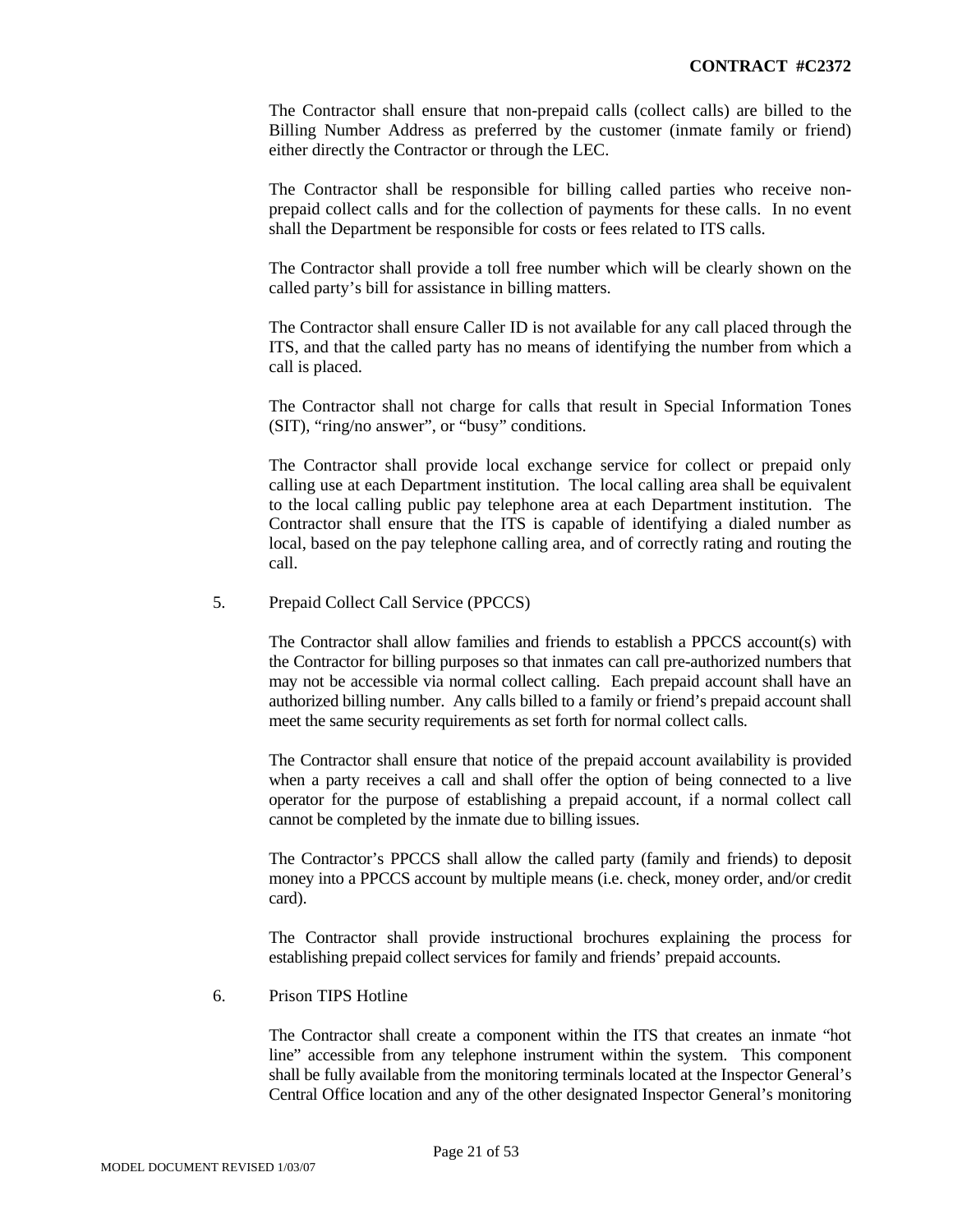The Contractor shall ensure that non-prepaid calls (collect calls) are billed to the Billing Number Address as preferred by the customer (inmate family or friend) either directly the Contractor or through the LEC.

The Contractor shall be responsible for billing called parties who receive non-prepaid collect calls and for the collection of payments for these calls. In no event shall the Department be responsible for costs or fees related to ITS calls.

The Contractor shall provide a toll free number which will be clearly shown on the called party's bill for assistance in billing matters.

The Contractor shall ensure Caller ID is not available for any call placed through the ITS, and that the called party has no means of identifying the number from which a call is placed.

The Contractor shall not charge for calls that result in Special Information Tones (SIT), "ring/no answer", or "busy" conditions.

The Contractor shall provide local exchange service for collect or prepaid only calling use at each Department institution. The local calling area shall be equivalent to the local calling public pay telephone area at each Department institution. The Contractor shall ensure that the ITS is capable of identifying a dialed number as local, based on the pay telephone calling area, and of correctly rating and routing the call.

5. Prepaid Collect Call Service (PPCCS)

The Contractor shall allow families and friends to establish a PPCCS account(s) with the Contractor for billing purposes so that inmates can call pre-authorized numbers that may not be accessible via normal collect calling. Each prepaid account shall have an authorized billing number. Any calls billed to a family or friend's prepaid account shall meet the same security requirements as set forth for normal collect calls.

The Contractor shall ensure that notice of the prepaid account availability is provided when a party receives a call and shall offer the option of being connected to a live operator for the purpose of establishing a prepaid account, if a normal collect call cannot be completed by the inmate due to billing issues.

The Contractor's PPCCS shall allow the called party (family and friends) to deposit money into a PPCCS account by multiple means (i.e. check, money order, and/or credit card).

The Contractor shall provide instructional brochures explaining the process for establishing prepaid collect services for family and friends' prepaid accounts.

6. Prison TIPS Hotline

The Contractor shall create a component within the ITS that creates an inmate "hot line" accessible from any telephone instrument within the system. This component shall be fully available from the monitoring terminals located at the Inspector General's Central Office location and any of the other designated Inspector General's monitoring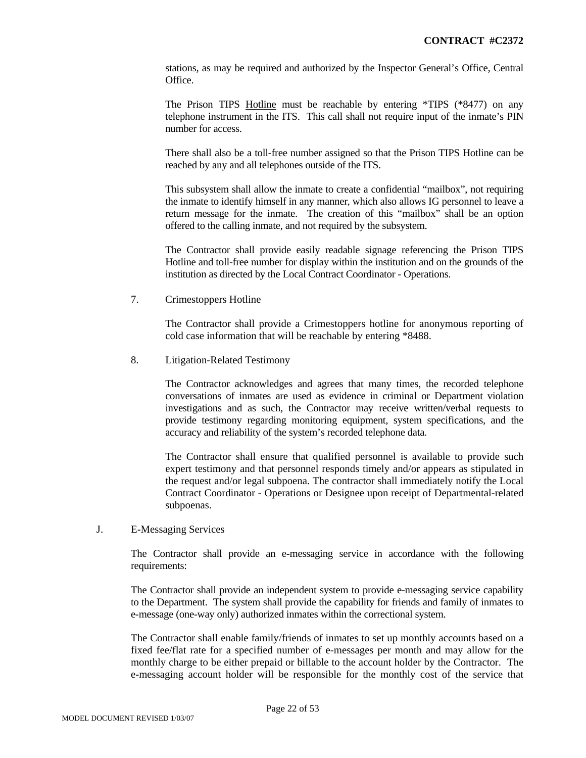stations, as may be required and authorized by the Inspector General's Office, Central Office.

The Prison TIPS Hotline must be reachable by entering *TIPS (*8477) on any telephone instrument in the ITS. This call shall not require input of the inmate's PIN number for access.

There shall also be a toll-free number assigned so that the Prison TIPS Hotline can be reached by any and all telephones outside of the ITS.

This subsystem shall allow the inmate to create a confidential "mailbox", not requiring the inmate to identify himself in any manner, which also allows IG personnel to leave a return message for the inmate. The creation of this "mailbox" shall be an option offered to the calling inmate, and not required by the subsystem.

The Contractor shall provide easily readable signage referencing the Prison TIPS Hotline and toll-free number for display within the institution and on the grounds of the institution as directed by the Local Contract Coordinator - Operations.

7. Crimestoppers Hotline

The Contractor shall provide a Crimestoppers hotline for anonymous reporting of cold case information that will be reachable by entering *8488.

8. Litigation-Related Testimony

The Contractor acknowledges and agrees that many times, the recorded telephone conversations of inmates are used as evidence in criminal or Department violation investigations and as such, the Contractor may receive written/verbal requests to provide testimony regarding monitoring equipment, system specifications, and the accuracy and reliability of the system's recorded telephone data.

The Contractor shall ensure that qualified personnel is available to provide such expert testimony and that personnel responds timely and/or appears as stipulated in the request and/or legal subpoena. The contractor shall immediately notify the Local Contract Coordinator - Operations or Designee upon receipt of Departmental-related subpoenas.

J. E-Messaging Services

The Contractor shall provide an e-messaging service in accordance with the following requirements:

The Contractor shall provide an independent system to provide e-messaging service capability to the Department. The system shall provide the capability for friends and family of inmates to e-message (one-way only) authorized inmates within the correctional system.

The Contractor shall enable family/friends of inmates to set up monthly accounts based on a fixed fee/flat rate for a specified number of e-messages per month and may allow for the monthly charge to be either prepaid or billable to the account holder by the Contractor. The e-messaging account holder will be responsible for the monthly cost of the service that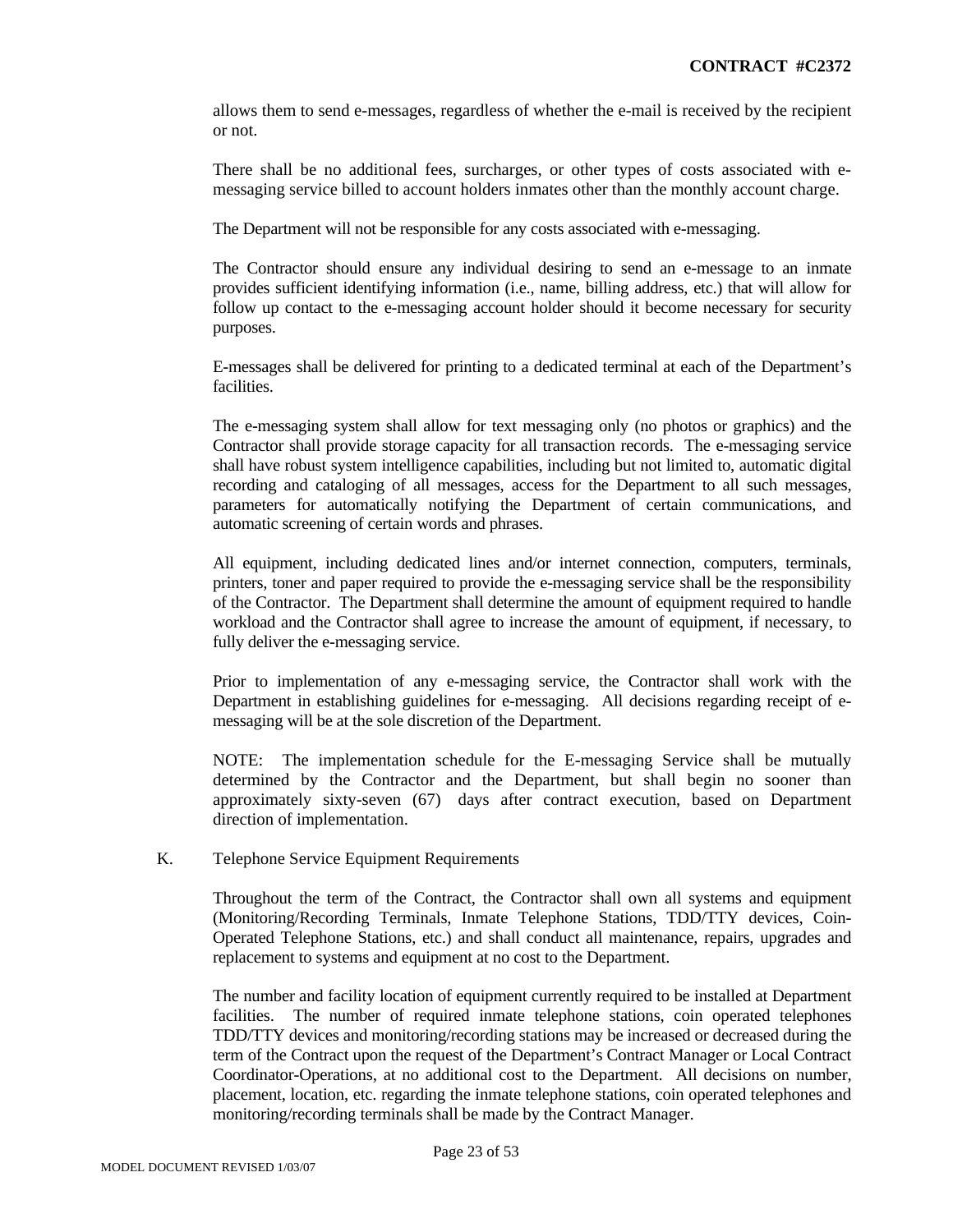allows them to send e-messages, regardless of whether the e-mail is received by the recipient or not.

There shall be no additional fees, surcharges, or other types of costs associated with e-messaging service billed to account holders inmates other than the monthly account charge.

The Department will not be responsible for any costs associated with e-messaging.

The Contractor should ensure any individual desiring to send an e-message to an inmate provides sufficient identifying information (i.e., name, billing address, etc.) that will allow for follow up contact to the e-messaging account holder should it become necessary for security purposes.

E-messages shall be delivered for printing to a dedicated terminal at each of the Department's facilities.

The e-messaging system shall allow for text messaging only (no photos or graphics) and the Contractor shall provide storage capacity for all transaction records. The e-messaging service shall have robust system intelligence capabilities, including but not limited to, automatic digital recording and cataloging of all messages, access for the Department to all such messages, parameters for automatically notifying the Department of certain communications, and automatic screening of certain words and phrases.

All equipment, including dedicated lines and/or internet connection, computers, terminals, printers, toner and paper required to provide the e-messaging service shall be the responsibility of the Contractor. The Department shall determine the amount of equipment required to handle workload and the Contractor shall agree to increase the amount of equipment, if necessary, to fully deliver the e-messaging service.

Prior to implementation of any e-messaging service, the Contractor shall work with the Department in establishing guidelines for e-messaging. All decisions regarding receipt of e-messaging will be at the sole discretion of the Department.

NOTE: The implementation schedule for the E-messaging Service shall be mutually determined by the Contractor and the Department, but shall begin no sooner than approximately sixty-seven (67) days after contract execution, based on Department direction of implementation.

K. Telephone Service Equipment Requirements

Throughout the term of the Contract, the Contractor shall own all systems and equipment (Monitoring/Recording Terminals, Inmate Telephone Stations, TDD/TTY devices, Coin-Operated Telephone Stations, etc.) and shall conduct all maintenance, repairs, upgrades and replacement to systems and equipment at no cost to the Department.

The number and facility location of equipment currently required to be installed at Department facilities. The number of required inmate telephone stations, coin operated telephones TDD/TTY devices and monitoring/recording stations may be increased or decreased during the term of the Contract upon the request of the Department's Contract Manager or Local Contract Coordinator-Operations, at no additional cost to the Department. All decisions on number, placement, location, etc. regarding the inmate telephone stations, coin operated telephones and monitoring/recording terminals shall be made by the Contract Manager.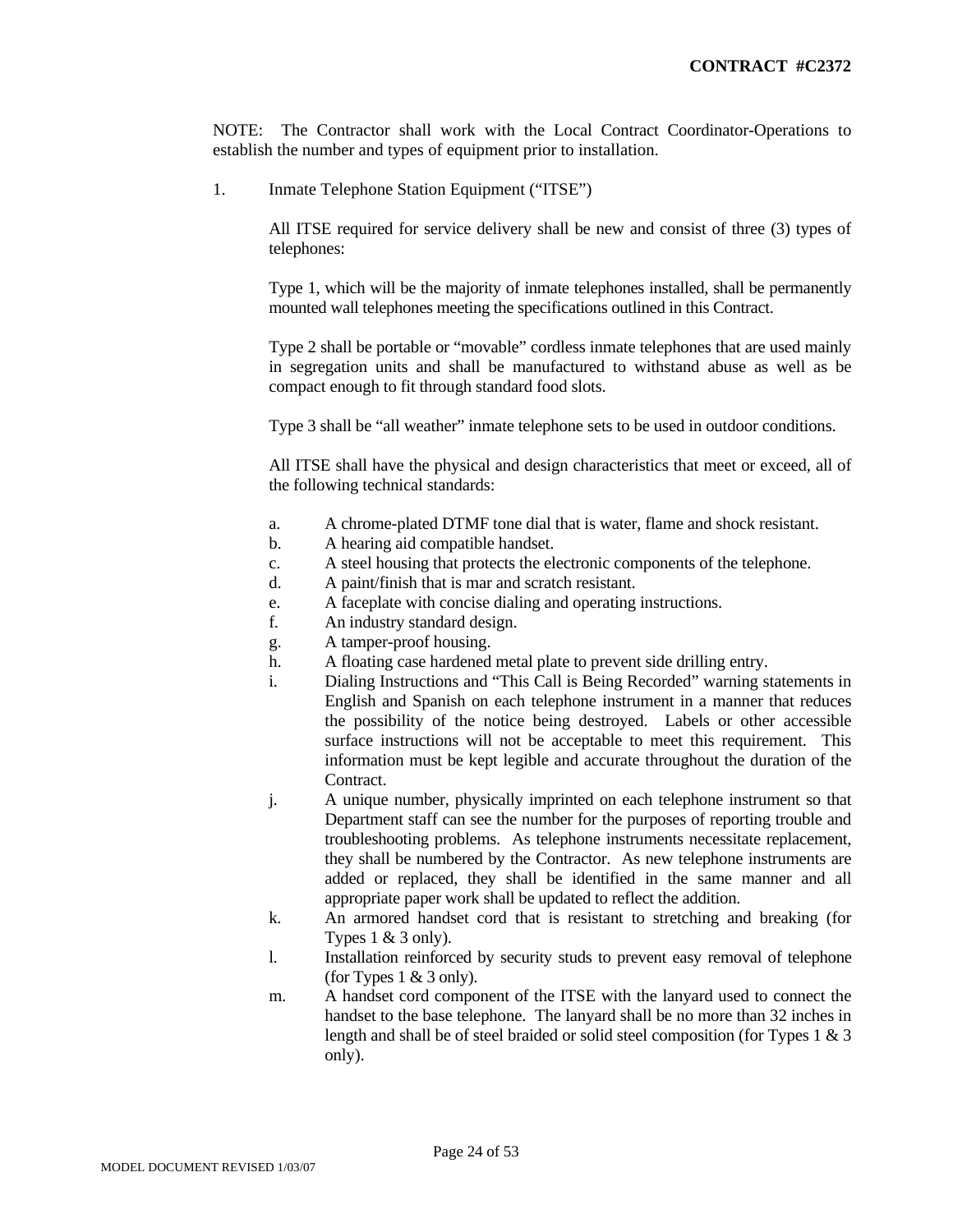NOTE: The Contractor shall work with the Local Contract Coordinator-Operations to establish the number and types of equipment prior to installation.

1. Inmate Telephone Station Equipment ("ITSE")

   All ITSE required for service delivery shall be new and consist of three (3) types of telephones:

   Type 1, which will be the majority of inmate telephones installed, shall be permanently mounted wall telephones meeting the specifications outlined in this Contract.

   Type 2 shall be portable or "movable" cordless inmate telephones that are used mainly in segregation units and shall be manufactured to withstand abuse as well as be compact enough to fit through standard food slots.

   Type 3 shall be "all weather" inmate telephone sets to be used in outdoor conditions.

   All ITSE shall have the physical and design characteristics that meet or exceed, all of the following technical standards:

   a. A chrome-plated DTMF tone dial that is water, flame and shock resistant.
   b. A hearing aid compatible handset.
   c. A steel housing that protects the electronic components of the telephone.
   d. A paint/finish that is mar and scratch resistant.
   e. A faceplate with concise dialing and operating instructions.
   f. An industry standard design.
   g. A tamper-proof housing.
   h. A floating case hardened metal plate to prevent side drilling entry.
   i. Dialing Instructions and "This Call is Being Recorded" warning statements in English and Spanish on each telephone instrument in a manner that reduces the possibility of the notice being destroyed. Labels or other accessible surface instructions will not be acceptable to meet this requirement. This information must be kept legible and accurate throughout the duration of the Contract.
   j. A unique number, physically imprinted on each telephone instrument so that Department staff can see the number for the purposes of reporting trouble and troubleshooting problems. As telephone instruments necessitate replacement, they shall be numbered by the Contractor. As new telephone instruments are added or replaced, they shall be identified in the same manner and all appropriate paper work shall be updated to reflect the addition.
   k. An armored handset cord that is resistant to stretching and breaking (for Types 1 & 3 only).
   l. Installation reinforced by security studs to prevent easy removal of telephone (for Types 1 & 3 only).
   m. A handset cord component of the ITSE with the lanyard used to connect the handset to the base telephone. The lanyard shall be no more than 32 inches in length and shall be of steel braided or solid steel composition (for Types 1 & 3 only).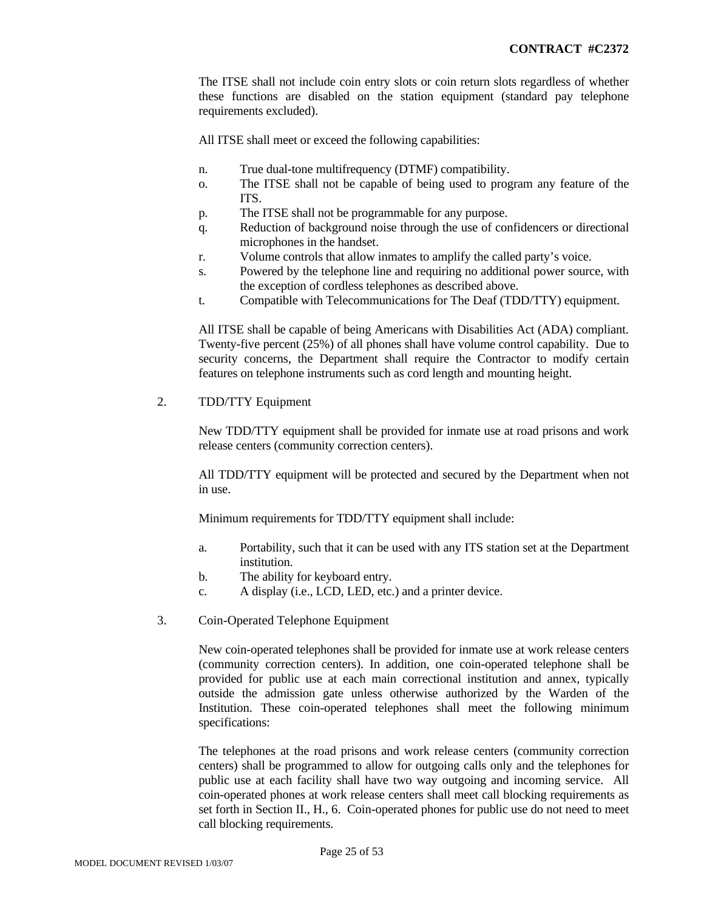The ITSE shall not include coin entry slots or coin return slots regardless of whether these functions are disabled on the station equipment (standard pay telephone requirements excluded).

All ITSE shall meet or exceed the following capabilities:

n. True dual-tone multifrequency (DTMF) compatibility.
o. The ITSE shall not be capable of being used to program any feature of the ITS.
p. The ITSE shall not be programmable for any purpose.
q. Reduction of background noise through the use of confidencers or directional microphones in the handset.
r. Volume controls that allow inmates to amplify the called party's voice.
s. Powered by the telephone line and requiring no additional power source, with the exception of cordless telephones as described above.
t. Compatible with Telecommunications for The Deaf (TDD/TTY) equipment.

All ITSE shall be capable of being Americans with Disabilities Act (ADA) compliant. Twenty-five percent (25%) of all phones shall have volume control capability. Due to security concerns, the Department shall require the Contractor to modify certain features on telephone instruments such as cord length and mounting height.

2. TDD/TTY Equipment

New TDD/TTY equipment shall be provided for inmate use at road prisons and work release centers (community correction centers).

All TDD/TTY equipment will be protected and secured by the Department when not in use.

Minimum requirements for TDD/TTY equipment shall include:

a. Portability, such that it can be used with any ITS station set at the Department institution.
b. The ability for keyboard entry.
c. A display (i.e., LCD, LED, etc.) and a printer device.

3. Coin-Operated Telephone Equipment

New coin-operated telephones shall be provided for inmate use at work release centers (community correction centers). In addition, one coin-operated telephone shall be provided for public use at each main correctional institution and annex, typically outside the admission gate unless otherwise authorized by the Warden of the Institution. These coin-operated telephones shall meet the following minimum specifications:

The telephones at the road prisons and work release centers (community correction centers) shall be programmed to allow for outgoing calls only and the telephones for public use at each facility shall have two way outgoing and incoming service. All coin-operated phones at work release centers shall meet call blocking requirements as set forth in Section II., H., 6. Coin-operated phones for public use do not need to meet call blocking requirements.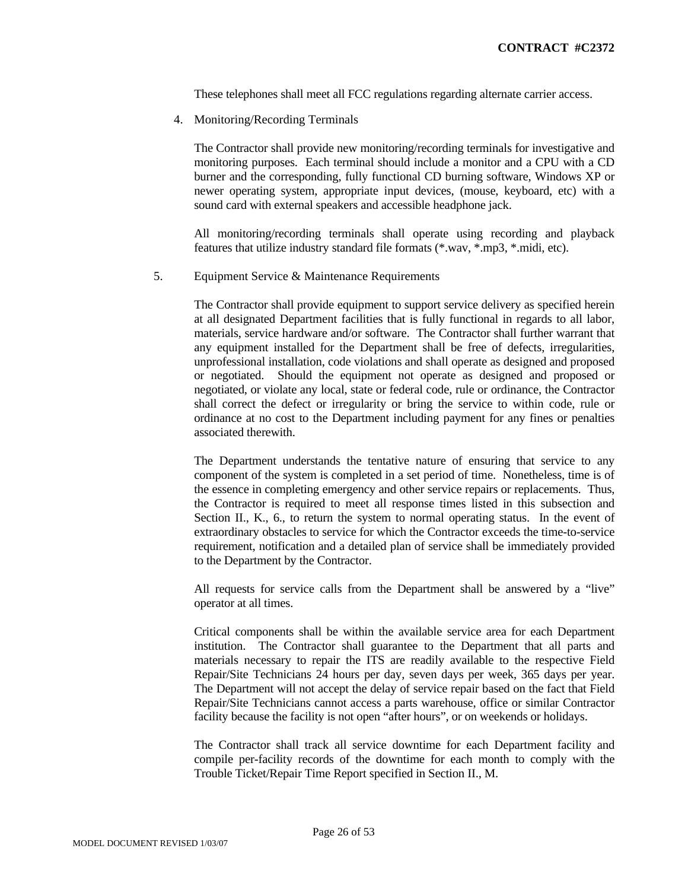These telephones shall meet all FCC regulations regarding alternate carrier access.

4. Monitoring/Recording Terminals

The Contractor shall provide new monitoring/recording terminals for investigative and monitoring purposes. Each terminal should include a monitor and a CPU with a CD burner and the corresponding, fully functional CD burning software, Windows XP or newer operating system, appropriate input devices, (mouse, keyboard, etc) with a sound card with external speakers and accessible headphone jack.

All monitoring/recording terminals shall operate using recording and playback features that utilize industry standard file formats (*.wav, *.mp3, *.midi, etc).

5. Equipment Service & Maintenance Requirements

The Contractor shall provide equipment to support service delivery as specified herein at all designated Department facilities that is fully functional in regards to all labor, materials, service hardware and/or software. The Contractor shall further warrant that any equipment installed for the Department shall be free of defects, irregularities, unprofessional installation, code violations and shall operate as designed and proposed or negotiated. Should the equipment not operate as designed and proposed or negotiated, or violate any local, state or federal code, rule or ordinance, the Contractor shall correct the defect or irregularity or bring the service to within code, rule or ordinance at no cost to the Department including payment for any fines or penalties associated therewith.

The Department understands the tentative nature of ensuring that service to any component of the system is completed in a set period of time. Nonetheless, time is of the essence in completing emergency and other service repairs or replacements. Thus, the Contractor is required to meet all response times listed in this subsection and Section II., K., 6., to return the system to normal operating status. In the event of extraordinary obstacles to service for which the Contractor exceeds the time-to-service requirement, notification and a detailed plan of service shall be immediately provided to the Department by the Contractor.

All requests for service calls from the Department shall be answered by a "live" operator at all times.

Critical components shall be within the available service area for each Department institution. The Contractor shall guarantee to the Department that all parts and materials necessary to repair the ITS are readily available to the respective Field Repair/Site Technicians 24 hours per day, seven days per week, 365 days per year. The Department will not accept the delay of service repair based on the fact that Field Repair/Site Technicians cannot access a parts warehouse, office or similar Contractor facility because the facility is not open "after hours", or on weekends or holidays.

The Contractor shall track all service downtime for each Department facility and compile per-facility records of the downtime for each month to comply with the Trouble Ticket/Repair Time Report specified in Section II., M.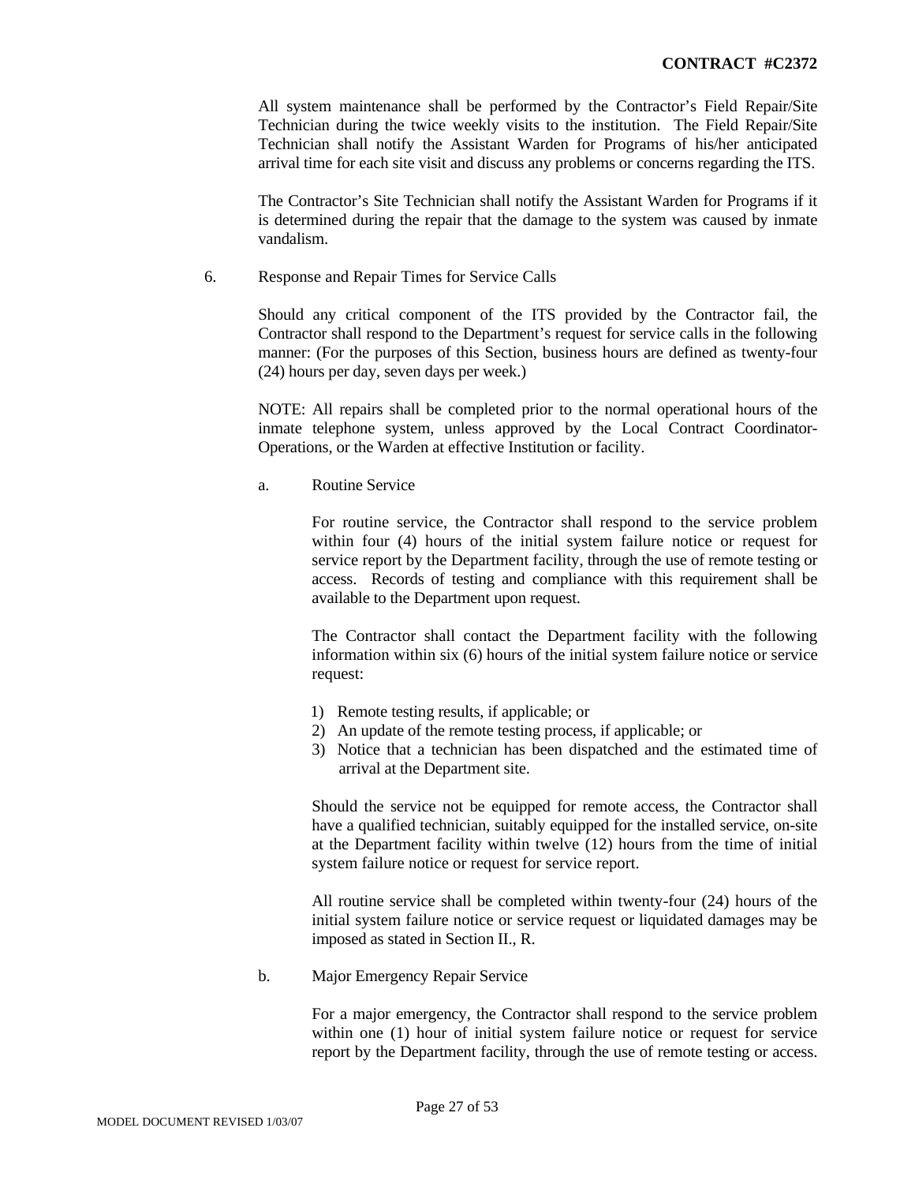All system maintenance shall be performed by the Contractor's Field Repair/Site Technician during the twice weekly visits to the institution. The Field Repair/Site Technician shall notify the Assistant Warden for Programs of his/her anticipated arrival time for each site visit and discuss any problems or concerns regarding the ITS.

The Contractor's Site Technician shall notify the Assistant Warden for Programs if it is determined during the repair that the damage to the system was caused by inmate vandalism.

6. Response and Repair Times for Service Calls

Should any critical component of the ITS provided by the Contractor fail, the Contractor shall respond to the Department's request for service calls in the following manner: (For the purposes of this Section, business hours are defined as twenty-four (24) hours per day, seven days per week.)

NOTE: All repairs shall be completed prior to the normal operational hours of the inmate telephone system, unless approved by the Local Contract Coordinator-Operations, or the Warden at effective Institution or facility.

a. Routine Service

For routine service, the Contractor shall respond to the service problem within four (4) hours of the initial system failure notice or request for service report by the Department facility, through the use of remote testing or access. Records of testing and compliance with this requirement shall be available to the Department upon request.

The Contractor shall contact the Department facility with the following information within six (6) hours of the initial system failure notice or service request:

1) Remote testing results, if applicable; or
2) An update of the remote testing process, if applicable; or
3) Notice that a technician has been dispatched and the estimated time of arrival at the Department site.

Should the service not be equipped for remote access, the Contractor shall have a qualified technician, suitably equipped for the installed service, on-site at the Department facility within twelve (12) hours from the time of initial system failure notice or request for service report.

All routine service shall be completed within twenty-four (24) hours of the initial system failure notice or service request or liquidated damages may be imposed as stated in Section II., R.

b. Major Emergency Repair Service

For a major emergency, the Contractor shall respond to the service problem within one (1) hour of initial system failure notice or request for service report by the Department facility, through the use of remote testing or access.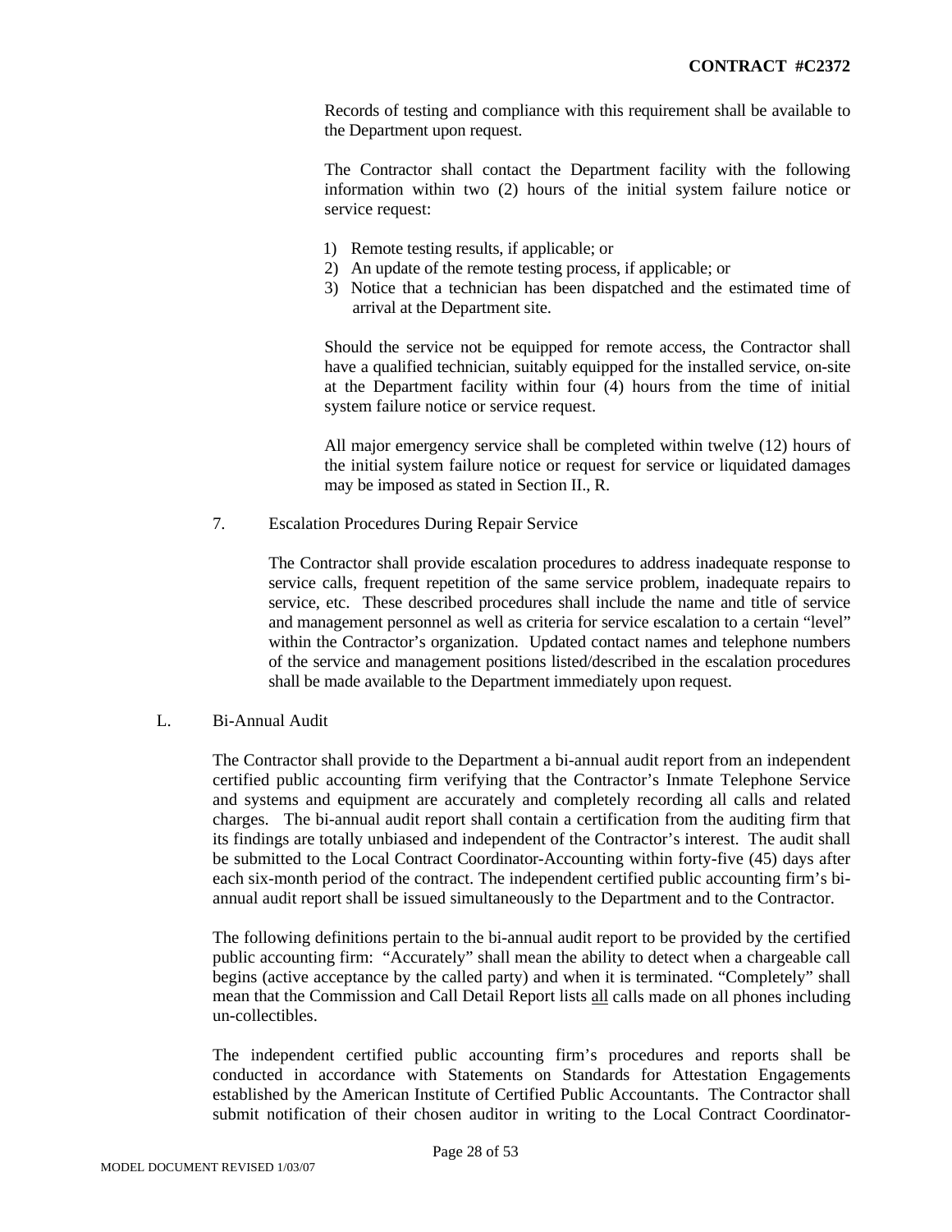Records of testing and compliance with this requirement shall be available to the Department upon request.

The Contractor shall contact the Department facility with the following information within two (2) hours of the initial system failure notice or service request:

1) Remote testing results, if applicable; or
2) An update of the remote testing process, if applicable; or
3) Notice that a technician has been dispatched and the estimated time of arrival at the Department site.

Should the service not be equipped for remote access, the Contractor shall have a qualified technician, suitably equipped for the installed service, on-site at the Department facility within four (4) hours from the time of initial system failure notice or service request.

All major emergency service shall be completed within twelve (12) hours of the initial system failure notice or request for service or liquidated damages may be imposed as stated in Section II., R.

7. Escalation Procedures During Repair Service

The Contractor shall provide escalation procedures to address inadequate response to service calls, frequent repetition of the same service problem, inadequate repairs to service, etc. These described procedures shall include the name and title of service and management personnel as well as criteria for service escalation to a certain "level" within the Contractor's organization. Updated contact names and telephone numbers of the service and management positions listed/described in the escalation procedures shall be made available to the Department immediately upon request.

L. Bi-Annual Audit

The Contractor shall provide to the Department a bi-annual audit report from an independent certified public accounting firm verifying that the Contractor's Inmate Telephone Service and systems and equipment are accurately and completely recording all calls and related charges. The bi-annual audit report shall contain a certification from the auditing firm that its findings are totally unbiased and independent of the Contractor's interest. The audit shall be submitted to the Local Contract Coordinator-Accounting within forty-five (45) days after each six-month period of the contract. The independent certified public accounting firm's bi-annual audit report shall be issued simultaneously to the Department and to the Contractor.

The following definitions pertain to the bi-annual audit report to be provided by the certified public accounting firm: "Accurately" shall mean the ability to detect when a chargeable call begins (active acceptance by the called party) and when it is terminated. "Completely" shall mean that the Commission and Call Detail Report lists <u>all</u> calls made on all phones including un-collectibles.

The independent certified public accounting firm's procedures and reports shall be conducted in accordance with Statements on Standards for Attestation Engagements established by the American Institute of Certified Public Accountants. The Contractor shall submit notification of their chosen auditor in writing to the Local Contract Coordinator-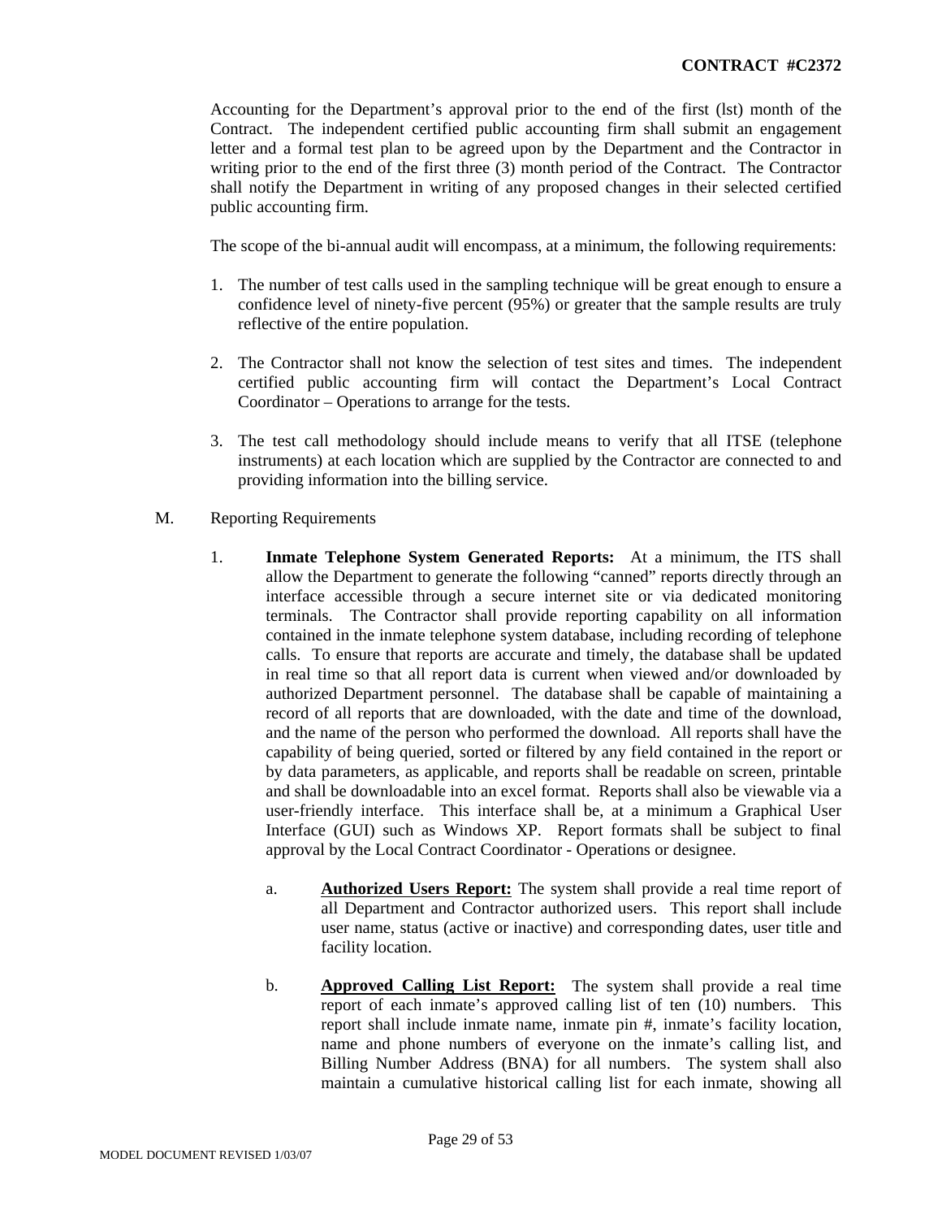Accounting for the Department's approval prior to the end of the first (lst) month of the Contract. The independent certified public accounting firm shall submit an engagement letter and a formal test plan to be agreed upon by the Department and the Contractor in writing prior to the end of the first three (3) month period of the Contract. The Contractor shall notify the Department in writing of any proposed changes in their selected certified public accounting firm.

The scope of the bi-annual audit will encompass, at a minimum, the following requirements:

1. The number of test calls used in the sampling technique will be great enough to ensure a confidence level of ninety-five percent (95%) or greater that the sample results are truly reflective of the entire population.

2. The Contractor shall not know the selection of test sites and times. The independent certified public accounting firm will contact the Department's Local Contract Coordinator – Operations to arrange for the tests.

3. The test call methodology should include means to verify that all ITSE (telephone instruments) at each location which are supplied by the Contractor are connected to and providing information into the billing service.

M. Reporting Requirements

1. **Inmate Telephone System Generated Reports:** At a minimum, the ITS shall allow the Department to generate the following "canned" reports directly through an interface accessible through a secure internet site or via dedicated monitoring terminals. The Contractor shall provide reporting capability on all information contained in the inmate telephone system database, including recording of telephone calls. To ensure that reports are accurate and timely, the database shall be updated in real time so that all report data is current when viewed and/or downloaded by authorized Department personnel. The database shall be capable of maintaining a record of all reports that are downloaded, with the date and time of the download, and the name of the person who performed the download. All reports shall have the capability of being queried, sorted or filtered by any field contained in the report or by data parameters, as applicable, and reports shall be readable on screen, printable and shall be downloadable into an excel format. Reports shall also be viewable via a user-friendly interface. This interface shall be, at a minimum a Graphical User Interface (GUI) such as Windows XP. Report formats shall be subject to final approval by the Local Contract Coordinator - Operations or designee.

   a. **Authorized Users Report:** The system shall provide a real time report of all Department and Contractor authorized users. This report shall include user name, status (active or inactive) and corresponding dates, user title and facility location.

   b. **Approved Calling List Report:** The system shall provide a real time report of each inmate's approved calling list of ten (10) numbers. This report shall include inmate name, inmate pin #, inmate's facility location, name and phone numbers of everyone on the inmate's calling list, and Billing Number Address (BNA) for all numbers. The system shall also maintain a cumulative historical calling list for each inmate, showing all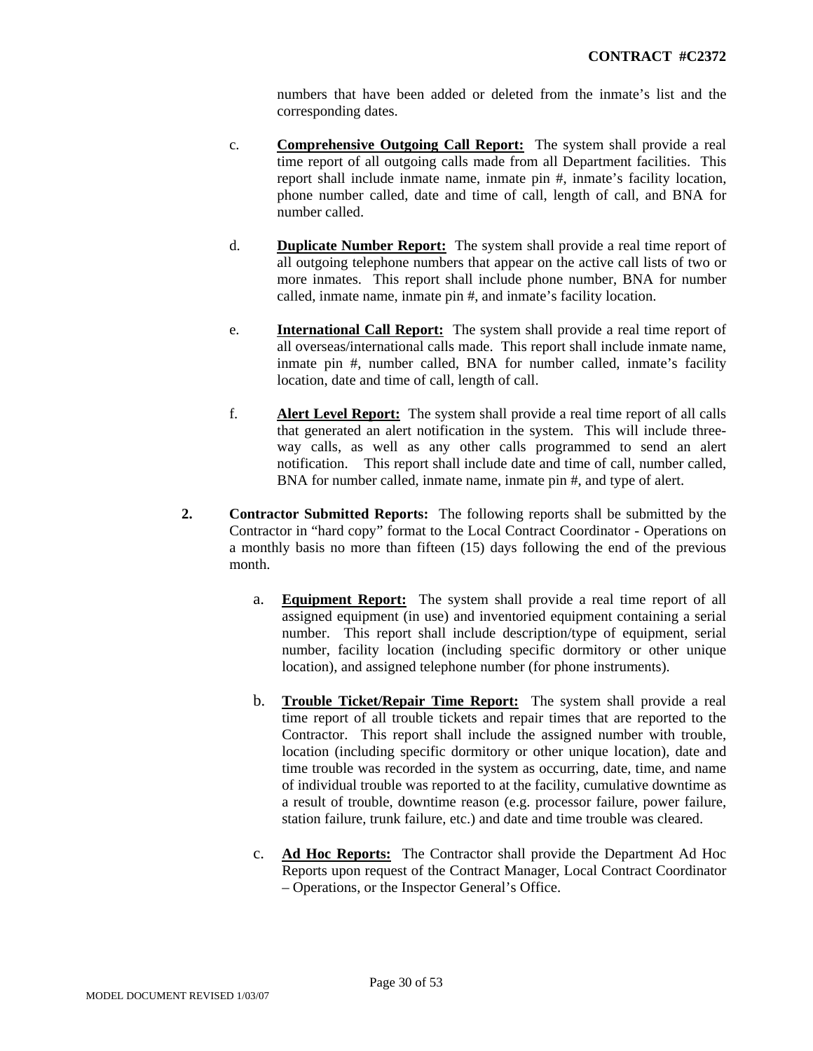numbers that have been added or deleted from the inmate's list and the corresponding dates.

c. **Comprehensive Outgoing Call Report:** The system shall provide a real time report of all outgoing calls made from all Department facilities. This report shall include inmate name, inmate pin #, inmate's facility location, phone number called, date and time of call, length of call, and BNA for number called.

d. **Duplicate Number Report:** The system shall provide a real time report of all outgoing telephone numbers that appear on the active call lists of two or more inmates. This report shall include phone number, BNA for number called, inmate name, inmate pin #, and inmate's facility location.

e. **International Call Report:** The system shall provide a real time report of all overseas/international calls made. This report shall include inmate name, inmate pin #, number called, BNA for number called, inmate's facility location, date and time of call, length of call.

f. **Alert Level Report:** The system shall provide a real time report of all calls that generated an alert notification in the system. This will include three-way calls, as well as any other calls programmed to send an alert notification. This report shall include date and time of call, number called, BNA for number called, inmate name, inmate pin #, and type of alert.

**2. Contractor Submitted Reports:** The following reports shall be submitted by the Contractor in "hard copy" format to the Local Contract Coordinator - Operations on a monthly basis no more than fifteen (15) days following the end of the previous month.

a. **Equipment Report:** The system shall provide a real time report of all assigned equipment (in use) and inventoried equipment containing a serial number. This report shall include description/type of equipment, serial number, facility location (including specific dormitory or other unique location), and assigned telephone number (for phone instruments).

b. **Trouble Ticket/Repair Time Report:** The system shall provide a real time report of all trouble tickets and repair times that are reported to the Contractor. This report shall include the assigned number with trouble, location (including specific dormitory or other unique location), date and time trouble was recorded in the system as occurring, date, time, and name of individual trouble was reported to at the facility, cumulative downtime as a result of trouble, downtime reason (e.g. processor failure, power failure, station failure, trunk failure, etc.) and date and time trouble was cleared.

c. **Ad Hoc Reports:** The Contractor shall provide the Department Ad Hoc Reports upon request of the Contract Manager, Local Contract Coordinator – Operations, or the Inspector General's Office.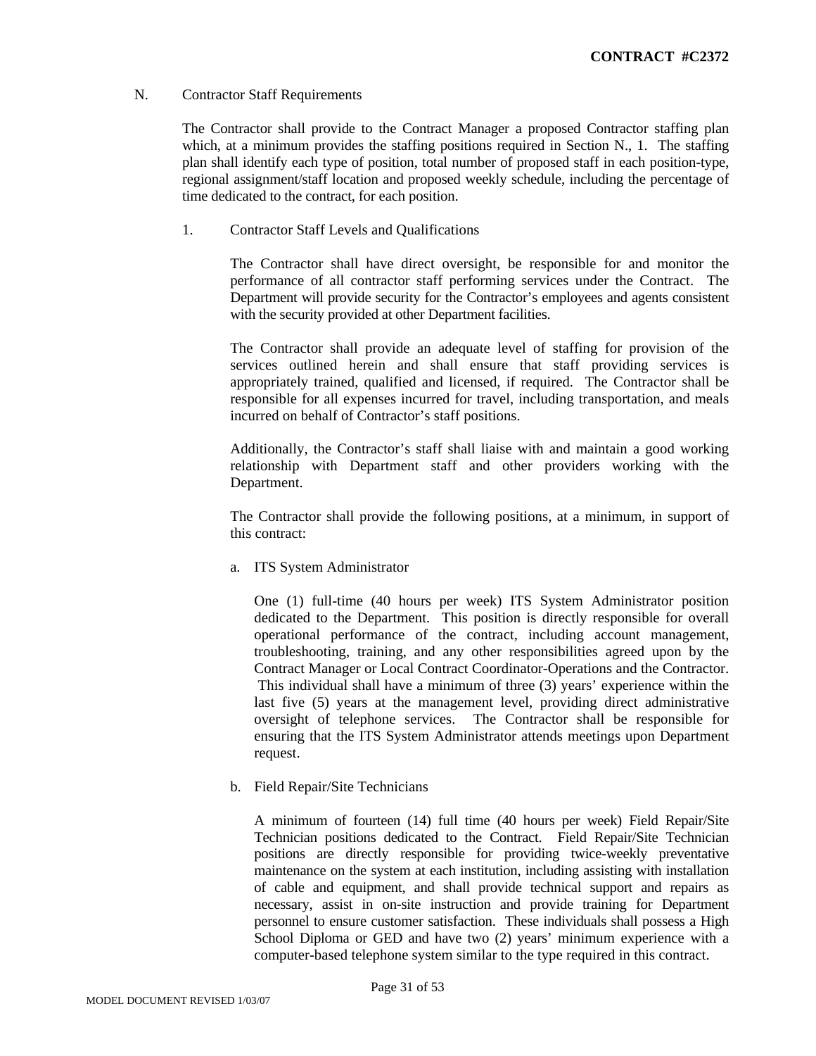N. Contractor Staff Requirements

The Contractor shall provide to the Contract Manager a proposed Contractor staffing plan which, at a minimum provides the staffing positions required in Section N., 1. The staffing plan shall identify each type of position, total number of proposed staff in each position-type, regional assignment/staff location and proposed weekly schedule, including the percentage of time dedicated to the contract, for each position.

1. Contractor Staff Levels and Qualifications

The Contractor shall have direct oversight, be responsible for and monitor the performance of all contractor staff performing services under the Contract. The Department will provide security for the Contractor's employees and agents consistent with the security provided at other Department facilities.

The Contractor shall provide an adequate level of staffing for provision of the services outlined herein and shall ensure that staff providing services is appropriately trained, qualified and licensed, if required. The Contractor shall be responsible for all expenses incurred for travel, including transportation, and meals incurred on behalf of Contractor's staff positions.

Additionally, the Contractor's staff shall liaise with and maintain a good working relationship with Department staff and other providers working with the Department.

The Contractor shall provide the following positions, at a minimum, in support of this contract:

a. ITS System Administrator

One (1) full-time (40 hours per week) ITS System Administrator position dedicated to the Department. This position is directly responsible for overall operational performance of the contract, including account management, troubleshooting, training, and any other responsibilities agreed upon by the Contract Manager or Local Contract Coordinator-Operations and the Contractor. This individual shall have a minimum of three (3) years' experience within the last five (5) years at the management level, providing direct administrative oversight of telephone services. The Contractor shall be responsible for ensuring that the ITS System Administrator attends meetings upon Department request.

b. Field Repair/Site Technicians

A minimum of fourteen (14) full time (40 hours per week) Field Repair/Site Technician positions dedicated to the Contract. Field Repair/Site Technician positions are directly responsible for providing twice-weekly preventative maintenance on the system at each institution, including assisting with installation of cable and equipment, and shall provide technical support and repairs as necessary, assist in on-site instruction and provide training for Department personnel to ensure customer satisfaction. These individuals shall possess a High School Diploma or GED and have two (2) years' minimum experience with a computer-based telephone system similar to the type required in this contract.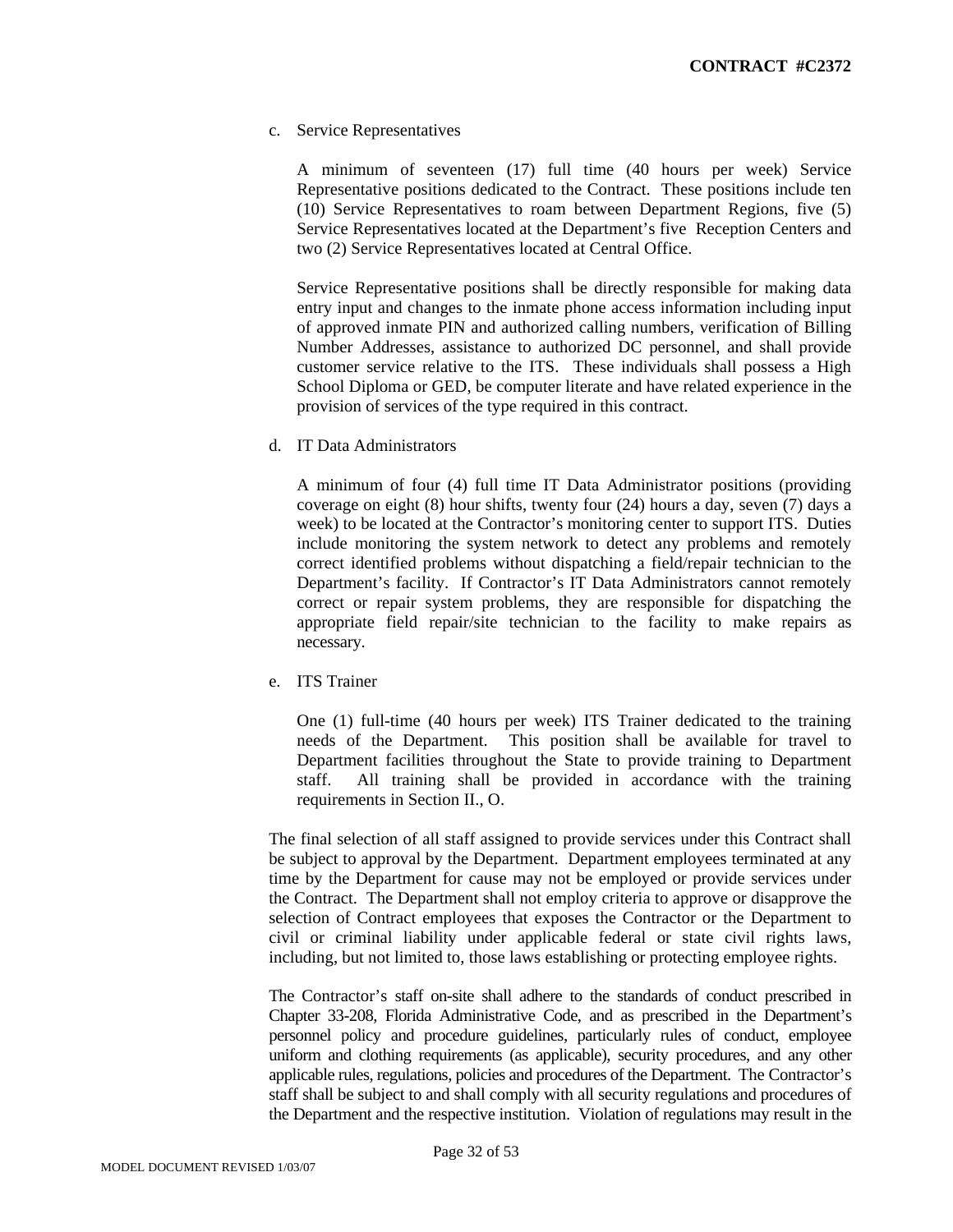c. Service Representatives

A minimum of seventeen (17) full time (40 hours per week) Service Representative positions dedicated to the Contract. These positions include ten (10) Service Representatives to roam between Department Regions, five (5) Service Representatives located at the Department's five Reception Centers and two (2) Service Representatives located at Central Office.

Service Representative positions shall be directly responsible for making data entry input and changes to the inmate phone access information including input of approved inmate PIN and authorized calling numbers, verification of Billing Number Addresses, assistance to authorized DC personnel, and shall provide customer service relative to the ITS. These individuals shall possess a High School Diploma or GED, be computer literate and have related experience in the provision of services of the type required in this contract.

d. IT Data Administrators

A minimum of four (4) full time IT Data Administrator positions (providing coverage on eight (8) hour shifts, twenty four (24) hours a day, seven (7) days a week) to be located at the Contractor's monitoring center to support ITS. Duties include monitoring the system network to detect any problems and remotely correct identified problems without dispatching a field/repair technician to the Department's facility. If Contractor's IT Data Administrators cannot remotely correct or repair system problems, they are responsible for dispatching the appropriate field repair/site technician to the facility to make repairs as necessary.

e. ITS Trainer

One (1) full-time (40 hours per week) ITS Trainer dedicated to the training needs of the Department. This position shall be available for travel to Department facilities throughout the State to provide training to Department staff. All training shall be provided in accordance with the training requirements in Section II., O.

The final selection of all staff assigned to provide services under this Contract shall be subject to approval by the Department. Department employees terminated at any time by the Department for cause may not be employed or provide services under the Contract. The Department shall not employ criteria to approve or disapprove the selection of Contract employees that exposes the Contractor or the Department to civil or criminal liability under applicable federal or state civil rights laws, including, but not limited to, those laws establishing or protecting employee rights.

The Contractor's staff on-site shall adhere to the standards of conduct prescribed in Chapter 33-208, Florida Administrative Code, and as prescribed in the Department's personnel policy and procedure guidelines, particularly rules of conduct, employee uniform and clothing requirements (as applicable), security procedures, and any other applicable rules, regulations, policies and procedures of the Department. The Contractor's staff shall be subject to and shall comply with all security regulations and procedures of the Department and the respective institution. Violation of regulations may result in the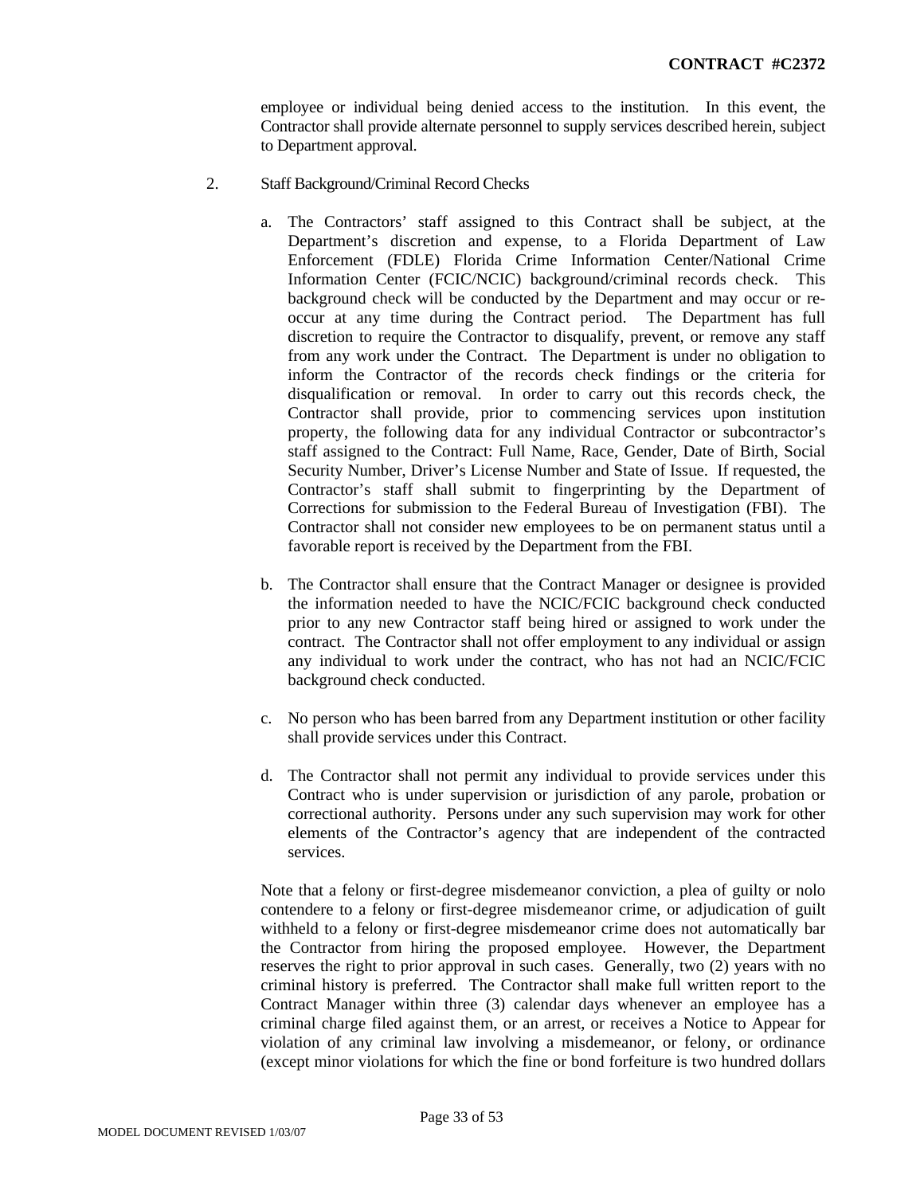employee or individual being denied access to the institution. In this event, the Contractor shall provide alternate personnel to supply services described herein, subject to Department approval.

2. Staff Background/Criminal Record Checks

   a. The Contractors' staff assigned to this Contract shall be subject, at the Department's discretion and expense, to a Florida Department of Law Enforcement (FDLE) Florida Crime Information Center/National Crime Information Center (FCIC/NCIC) background/criminal records check. This background check will be conducted by the Department and may occur or re-occur at any time during the Contract period. The Department has full discretion to require the Contractor to disqualify, prevent, or remove any staff from any work under the Contract. The Department is under no obligation to inform the Contractor of the records check findings or the criteria for disqualification or removal. In order to carry out this records check, the Contractor shall provide, prior to commencing services upon institution property, the following data for any individual Contractor or subcontractor's staff assigned to the Contract: Full Name, Race, Gender, Date of Birth, Social Security Number, Driver's License Number and State of Issue. If requested, the Contractor's staff shall submit to fingerprinting by the Department of Corrections for submission to the Federal Bureau of Investigation (FBI). The Contractor shall not consider new employees to be on permanent status until a favorable report is received by the Department from the FBI.

   b. The Contractor shall ensure that the Contract Manager or designee is provided the information needed to have the NCIC/FCIC background check conducted prior to any new Contractor staff being hired or assigned to work under the contract. The Contractor shall not offer employment to any individual or assign any individual to work under the contract, who has not had an NCIC/FCIC background check conducted.

   c. No person who has been barred from any Department institution or other facility shall provide services under this Contract.

   d. The Contractor shall not permit any individual to provide services under this Contract who is under supervision or jurisdiction of any parole, probation or correctional authority. Persons under any such supervision may work for other elements of the Contractor's agency that are independent of the contracted services.

   Note that a felony or first-degree misdemeanor conviction, a plea of guilty or nolo contendere to a felony or first-degree misdemeanor crime, or adjudication of guilt withheld to a felony or first-degree misdemeanor crime does not automatically bar the Contractor from hiring the proposed employee. However, the Department reserves the right to prior approval in such cases. Generally, two (2) years with no criminal history is preferred. The Contractor shall make full written report to the Contract Manager within three (3) calendar days whenever an employee has a criminal charge filed against them, or an arrest, or receives a Notice to Appear for violation of any criminal law involving a misdemeanor, or felony, or ordinance (except minor violations for which the fine or bond forfeiture is two hundred dollars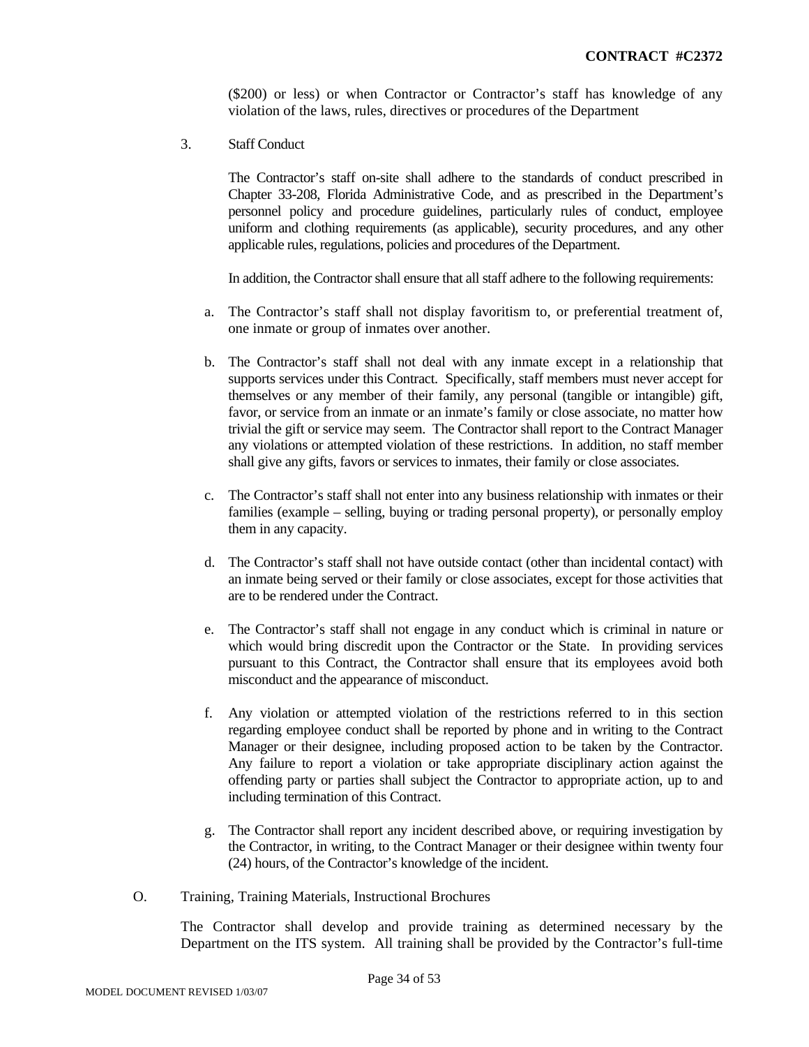($200) or less) or when Contractor or Contractor's staff has knowledge of any violation of the laws, rules, directives or procedures of the Department

3. Staff Conduct

The Contractor's staff on-site shall adhere to the standards of conduct prescribed in Chapter 33-208, Florida Administrative Code, and as prescribed in the Department's personnel policy and procedure guidelines, particularly rules of conduct, employee uniform and clothing requirements (as applicable), security procedures, and any other applicable rules, regulations, policies and procedures of the Department.

In addition, the Contractor shall ensure that all staff adhere to the following requirements:

a. The Contractor's staff shall not display favoritism to, or preferential treatment of, one inmate or group of inmates over another.

b. The Contractor's staff shall not deal with any inmate except in a relationship that supports services under this Contract. Specifically, staff members must never accept for themselves or any member of their family, any personal (tangible or intangible) gift, favor, or service from an inmate or an inmate's family or close associate, no matter how trivial the gift or service may seem. The Contractor shall report to the Contract Manager any violations or attempted violation of these restrictions. In addition, no staff member shall give any gifts, favors or services to inmates, their family or close associates.

c. The Contractor's staff shall not enter into any business relationship with inmates or their families (example – selling, buying or trading personal property), or personally employ them in any capacity.

d. The Contractor's staff shall not have outside contact (other than incidental contact) with an inmate being served or their family or close associates, except for those activities that are to be rendered under the Contract.

e. The Contractor's staff shall not engage in any conduct which is criminal in nature or which would bring discredit upon the Contractor or the State. In providing services pursuant to this Contract, the Contractor shall ensure that its employees avoid both misconduct and the appearance of misconduct.

f. Any violation or attempted violation of the restrictions referred to in this section regarding employee conduct shall be reported by phone and in writing to the Contract Manager or their designee, including proposed action to be taken by the Contractor. Any failure to report a violation or take appropriate disciplinary action against the offending party or parties shall subject the Contractor to appropriate action, up to and including termination of this Contract.

g. The Contractor shall report any incident described above, or requiring investigation by the Contractor, in writing, to the Contract Manager or their designee within twenty four (24) hours, of the Contractor's knowledge of the incident.

O. Training, Training Materials, Instructional Brochures

The Contractor shall develop and provide training as determined necessary by the Department on the ITS system. All training shall be provided by the Contractor's full-time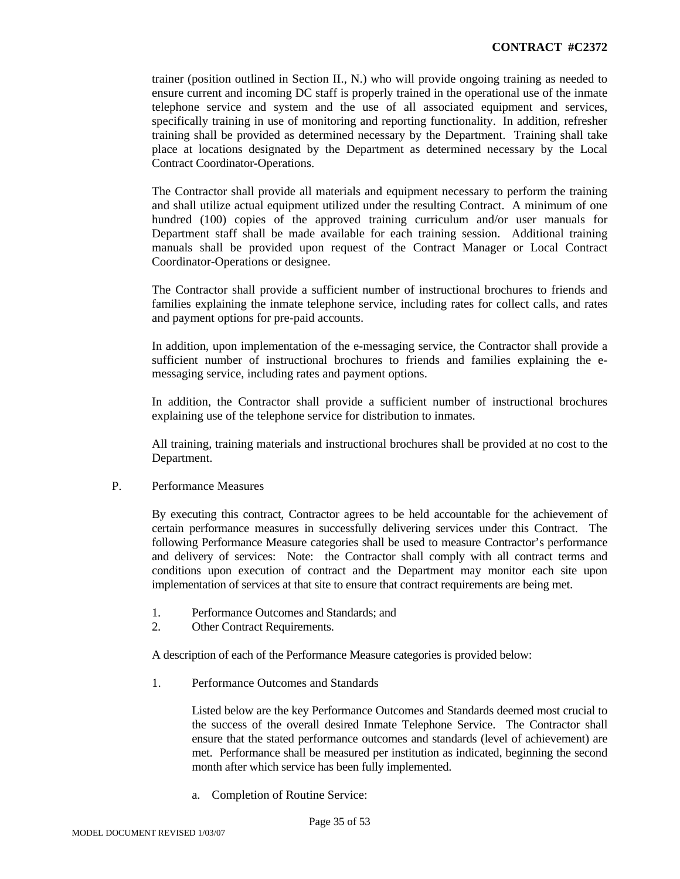trainer (position outlined in Section II., N.) who will provide ongoing training as needed to ensure current and incoming DC staff is properly trained in the operational use of the inmate telephone service and system and the use of all associated equipment and services, specifically training in use of monitoring and reporting functionality. In addition, refresher training shall be provided as determined necessary by the Department. Training shall take place at locations designated by the Department as determined necessary by the Local Contract Coordinator-Operations.

The Contractor shall provide all materials and equipment necessary to perform the training and shall utilize actual equipment utilized under the resulting Contract. A minimum of one hundred (100) copies of the approved training curriculum and/or user manuals for Department staff shall be made available for each training session. Additional training manuals shall be provided upon request of the Contract Manager or Local Contract Coordinator-Operations or designee.

The Contractor shall provide a sufficient number of instructional brochures to friends and families explaining the inmate telephone service, including rates for collect calls, and rates and payment options for pre-paid accounts.

In addition, upon implementation of the e-messaging service, the Contractor shall provide a sufficient number of instructional brochures to friends and families explaining the e-messaging service, including rates and payment options.

In addition, the Contractor shall provide a sufficient number of instructional brochures explaining use of the telephone service for distribution to inmates.

All training, training materials and instructional brochures shall be provided at no cost to the Department.

P. Performance Measures

By executing this contract, Contractor agrees to be held accountable for the achievement of certain performance measures in successfully delivering services under this Contract. The following Performance Measure categories shall be used to measure Contractor's performance and delivery of services: Note: the Contractor shall comply with all contract terms and conditions upon execution of contract and the Department may monitor each site upon implementation of services at that site to ensure that contract requirements are being met.

1. Performance Outcomes and Standards; and
2. Other Contract Requirements.

A description of each of the Performance Measure categories is provided below:

1. Performance Outcomes and Standards

Listed below are the key Performance Outcomes and Standards deemed most crucial to the success of the overall desired Inmate Telephone Service. The Contractor shall ensure that the stated performance outcomes and standards (level of achievement) are met. Performance shall be measured per institution as indicated, beginning the second month after which service has been fully implemented.

a. Completion of Routine Service: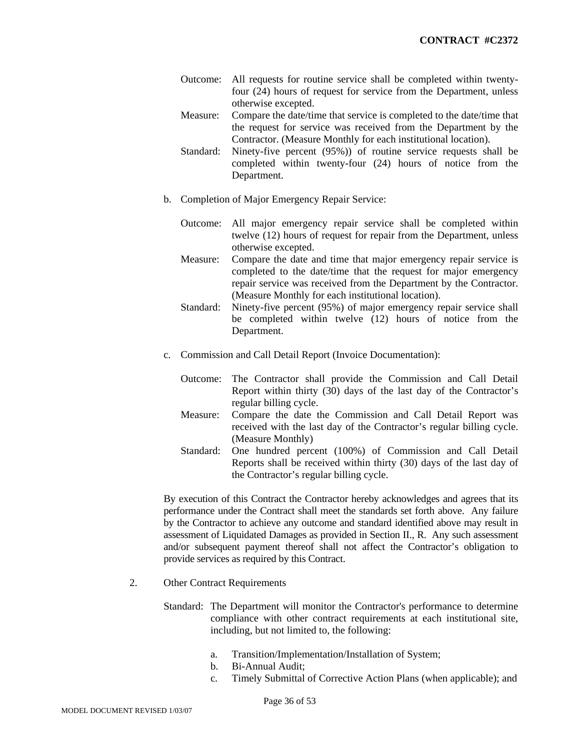Outcome: All requests for routine service shall be completed within twenty-four (24) hours of request for service from the Department, unless otherwise excepted.

Measure: Compare the date/time that service is completed to the date/time that the request for service was received from the Department by the Contractor. (Measure Monthly for each institutional location).

Standard: Ninety-five percent (95%)) of routine service requests shall be completed within twenty-four (24) hours of notice from the Department.

b. Completion of Major Emergency Repair Service:

Outcome: All major emergency repair service shall be completed within twelve (12) hours of request for repair from the Department, unless otherwise excepted.

Measure: Compare the date and time that major emergency repair service is completed to the date/time that the request for major emergency repair service was received from the Department by the Contractor. (Measure Monthly for each institutional location).

Standard: Ninety-five percent (95%) of major emergency repair service shall be completed within twelve (12) hours of notice from the Department.

c. Commission and Call Detail Report (Invoice Documentation):

Outcome: The Contractor shall provide the Commission and Call Detail Report within thirty (30) days of the last day of the Contractor's regular billing cycle.

Measure: Compare the date the Commission and Call Detail Report was received with the last day of the Contractor's regular billing cycle. (Measure Monthly)

Standard: One hundred percent (100%) of Commission and Call Detail Reports shall be received within thirty (30) days of the last day of the Contractor's regular billing cycle.

By execution of this Contract the Contractor hereby acknowledges and agrees that its performance under the Contract shall meet the standards set forth above. Any failure by the Contractor to achieve any outcome and standard identified above may result in assessment of Liquidated Damages as provided in Section II., R. Any such assessment and/or subsequent payment thereof shall not affect the Contractor's obligation to provide services as required by this Contract.

2. Other Contract Requirements

Standard: The Department will monitor the Contractor's performance to determine compliance with other contract requirements at each institutional site, including, but not limited to, the following:

a. Transition/Implementation/Installation of System;
b. Bi-Annual Audit;
c. Timely Submittal of Corrective Action Plans (when applicable); and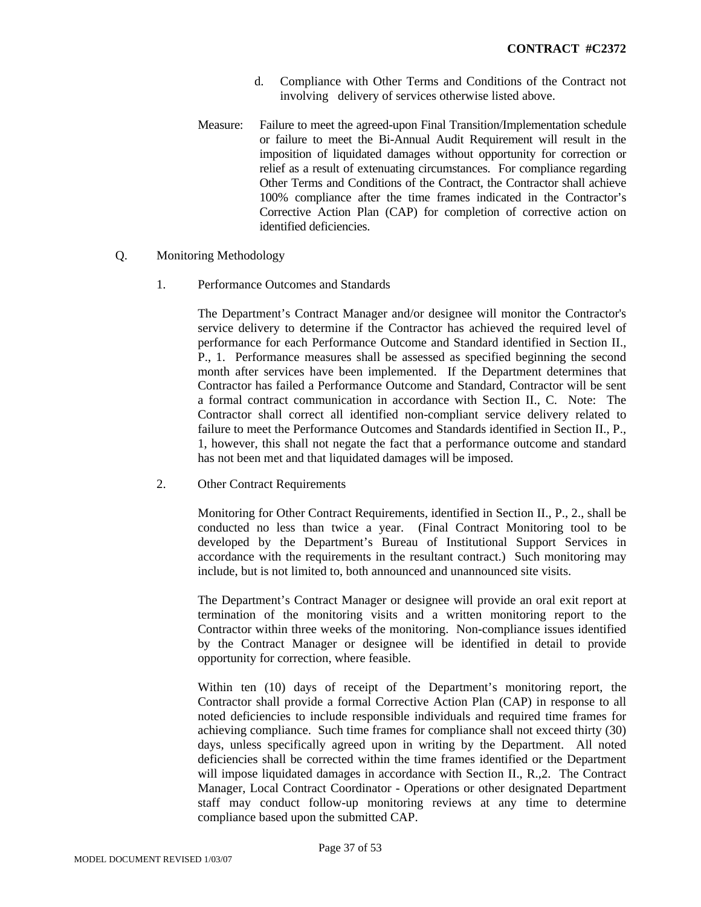d. Compliance with Other Terms and Conditions of the Contract not involving delivery of services otherwise listed above.

Measure: Failure to meet the agreed-upon Final Transition/Implementation schedule or failure to meet the Bi-Annual Audit Requirement will result in the imposition of liquidated damages without opportunity for correction or relief as a result of extenuating circumstances. For compliance regarding Other Terms and Conditions of the Contract, the Contractor shall achieve 100% compliance after the time frames indicated in the Contractor's Corrective Action Plan (CAP) for completion of corrective action on identified deficiencies.

Q. Monitoring Methodology

1. Performance Outcomes and Standards

The Department's Contract Manager and/or designee will monitor the Contractor's service delivery to determine if the Contractor has achieved the required level of performance for each Performance Outcome and Standard identified in Section II., P., 1. Performance measures shall be assessed as specified beginning the second month after services have been implemented. If the Department determines that Contractor has failed a Performance Outcome and Standard, Contractor will be sent a formal contract communication in accordance with Section II., C. Note: The Contractor shall correct all identified non-compliant service delivery related to failure to meet the Performance Outcomes and Standards identified in Section II., P., 1, however, this shall not negate the fact that a performance outcome and standard has not been met and that liquidated damages will be imposed.

2. Other Contract Requirements

Monitoring for Other Contract Requirements, identified in Section II., P., 2., shall be conducted no less than twice a year. (Final Contract Monitoring tool to be developed by the Department's Bureau of Institutional Support Services in accordance with the requirements in the resultant contract.) Such monitoring may include, but is not limited to, both announced and unannounced site visits.

The Department's Contract Manager or designee will provide an oral exit report at termination of the monitoring visits and a written monitoring report to the Contractor within three weeks of the monitoring. Non-compliance issues identified by the Contract Manager or designee will be identified in detail to provide opportunity for correction, where feasible.

Within ten (10) days of receipt of the Department's monitoring report, the Contractor shall provide a formal Corrective Action Plan (CAP) in response to all noted deficiencies to include responsible individuals and required time frames for achieving compliance. Such time frames for compliance shall not exceed thirty (30) days, unless specifically agreed upon in writing by the Department. All noted deficiencies shall be corrected within the time frames identified or the Department will impose liquidated damages in accordance with Section II., R.,2. The Contract Manager, Local Contract Coordinator - Operations or other designated Department staff may conduct follow-up monitoring reviews at any time to determine compliance based upon the submitted CAP.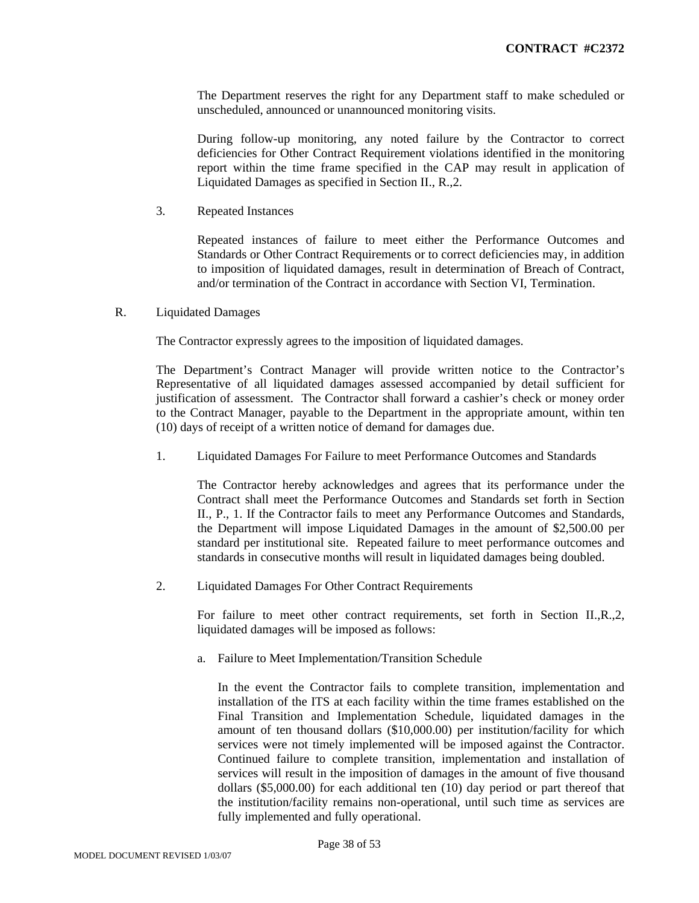The Department reserves the right for any Department staff to make scheduled or unscheduled, announced or unannounced monitoring visits.

During follow-up monitoring, any noted failure by the Contractor to correct deficiencies for Other Contract Requirement violations identified in the monitoring report within the time frame specified in the CAP may result in application of Liquidated Damages as specified in Section II., R.,2.

3. Repeated Instances

Repeated instances of failure to meet either the Performance Outcomes and Standards or Other Contract Requirements or to correct deficiencies may, in addition to imposition of liquidated damages, result in determination of Breach of Contract, and/or termination of the Contract in accordance with Section VI, Termination.

R. Liquidated Damages

The Contractor expressly agrees to the imposition of liquidated damages.

The Department's Contract Manager will provide written notice to the Contractor's Representative of all liquidated damages assessed accompanied by detail sufficient for justification of assessment. The Contractor shall forward a cashier's check or money order to the Contract Manager, payable to the Department in the appropriate amount, within ten (10) days of receipt of a written notice of demand for damages due.

1. Liquidated Damages For Failure to meet Performance Outcomes and Standards

The Contractor hereby acknowledges and agrees that its performance under the Contract shall meet the Performance Outcomes and Standards set forth in Section II., P., 1. If the Contractor fails to meet any Performance Outcomes and Standards, the Department will impose Liquidated Damages in the amount of $2,500.00 per standard per institutional site. Repeated failure to meet performance outcomes and standards in consecutive months will result in liquidated damages being doubled.

2. Liquidated Damages For Other Contract Requirements

For failure to meet other contract requirements, set forth in Section II.,R.,2, liquidated damages will be imposed as follows:

a. Failure to Meet Implementation/Transition Schedule

In the event the Contractor fails to complete transition, implementation and installation of the ITS at each facility within the time frames established on the Final Transition and Implementation Schedule, liquidated damages in the amount of ten thousand dollars ($10,000.00) per institution/facility for which services were not timely implemented will be imposed against the Contractor. Continued failure to complete transition, implementation and installation of services will result in the imposition of damages in the amount of five thousand dollars ($5,000.00) for each additional ten (10) day period or part thereof that the institution/facility remains non-operational, until such time as services are fully implemented and fully operational.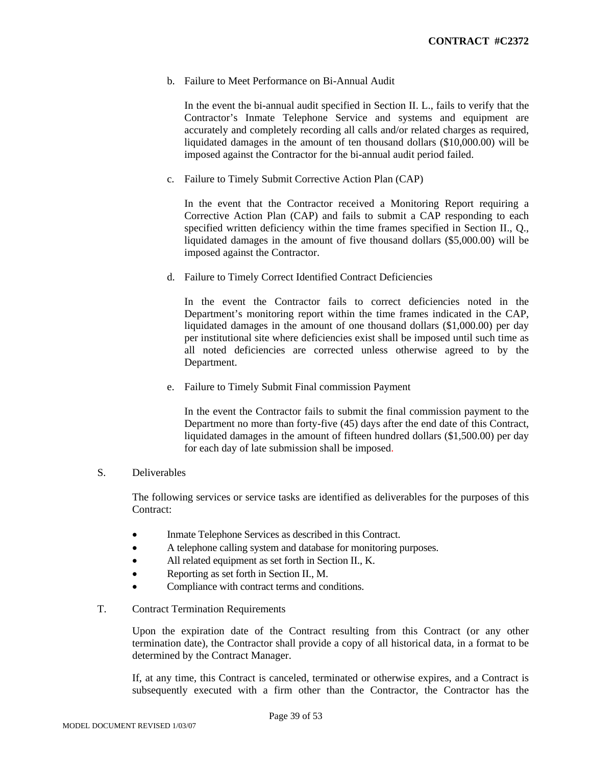b. Failure to Meet Performance on Bi-Annual Audit

   In the event the bi-annual audit specified in Section II. L., fails to verify that the Contractor's Inmate Telephone Service and systems and equipment are accurately and completely recording all calls and/or related charges as required, liquidated damages in the amount of ten thousand dollars ($10,000.00) will be imposed against the Contractor for the bi-annual audit period failed.

c. Failure to Timely Submit Corrective Action Plan (CAP)

   In the event that the Contractor received a Monitoring Report requiring a Corrective Action Plan (CAP) and fails to submit a CAP responding to each specified written deficiency within the time frames specified in Section II., Q., liquidated damages in the amount of five thousand dollars ($5,000.00) will be imposed against the Contractor.

d. Failure to Timely Correct Identified Contract Deficiencies

   In the event the Contractor fails to correct deficiencies noted in the Department's monitoring report within the time frames indicated in the CAP, liquidated damages in the amount of one thousand dollars ($1,000.00) per day per institutional site where deficiencies exist shall be imposed until such time as all noted deficiencies are corrected unless otherwise agreed to by the Department.

e. Failure to Timely Submit Final commission Payment

   In the event the Contractor fails to submit the final commission payment to the Department no more than forty-five (45) days after the end date of this Contract, liquidated damages in the amount of fifteen hundred dollars ($1,500.00) per day for each day of late submission shall be imposed.

S. Deliverables

The following services or service tasks are identified as deliverables for the purposes of this Contract:

- Inmate Telephone Services as described in this Contract.
- A telephone calling system and database for monitoring purposes.
- All related equipment as set forth in Section II., K.
- Reporting as set forth in Section II., M.
- Compliance with contract terms and conditions.

T. Contract Termination Requirements

Upon the expiration date of the Contract resulting from this Contract (or any other termination date), the Contractor shall provide a copy of all historical data, in a format to be determined by the Contract Manager.

If, at any time, this Contract is canceled, terminated or otherwise expires, and a Contract is subsequently executed with a firm other than the Contractor, the Contractor has the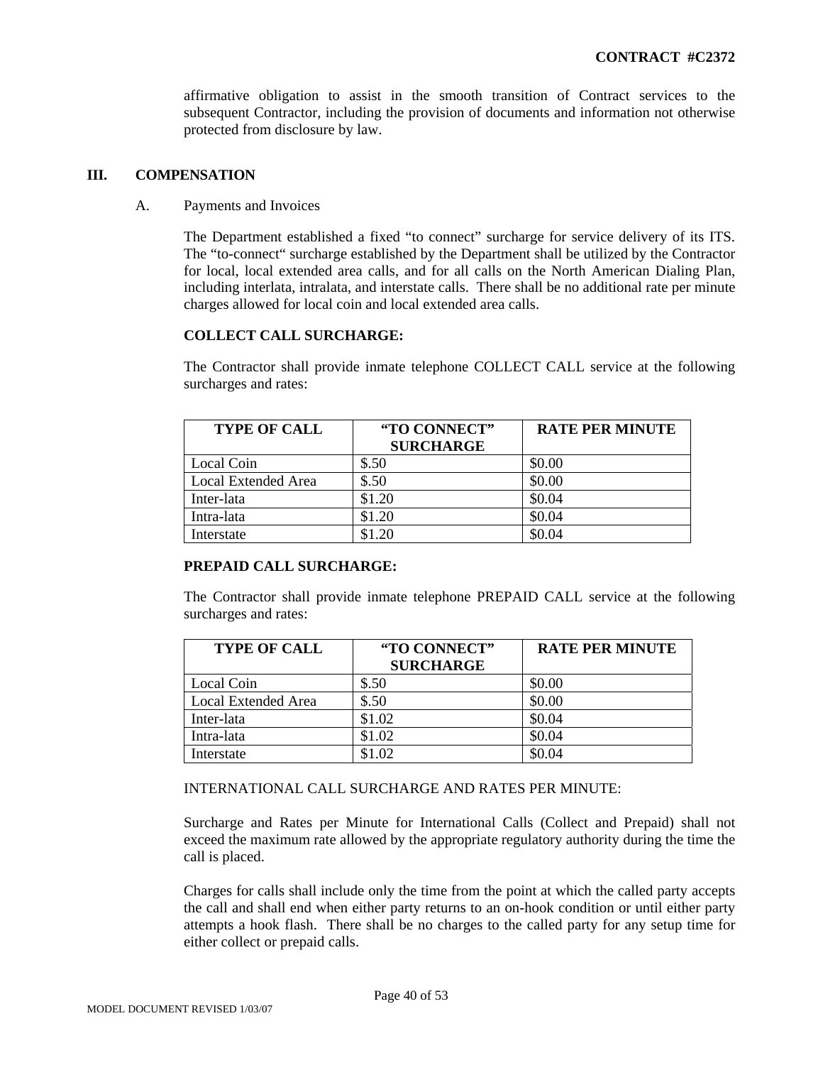affirmative obligation to assist in the smooth transition of Contract services to the subsequent Contractor, including the provision of documents and information not otherwise protected from disclosure by law.

## III. COMPENSATION

A. Payments and Invoices

The Department established a fixed "to connect" surcharge for service delivery of its ITS. The "to-connect" surcharge established by the Department shall be utilized by the Contractor for local, local extended area calls, and for all calls on the North American Dialing Plan, including interlata, intralata, and interstate calls. There shall be no additional rate per minute charges allowed for local coin and local extended area calls.

**COLLECT CALL SURCHARGE:**

The Contractor shall provide inmate telephone COLLECT CALL service at the following surcharges and rates:

| TYPE OF CALL | "TO CONNECT" SURCHARGE | RATE PER MINUTE |
|---|---|---|
| Local Coin | $.50 | $0.00 |
| Local Extended Area | $.50 | $0.00 |
| Inter-lata | $1.20 | $0.04 |
| Intra-lata | $1.20 | $0.04 |
| Interstate | $1.20 | $0.04 |

**PREPAID CALL SURCHARGE:**

The Contractor shall provide inmate telephone PREPAID CALL service at the following surcharges and rates:

| TYPE OF CALL | "TO CONNECT" SURCHARGE | RATE PER MINUTE |
|---|---|---|
| Local Coin | $.50 | $0.00 |
| Local Extended Area | $.50 | $0.00 |
| Inter-lata | $1.02 | $0.04 |
| Intra-lata | $1.02 | $0.04 |
| Interstate | $1.02 | $0.04 |

INTERNATIONAL CALL SURCHARGE AND RATES PER MINUTE:

Surcharge and Rates per Minute for International Calls (Collect and Prepaid) shall not exceed the maximum rate allowed by the appropriate regulatory authority during the time the call is placed.

Charges for calls shall include only the time from the point at which the called party accepts the call and shall end when either party returns to an on-hook condition or until either party attempts a hook flash. There shall be no charges to the called party for any setup time for either collect or prepaid calls.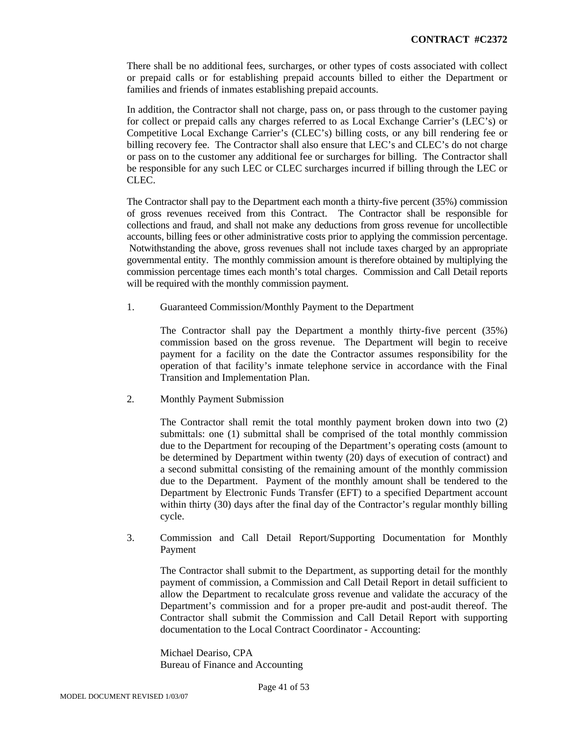There shall be no additional fees, surcharges, or other types of costs associated with collect or prepaid calls or for establishing prepaid accounts billed to either the Department or families and friends of inmates establishing prepaid accounts.

In addition, the Contractor shall not charge, pass on, or pass through to the customer paying for collect or prepaid calls any charges referred to as Local Exchange Carrier's (LEC's) or Competitive Local Exchange Carrier's (CLEC's) billing costs, or any bill rendering fee or billing recovery fee. The Contractor shall also ensure that LEC's and CLEC's do not charge or pass on to the customer any additional fee or surcharges for billing. The Contractor shall be responsible for any such LEC or CLEC surcharges incurred if billing through the LEC or CLEC.

The Contractor shall pay to the Department each month a thirty-five percent (35%) commission of gross revenues received from this Contract. The Contractor shall be responsible for collections and fraud, and shall not make any deductions from gross revenue for uncollectible accounts, billing fees or other administrative costs prior to applying the commission percentage. Notwithstanding the above, gross revenues shall not include taxes charged by an appropriate governmental entity. The monthly commission amount is therefore obtained by multiplying the commission percentage times each month's total charges. Commission and Call Detail reports will be required with the monthly commission payment.

1. Guaranteed Commission/Monthly Payment to the Department

   The Contractor shall pay the Department a monthly thirty-five percent (35%) commission based on the gross revenue. The Department will begin to receive payment for a facility on the date the Contractor assumes responsibility for the operation of that facility's inmate telephone service in accordance with the Final Transition and Implementation Plan.

2. Monthly Payment Submission

   The Contractor shall remit the total monthly payment broken down into two (2) submittals: one (1) submittal shall be comprised of the total monthly commission due to the Department for recouping of the Department's operating costs (amount to be determined by Department within twenty (20) days of execution of contract) and a second submittal consisting of the remaining amount of the monthly commission due to the Department. Payment of the monthly amount shall be tendered to the Department by Electronic Funds Transfer (EFT) to a specified Department account within thirty (30) days after the final day of the Contractor's regular monthly billing cycle.

3. Commission and Call Detail Report/Supporting Documentation for Monthly Payment

   The Contractor shall submit to the Department, as supporting detail for the monthly payment of commission, a Commission and Call Detail Report in detail sufficient to allow the Department to recalculate gross revenue and validate the accuracy of the Department's commission and for a proper pre-audit and post-audit thereof. The Contractor shall submit the Commission and Call Detail Report with supporting documentation to the Local Contract Coordinator - Accounting:

   Michael Deariso, CPA
   Bureau of Finance and Accounting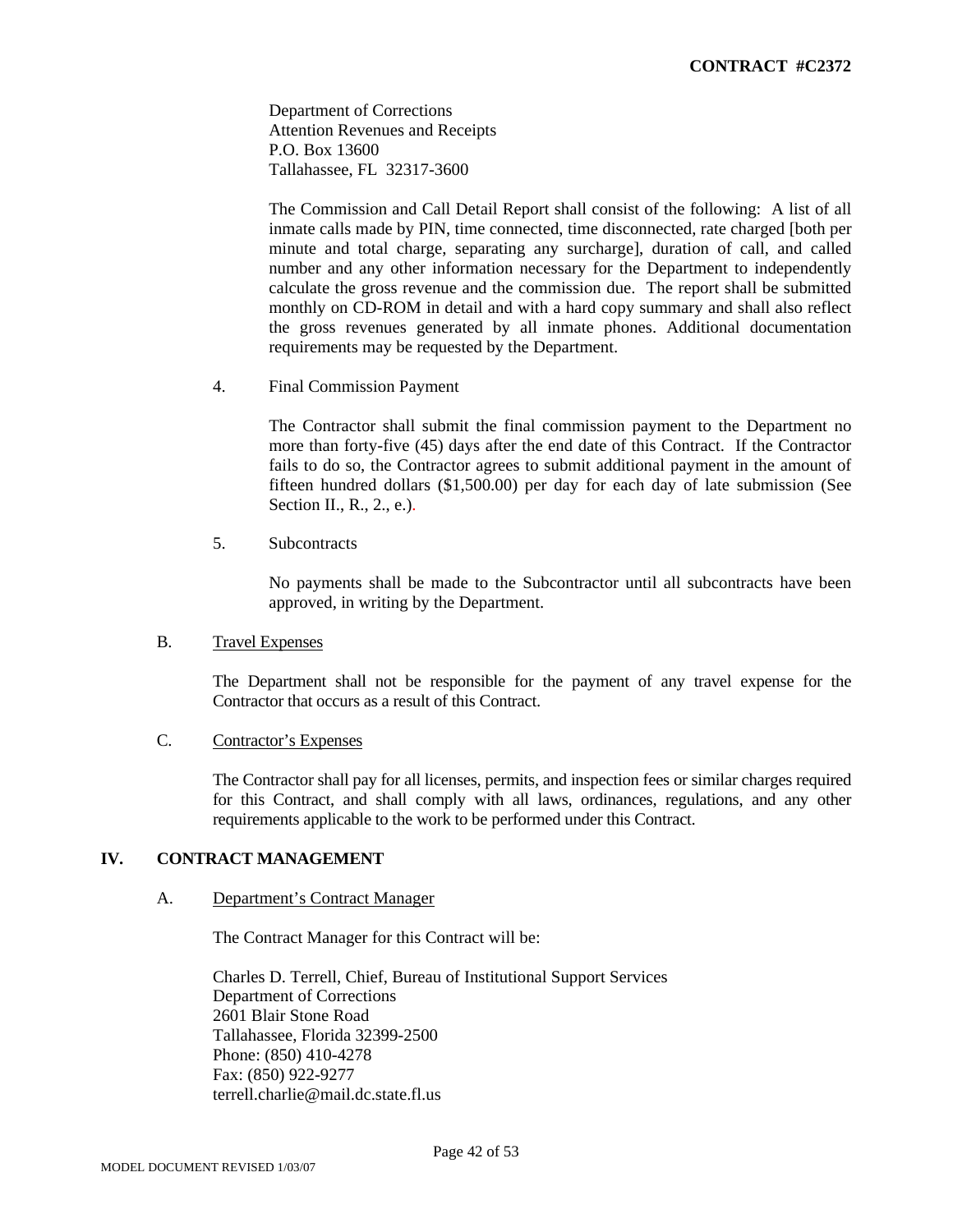Department of Corrections
Attention Revenues and Receipts
P.O. Box 13600
Tallahassee, FL 32317-3600

The Commission and Call Detail Report shall consist of the following: A list of all inmate calls made by PIN, time connected, time disconnected, rate charged [both per minute and total charge, separating any surcharge], duration of call, and called number and any other information necessary for the Department to independently calculate the gross revenue and the commission due. The report shall be submitted monthly on CD-ROM in detail and with a hard copy summary and shall also reflect the gross revenues generated by all inmate phones. Additional documentation requirements may be requested by the Department.

4. Final Commission Payment

The Contractor shall submit the final commission payment to the Department no more than forty-five (45) days after the end date of this Contract. If the Contractor fails to do so, the Contractor agrees to submit additional payment in the amount of fifteen hundred dollars ($1,500.00) per day for each day of late submission (See Section II., R., 2., e.).

5. Subcontracts

No payments shall be made to the Subcontractor until all subcontracts have been approved, in writing by the Department.

B. Travel Expenses

The Department shall not be responsible for the payment of any travel expense for the Contractor that occurs as a result of this Contract.

C. Contractor's Expenses

The Contractor shall pay for all licenses, permits, and inspection fees or similar charges required for this Contract, and shall comply with all laws, ordinances, regulations, and any other requirements applicable to the work to be performed under this Contract.

## IV. CONTRACT MANAGEMENT

A. Department's Contract Manager

The Contract Manager for this Contract will be:

Charles D. Terrell, Chief, Bureau of Institutional Support Services
Department of Corrections
2601 Blair Stone Road
Tallahassee, Florida 32399-2500
Phone: (850) 410-4278
Fax: (850) 922-9277
terrell.charlie@mail.dc.state.fl.us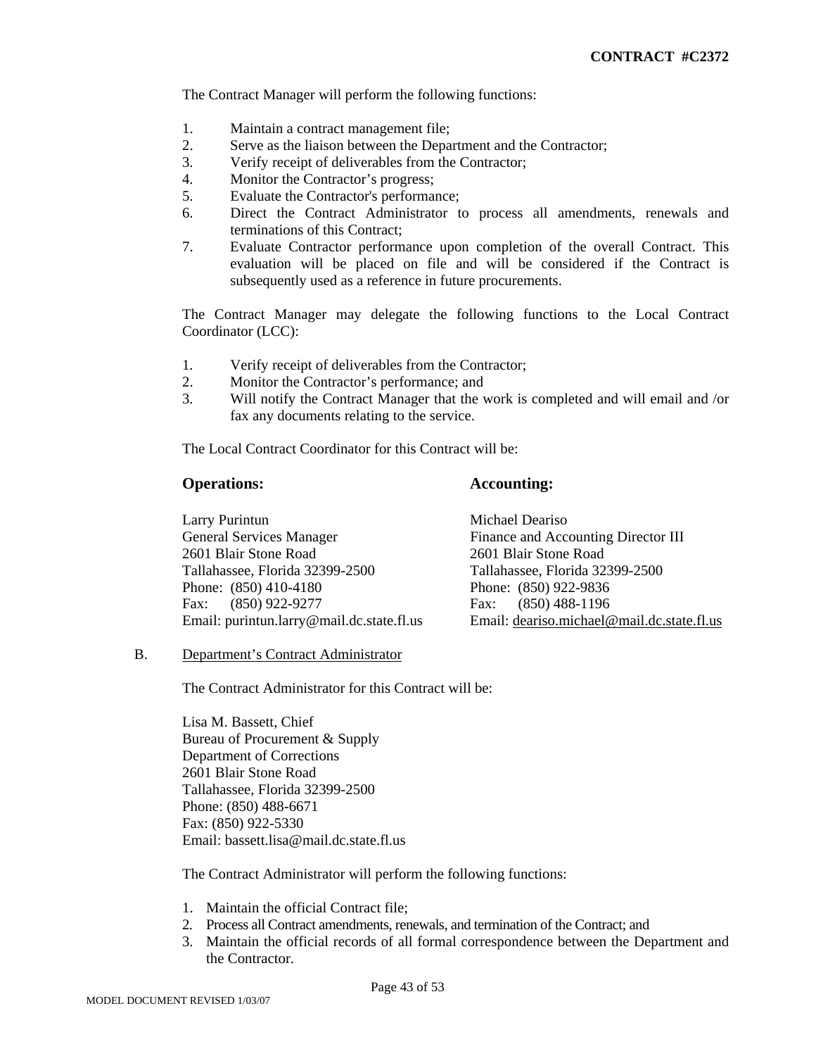The Contract Manager will perform the following functions:

1. Maintain a contract management file;
2. Serve as the liaison between the Department and the Contractor;
3. Verify receipt of deliverables from the Contractor;
4. Monitor the Contractor's progress;
5. Evaluate the Contractor's performance;
6. Direct the Contract Administrator to process all amendments, renewals and terminations of this Contract;
7. Evaluate Contractor performance upon completion of the overall Contract. This evaluation will be placed on file and will be considered if the Contract is subsequently used as a reference in future procurements.

The Contract Manager may delegate the following functions to the Local Contract Coordinator (LCC):

1. Verify receipt of deliverables from the Contractor;
2. Monitor the Contractor's performance; and
3. Will notify the Contract Manager that the work is completed and will email and /or fax any documents relating to the service.

The Local Contract Coordinator for this Contract will be:

**Operations:**

Larry Purintun
General Services Manager
2601 Blair Stone Road
Tallahassee, Florida 32399-2500
Phone: (850) 410-4180
Fax: (850) 922-9277
Email: purintun.larry@mail.dc.state.fl.us

**Accounting:**

Michael Deariso
Finance and Accounting Director III
2601 Blair Stone Road
Tallahassee, Florida 32399-2500
Phone: (850) 922-9836
Fax: (850) 488-1196
Email: deariso.michael@mail.dc.state.fl.us

B. Department's Contract Administrator

The Contract Administrator for this Contract will be:

Lisa M. Bassett, Chief
Bureau of Procurement & Supply
Department of Corrections
2601 Blair Stone Road
Tallahassee, Florida 32399-2500
Phone: (850) 488-6671
Fax: (850) 922-5330
Email: bassett.lisa@mail.dc.state.fl.us

The Contract Administrator will perform the following functions:

1. Maintain the official Contract file;
2. Process all Contract amendments, renewals, and termination of the Contract; and
3. Maintain the official records of all formal correspondence between the Department and the Contractor.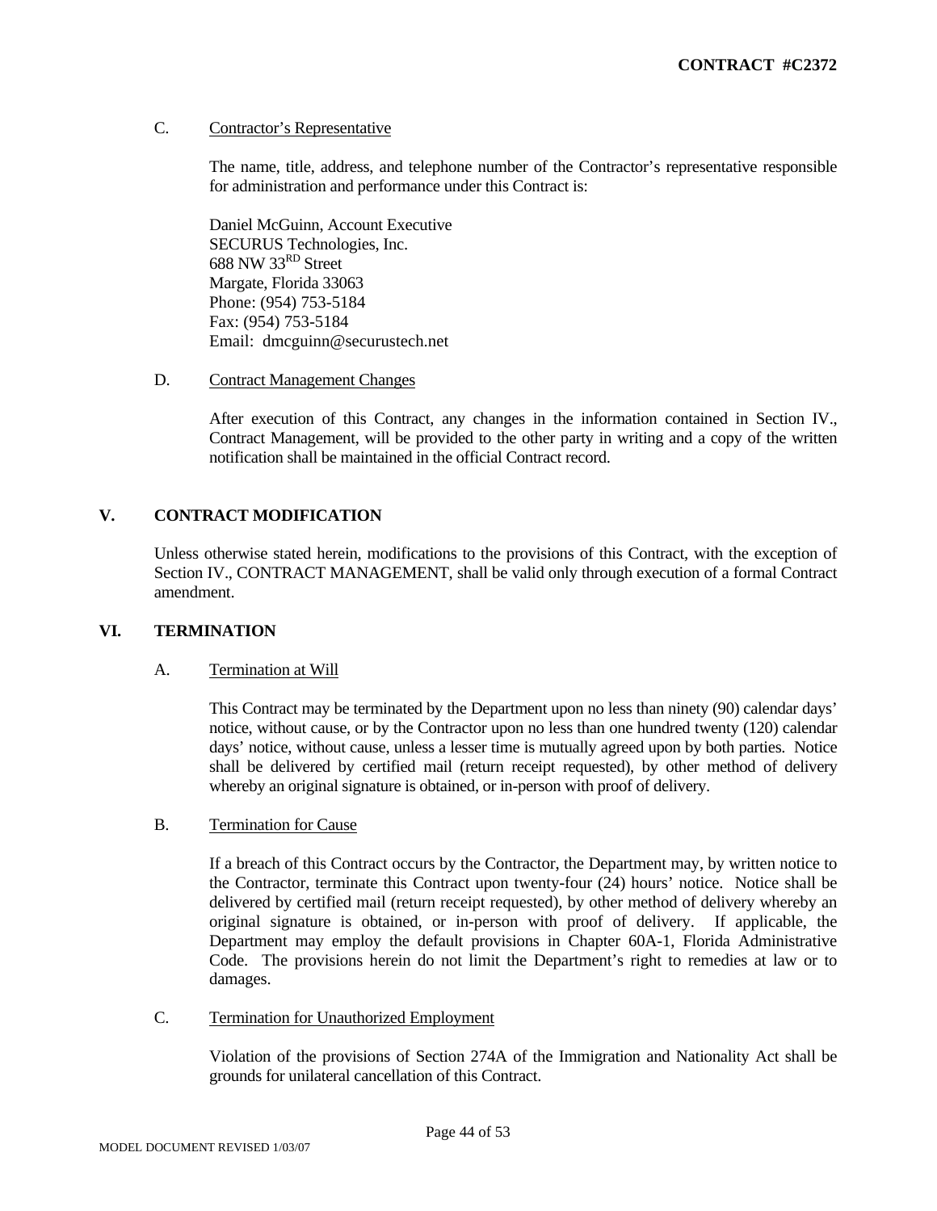C. Contractor's Representative

The name, title, address, and telephone number of the Contractor's representative responsible for administration and performance under this Contract is:

Daniel McGuinn, Account Executive  
SECURUS Technologies, Inc.  
688 NW 33^RD Street  
Margate, Florida 33063  
Phone: (954) 753-5184  
Fax: (954) 753-5184  
Email: dmcguinn@securustech.net

D. Contract Management Changes

After execution of this Contract, any changes in the information contained in Section IV., Contract Management, will be provided to the other party in writing and a copy of the written notification shall be maintained in the official Contract record.

## V. CONTRACT MODIFICATION

Unless otherwise stated herein, modifications to the provisions of this Contract, with the exception of Section IV., CONTRACT MANAGEMENT, shall be valid only through execution of a formal Contract amendment.

## VI. TERMINATION

A. Termination at Will

This Contract may be terminated by the Department upon no less than ninety (90) calendar days' notice, without cause, or by the Contractor upon no less than one hundred twenty (120) calendar days' notice, without cause, unless a lesser time is mutually agreed upon by both parties. Notice shall be delivered by certified mail (return receipt requested), by other method of delivery whereby an original signature is obtained, or in-person with proof of delivery.

B. Termination for Cause

If a breach of this Contract occurs by the Contractor, the Department may, by written notice to the Contractor, terminate this Contract upon twenty-four (24) hours' notice. Notice shall be delivered by certified mail (return receipt requested), by other method of delivery whereby an original signature is obtained, or in-person with proof of delivery. If applicable, the Department may employ the default provisions in Chapter 60A-1, Florida Administrative Code. The provisions herein do not limit the Department's right to remedies at law or to damages.

C. Termination for Unauthorized Employment

Violation of the provisions of Section 274A of the Immigration and Nationality Act shall be grounds for unilateral cancellation of this Contract.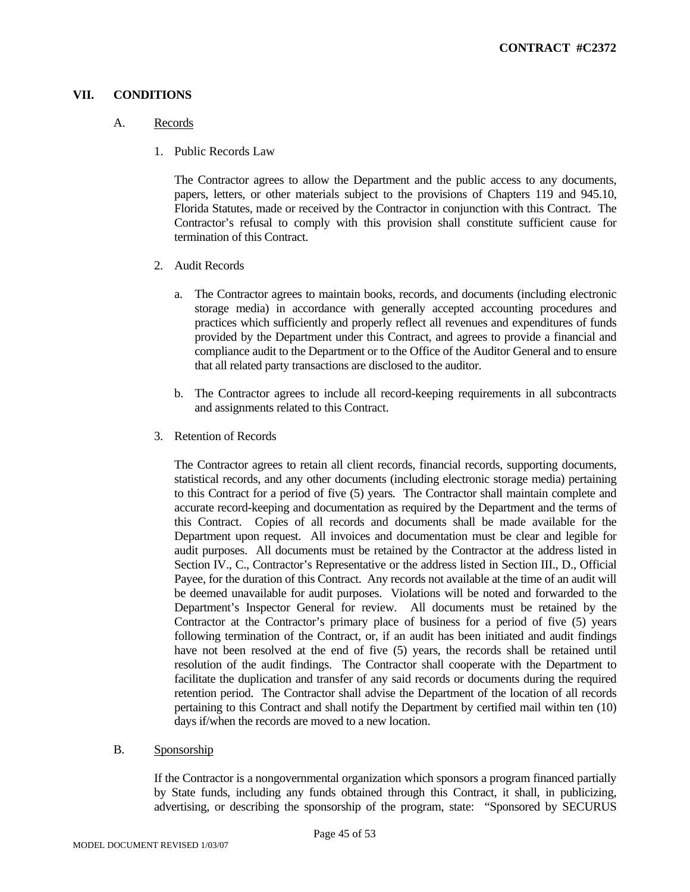## VII. CONDITIONS

### A. Records

1. Public Records Law

The Contractor agrees to allow the Department and the public access to any documents, papers, letters, or other materials subject to the provisions of Chapters 119 and 945.10, Florida Statutes, made or received by the Contractor in conjunction with this Contract. The Contractor's refusal to comply with this provision shall constitute sufficient cause for termination of this Contract.

2. Audit Records

   a. The Contractor agrees to maintain books, records, and documents (including electronic storage media) in accordance with generally accepted accounting procedures and practices which sufficiently and properly reflect all revenues and expenditures of funds provided by the Department under this Contract, and agrees to provide a financial and compliance audit to the Department or to the Office of the Auditor General and to ensure that all related party transactions are disclosed to the auditor.

   b. The Contractor agrees to include all record-keeping requirements in all subcontracts and assignments related to this Contract.

3. Retention of Records

The Contractor agrees to retain all client records, financial records, supporting documents, statistical records, and any other documents (including electronic storage media) pertaining to this Contract for a period of five (5) years. The Contractor shall maintain complete and accurate record-keeping and documentation as required by the Department and the terms of this Contract. Copies of all records and documents shall be made available for the Department upon request. All invoices and documentation must be clear and legible for audit purposes. All documents must be retained by the Contractor at the address listed in Section IV., C., Contractor's Representative or the address listed in Section III., D., Official Payee, for the duration of this Contract. Any records not available at the time of an audit will be deemed unavailable for audit purposes. Violations will be noted and forwarded to the Department's Inspector General for review. All documents must be retained by the Contractor at the Contractor's primary place of business for a period of five (5) years following termination of the Contract, or, if an audit has been initiated and audit findings have not been resolved at the end of five (5) years, the records shall be retained until resolution of the audit findings. The Contractor shall cooperate with the Department to facilitate the duplication and transfer of any said records or documents during the required retention period. The Contractor shall advise the Department of the location of all records pertaining to this Contract and shall notify the Department by certified mail within ten (10) days if/when the records are moved to a new location.

### B. Sponsorship

If the Contractor is a nongovernmental organization which sponsors a program financed partially by State funds, including any funds obtained through this Contract, it shall, in publicizing, advertising, or describing the sponsorship of the program, state: "Sponsored by SECURUS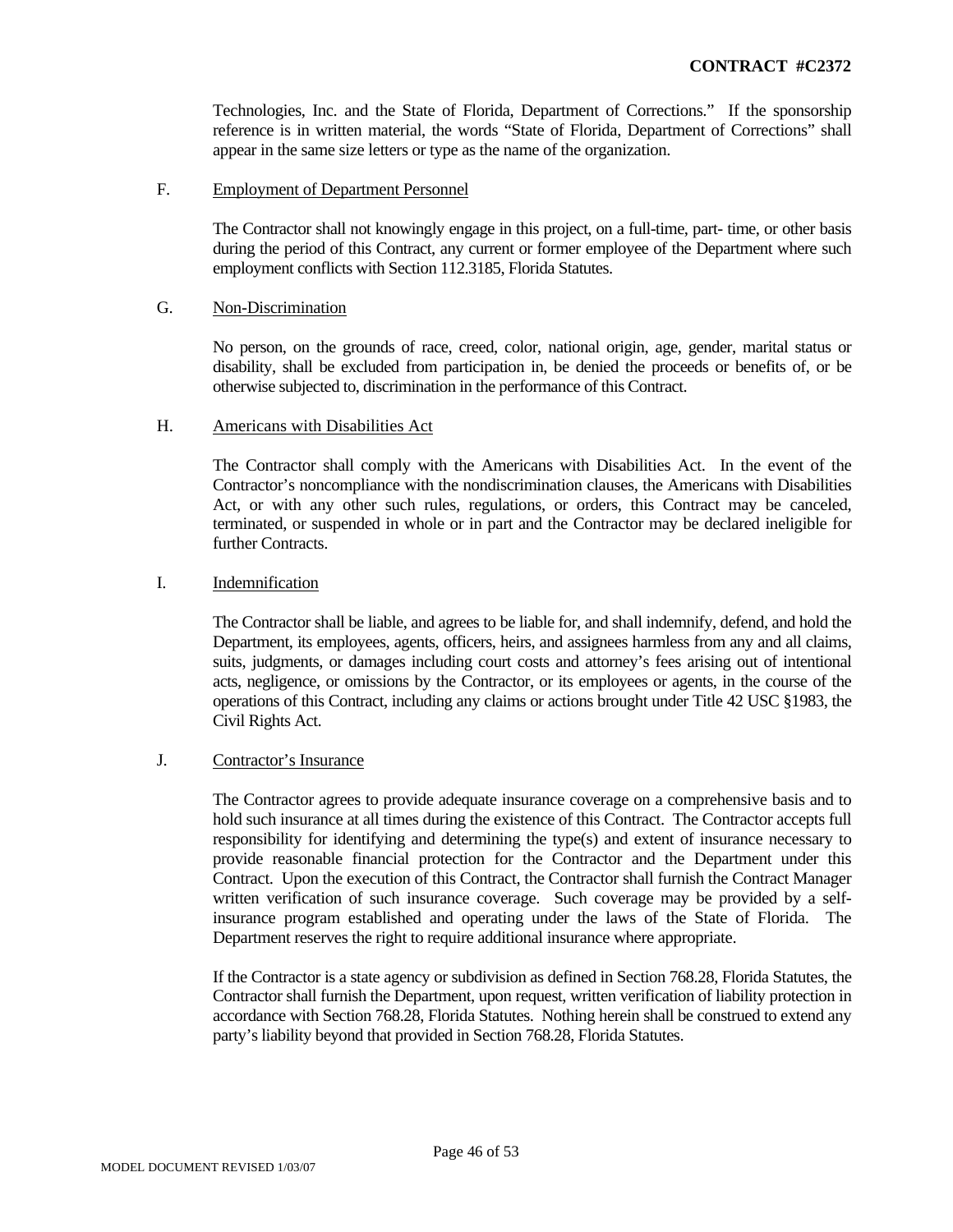Technologies, Inc. and the State of Florida, Department of Corrections." If the sponsorship reference is in written material, the words "State of Florida, Department of Corrections" shall appear in the same size letters or type as the name of the organization.

F. Employment of Department Personnel

The Contractor shall not knowingly engage in this project, on a full-time, part- time, or other basis during the period of this Contract, any current or former employee of the Department where such employment conflicts with Section 112.3185, Florida Statutes.

G. Non-Discrimination

No person, on the grounds of race, creed, color, national origin, age, gender, marital status or disability, shall be excluded from participation in, be denied the proceeds or benefits of, or be otherwise subjected to, discrimination in the performance of this Contract.

H. Americans with Disabilities Act

The Contractor shall comply with the Americans with Disabilities Act. In the event of the Contractor's noncompliance with the nondiscrimination clauses, the Americans with Disabilities Act, or with any other such rules, regulations, or orders, this Contract may be canceled, terminated, or suspended in whole or in part and the Contractor may be declared ineligible for further Contracts.

I. Indemnification

The Contractor shall be liable, and agrees to be liable for, and shall indemnify, defend, and hold the Department, its employees, agents, officers, heirs, and assignees harmless from any and all claims, suits, judgments, or damages including court costs and attorney's fees arising out of intentional acts, negligence, or omissions by the Contractor, or its employees or agents, in the course of the operations of this Contract, including any claims or actions brought under Title 42 USC §1983, the Civil Rights Act.

J. Contractor's Insurance

The Contractor agrees to provide adequate insurance coverage on a comprehensive basis and to hold such insurance at all times during the existence of this Contract. The Contractor accepts full responsibility for identifying and determining the type(s) and extent of insurance necessary to provide reasonable financial protection for the Contractor and the Department under this Contract. Upon the execution of this Contract, the Contractor shall furnish the Contract Manager written verification of such insurance coverage. Such coverage may be provided by a self-insurance program established and operating under the laws of the State of Florida. The Department reserves the right to require additional insurance where appropriate.

If the Contractor is a state agency or subdivision as defined in Section 768.28, Florida Statutes, the Contractor shall furnish the Department, upon request, written verification of liability protection in accordance with Section 768.28, Florida Statutes. Nothing herein shall be construed to extend any party's liability beyond that provided in Section 768.28, Florida Statutes.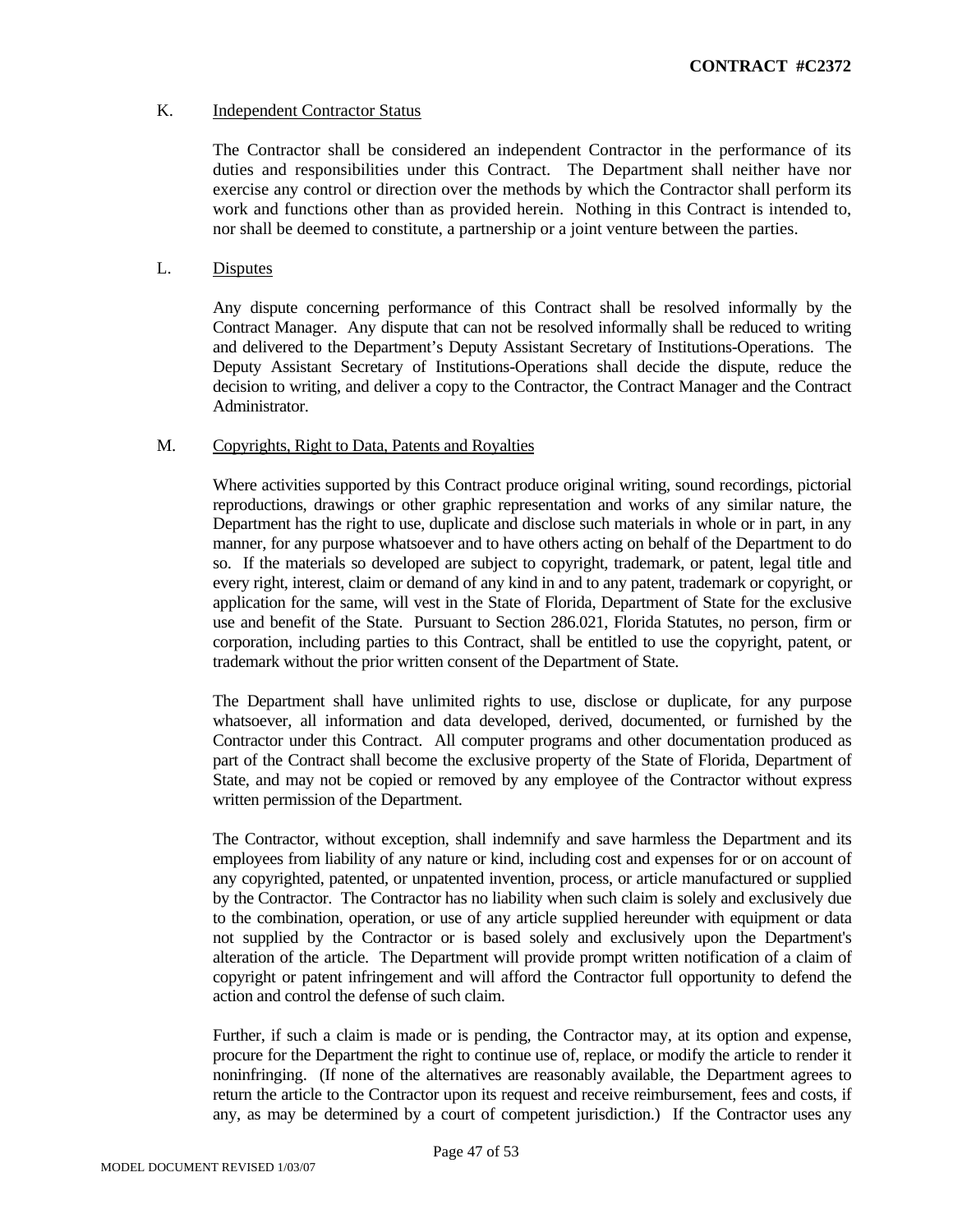K. Independent Contractor Status

The Contractor shall be considered an independent Contractor in the performance of its duties and responsibilities under this Contract. The Department shall neither have nor exercise any control or direction over the methods by which the Contractor shall perform its work and functions other than as provided herein. Nothing in this Contract is intended to, nor shall be deemed to constitute, a partnership or a joint venture between the parties.

L. Disputes

Any dispute concerning performance of this Contract shall be resolved informally by the Contract Manager. Any dispute that can not be resolved informally shall be reduced to writing and delivered to the Department's Deputy Assistant Secretary of Institutions-Operations. The Deputy Assistant Secretary of Institutions-Operations shall decide the dispute, reduce the decision to writing, and deliver a copy to the Contractor, the Contract Manager and the Contract Administrator.

M. Copyrights, Right to Data, Patents and Royalties

Where activities supported by this Contract produce original writing, sound recordings, pictorial reproductions, drawings or other graphic representation and works of any similar nature, the Department has the right to use, duplicate and disclose such materials in whole or in part, in any manner, for any purpose whatsoever and to have others acting on behalf of the Department to do so. If the materials so developed are subject to copyright, trademark, or patent, legal title and every right, interest, claim or demand of any kind in and to any patent, trademark or copyright, or application for the same, will vest in the State of Florida, Department of State for the exclusive use and benefit of the State. Pursuant to Section 286.021, Florida Statutes, no person, firm or corporation, including parties to this Contract, shall be entitled to use the copyright, patent, or trademark without the prior written consent of the Department of State.

The Department shall have unlimited rights to use, disclose or duplicate, for any purpose whatsoever, all information and data developed, derived, documented, or furnished by the Contractor under this Contract. All computer programs and other documentation produced as part of the Contract shall become the exclusive property of the State of Florida, Department of State, and may not be copied or removed by any employee of the Contractor without express written permission of the Department.

The Contractor, without exception, shall indemnify and save harmless the Department and its employees from liability of any nature or kind, including cost and expenses for or on account of any copyrighted, patented, or unpatented invention, process, or article manufactured or supplied by the Contractor. The Contractor has no liability when such claim is solely and exclusively due to the combination, operation, or use of any article supplied hereunder with equipment or data not supplied by the Contractor or is based solely and exclusively upon the Department's alteration of the article. The Department will provide prompt written notification of a claim of copyright or patent infringement and will afford the Contractor full opportunity to defend the action and control the defense of such claim.

Further, if such a claim is made or is pending, the Contractor may, at its option and expense, procure for the Department the right to continue use of, replace, or modify the article to render it noninfringing. (If none of the alternatives are reasonably available, the Department agrees to return the article to the Contractor upon its request and receive reimbursement, fees and costs, if any, as may be determined by a court of competent jurisdiction.) If the Contractor uses any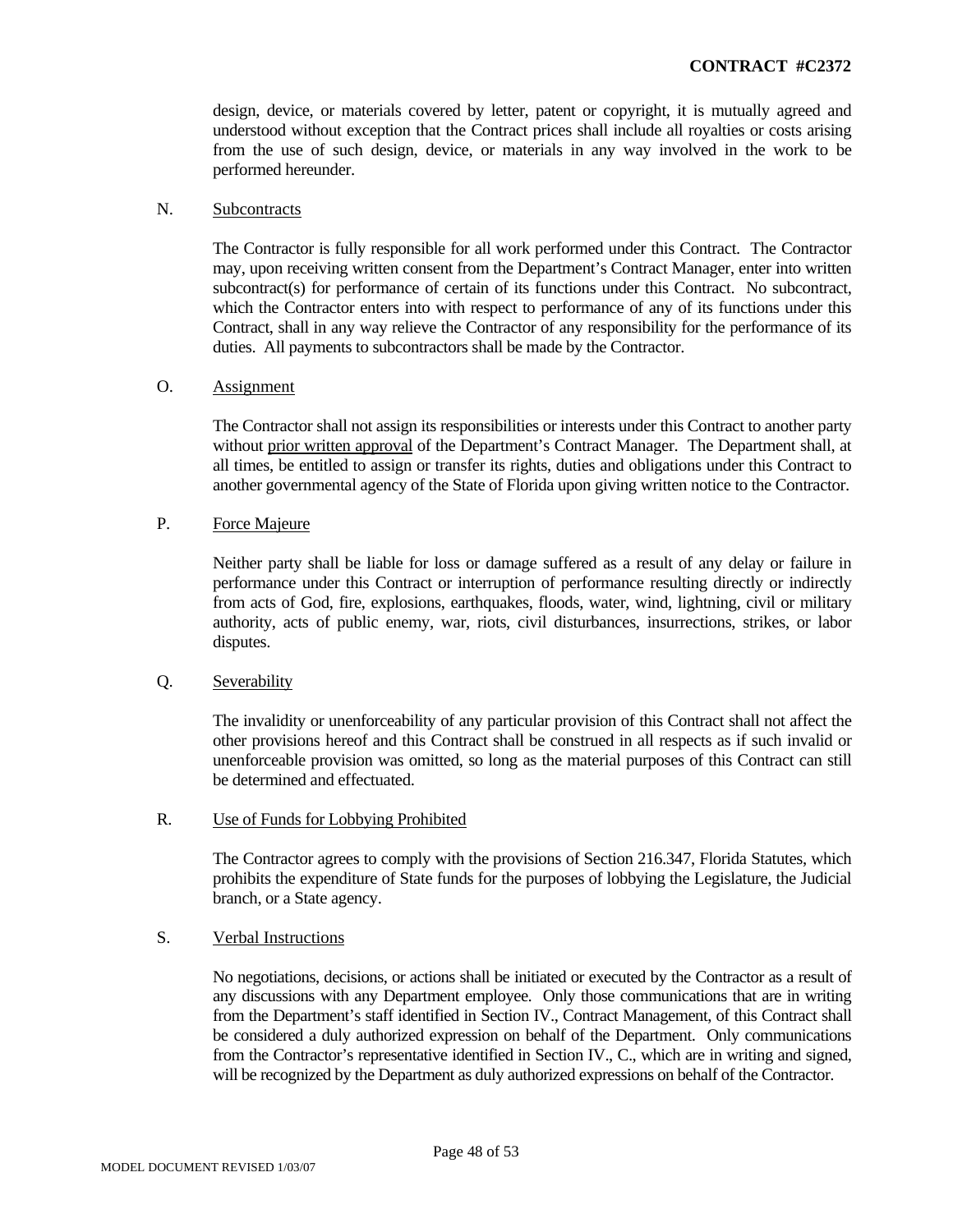design, device, or materials covered by letter, patent or copyright, it is mutually agreed and understood without exception that the Contract prices shall include all royalties or costs arising from the use of such design, device, or materials in any way involved in the work to be performed hereunder.

N. Subcontracts

The Contractor is fully responsible for all work performed under this Contract. The Contractor may, upon receiving written consent from the Department's Contract Manager, enter into written subcontract(s) for performance of certain of its functions under this Contract. No subcontract, which the Contractor enters into with respect to performance of any of its functions under this Contract, shall in any way relieve the Contractor of any responsibility for the performance of its duties. All payments to subcontractors shall be made by the Contractor.

O. Assignment

The Contractor shall not assign its responsibilities or interests under this Contract to another party without prior written approval of the Department's Contract Manager. The Department shall, at all times, be entitled to assign or transfer its rights, duties and obligations under this Contract to another governmental agency of the State of Florida upon giving written notice to the Contractor.

P. Force Majeure

Neither party shall be liable for loss or damage suffered as a result of any delay or failure in performance under this Contract or interruption of performance resulting directly or indirectly from acts of God, fire, explosions, earthquakes, floods, water, wind, lightning, civil or military authority, acts of public enemy, war, riots, civil disturbances, insurrections, strikes, or labor disputes.

Q. Severability

The invalidity or unenforceability of any particular provision of this Contract shall not affect the other provisions hereof and this Contract shall be construed in all respects as if such invalid or unenforceable provision was omitted, so long as the material purposes of this Contract can still be determined and effectuated.

R. Use of Funds for Lobbying Prohibited

The Contractor agrees to comply with the provisions of Section 216.347, Florida Statutes, which prohibits the expenditure of State funds for the purposes of lobbying the Legislature, the Judicial branch, or a State agency.

S. Verbal Instructions

No negotiations, decisions, or actions shall be initiated or executed by the Contractor as a result of any discussions with any Department employee. Only those communications that are in writing from the Department's staff identified in Section IV., Contract Management, of this Contract shall be considered a duly authorized expression on behalf of the Department. Only communications from the Contractor's representative identified in Section IV., C., which are in writing and signed, will be recognized by the Department as duly authorized expressions on behalf of the Contractor.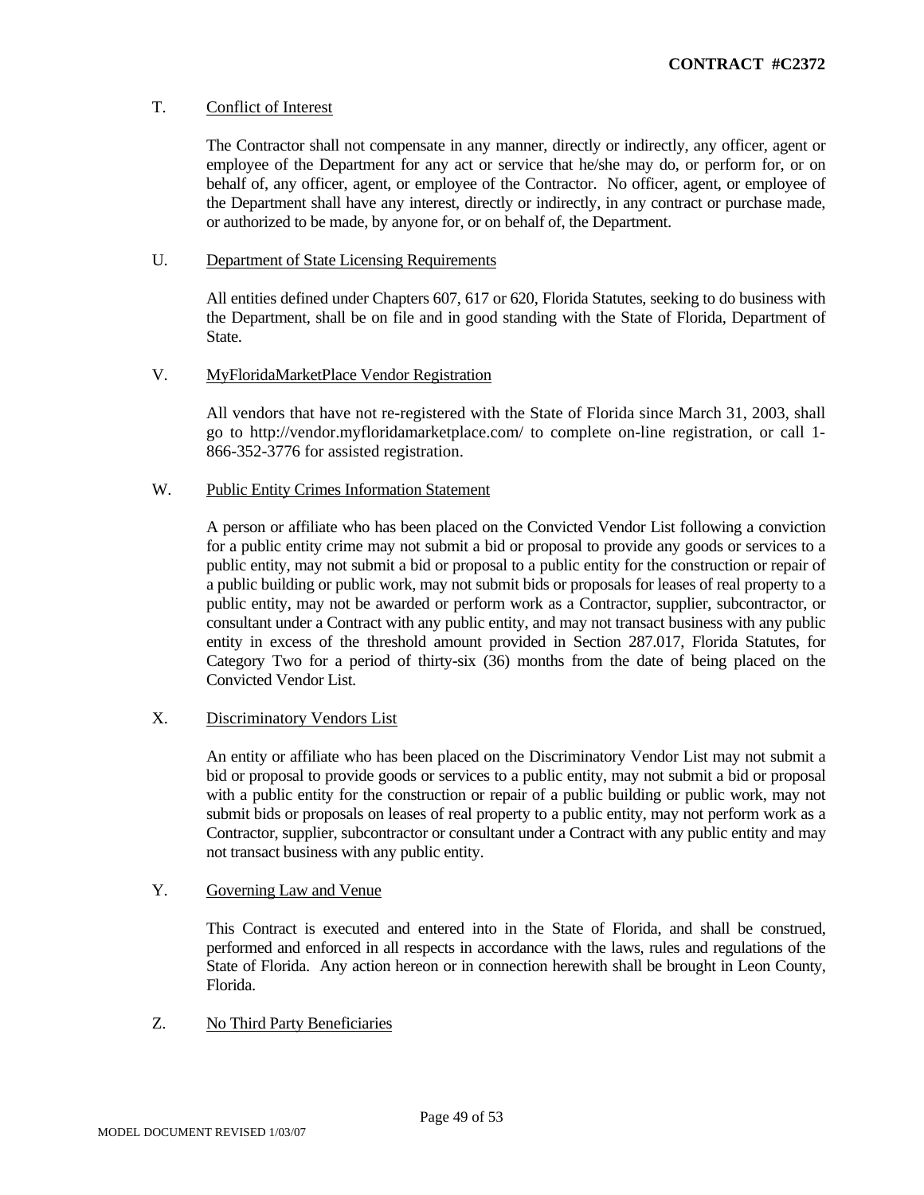T. <u>Conflict of Interest</u>

The Contractor shall not compensate in any manner, directly or indirectly, any officer, agent or employee of the Department for any act or service that he/she may do, or perform for, or on behalf of, any officer, agent, or employee of the Contractor. No officer, agent, or employee of the Department shall have any interest, directly or indirectly, in any contract or purchase made, or authorized to be made, by anyone for, or on behalf of, the Department.

U. <u>Department of State Licensing Requirements</u>

All entities defined under Chapters 607, 617 or 620, Florida Statutes, seeking to do business with the Department, shall be on file and in good standing with the State of Florida, Department of State.

V. <u>MyFloridaMarketPlace Vendor Registration</u>

All vendors that have not re-registered with the State of Florida since March 31, 2003, shall go to http://vendor.myfloridamarketplace.com/ to complete on-line registration, or call 1-866-352-3776 for assisted registration.

W. <u>Public Entity Crimes Information Statement</u>

A person or affiliate who has been placed on the Convicted Vendor List following a conviction for a public entity crime may not submit a bid or proposal to provide any goods or services to a public entity, may not submit a bid or proposal to a public entity for the construction or repair of a public building or public work, may not submit bids or proposals for leases of real property to a public entity, may not be awarded or perform work as a Contractor, supplier, subcontractor, or consultant under a Contract with any public entity, and may not transact business with any public entity in excess of the threshold amount provided in Section 287.017, Florida Statutes, for Category Two for a period of thirty-six (36) months from the date of being placed on the Convicted Vendor List.

X. <u>Discriminatory Vendors List</u>

An entity or affiliate who has been placed on the Discriminatory Vendor List may not submit a bid or proposal to provide goods or services to a public entity, may not submit a bid or proposal with a public entity for the construction or repair of a public building or public work, may not submit bids or proposals on leases of real property to a public entity, may not perform work as a Contractor, supplier, subcontractor or consultant under a Contract with any public entity and may not transact business with any public entity.

Y. <u>Governing Law and Venue</u>

This Contract is executed and entered into in the State of Florida, and shall be construed, performed and enforced in all respects in accordance with the laws, rules and regulations of the State of Florida. Any action hereon or in connection herewith shall be brought in Leon County, Florida.

Z. <u>No Third Party Beneficiaries</u>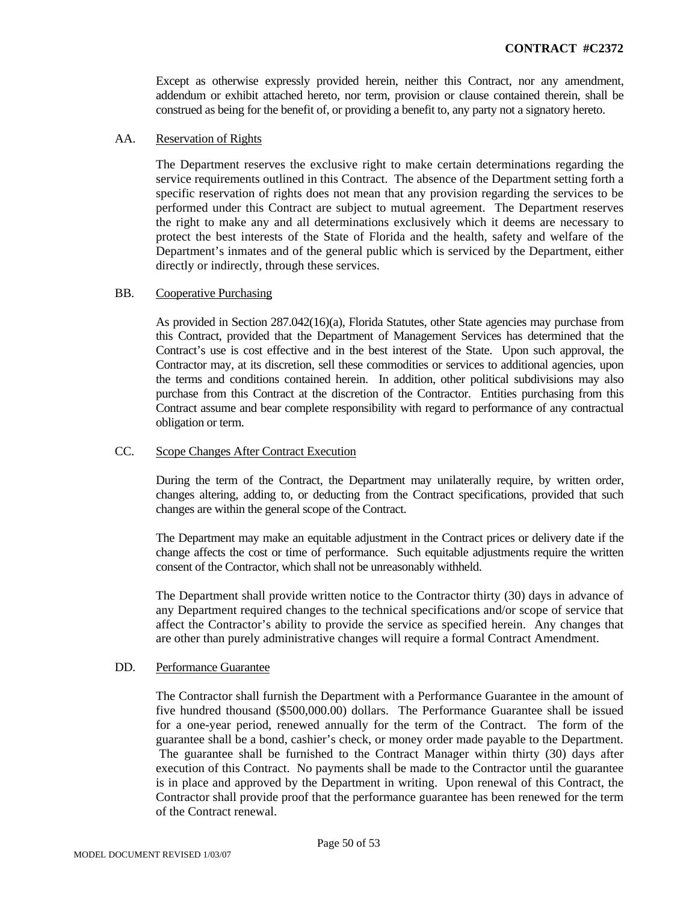Except as otherwise expressly provided herein, neither this Contract, nor any amendment, addendum or exhibit attached hereto, nor term, provision or clause contained therein, shall be construed as being for the benefit of, or providing a benefit to, any party not a signatory hereto.

AA. Reservation of Rights

The Department reserves the exclusive right to make certain determinations regarding the service requirements outlined in this Contract. The absence of the Department setting forth a specific reservation of rights does not mean that any provision regarding the services to be performed under this Contract are subject to mutual agreement. The Department reserves the right to make any and all determinations exclusively which it deems are necessary to protect the best interests of the State of Florida and the health, safety and welfare of the Department's inmates and of the general public which is serviced by the Department, either directly or indirectly, through these services.

BB. Cooperative Purchasing

As provided in Section 287.042(16)(a), Florida Statutes, other State agencies may purchase from this Contract, provided that the Department of Management Services has determined that the Contract's use is cost effective and in the best interest of the State. Upon such approval, the Contractor may, at its discretion, sell these commodities or services to additional agencies, upon the terms and conditions contained herein. In addition, other political subdivisions may also purchase from this Contract at the discretion of the Contractor. Entities purchasing from this Contract assume and bear complete responsibility with regard to performance of any contractual obligation or term.

CC. Scope Changes After Contract Execution

During the term of the Contract, the Department may unilaterally require, by written order, changes altering, adding to, or deducting from the Contract specifications, provided that such changes are within the general scope of the Contract.

The Department may make an equitable adjustment in the Contract prices or delivery date if the change affects the cost or time of performance. Such equitable adjustments require the written consent of the Contractor, which shall not be unreasonably withheld.

The Department shall provide written notice to the Contractor thirty (30) days in advance of any Department required changes to the technical specifications and/or scope of service that affect the Contractor's ability to provide the service as specified herein. Any changes that are other than purely administrative changes will require a formal Contract Amendment.

DD. Performance Guarantee

The Contractor shall furnish the Department with a Performance Guarantee in the amount of five hundred thousand ($500,000.00) dollars. The Performance Guarantee shall be issued for a one-year period, renewed annually for the term of the Contract. The form of the guarantee shall be a bond, cashier's check, or money order made payable to the Department. The guarantee shall be furnished to the Contract Manager within thirty (30) days after execution of this Contract. No payments shall be made to the Contractor until the guarantee is in place and approved by the Department in writing. Upon renewal of this Contract, the Contractor shall provide proof that the performance guarantee has been renewed for the term of the Contract renewal.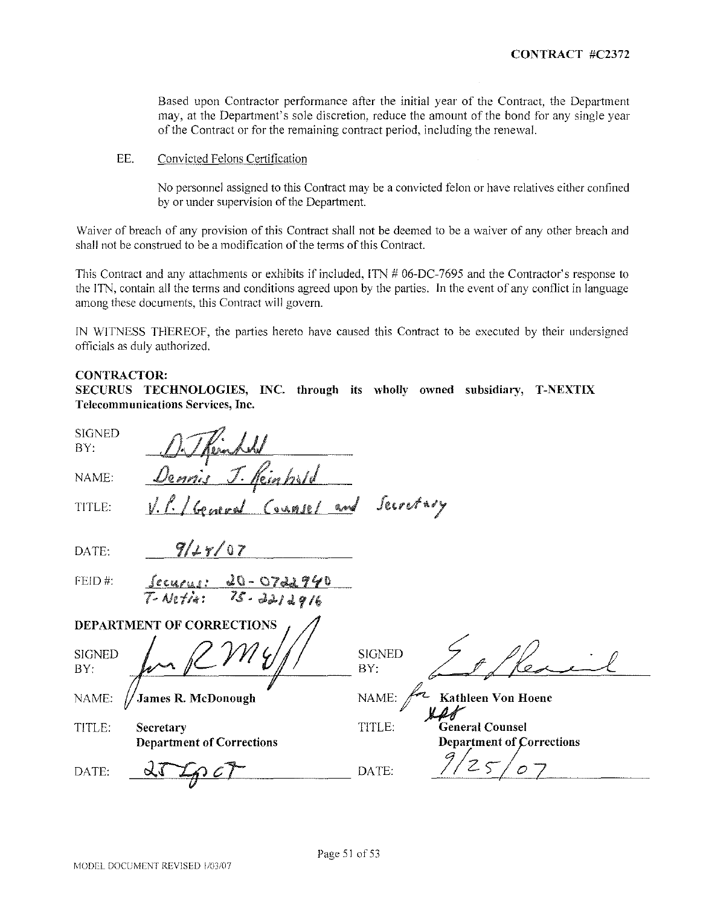Based upon Contractor performance after the initial year of the Contract, the Department may, at the Department's sole discretion, reduce the amount of the bond for any single year of the Contract or for the remaining contract period, including the renewal.

EE. Convicted Felons Certification

No personnel assigned to this Contract may be a convicted felon or have relatives either confined by or under supervision of the Department.

Waiver of breach of any provision of this Contract shall not be deemed to be a waiver of any other breach and shall not be construed to be a modification of the terms of this Contract.

This Contract and any attachments or exhibits if included, ITN # 06-DC-7695 and the Contractor's response to the ITN, contain all the terms and conditions agreed upon by the parties. In the event of any conflict in language among these documents, this Contract will govern.

IN WITNESS THEREOF, the parties hereto have caused this Contract to be executed by their undersigned officials as duly authorized.

**CONTRACTOR:**
**SECURUS TECHNOLOGIES, INC. through its wholly owned subsidiary, T-NEXTIX Telecommunications Services, Inc.**

SIGNED BY: D.J. Reinhold

NAME: Dennis J. Reinhold

TITLE: V.P. / General Counsel and Secretary

DATE: 9/24/07

FEID #: Securus: 20-0722940
T-Netix: 75-2212916

**DEPARTMENT OF CORRECTIONS**

| | | | |
|---|---|---|---|
| SIGNED BY: | for R. McD | SIGNED BY: | (signature) |
| NAME: | **James R. McDonough** | NAME: | for **Kathleen Von Hoene** |
| TITLE: | **Secretary Department of Corrections** | TITLE: | **General Counsel Department of Corrections** |
| DATE: | 25 Sep 07 | DATE: | 9/25/07 |

MODEL DOCUMENT REVISED 1/03/07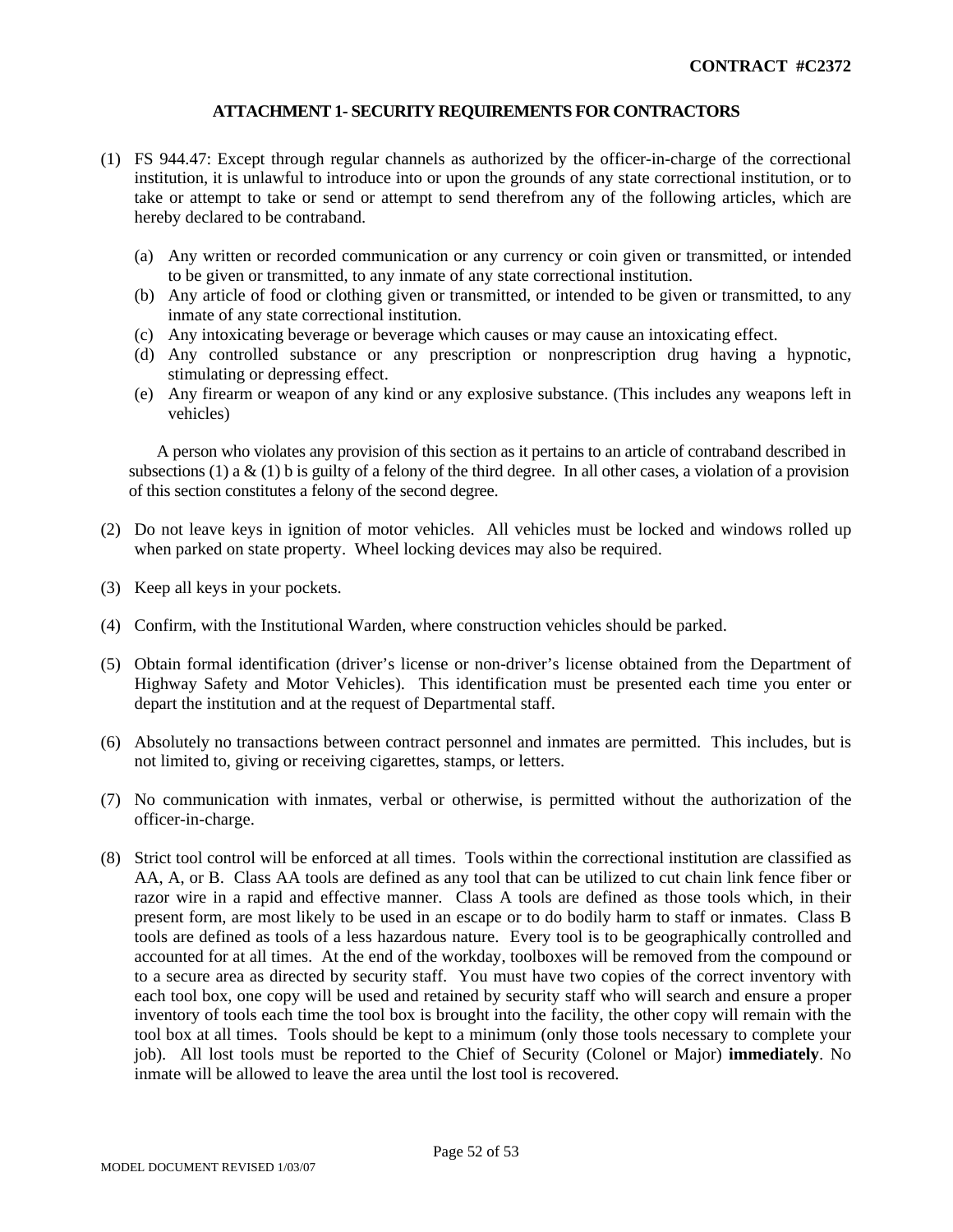**CONTRACT #C2372**

## ATTACHMENT 1- SECURITY REQUIREMENTS FOR CONTRACTORS

(1) FS 944.47: Except through regular channels as authorized by the officer-in-charge of the correctional institution, it is unlawful to introduce into or upon the grounds of any state correctional institution, or to take or attempt to take or send or attempt to send therefrom any of the following articles, which are hereby declared to be contraband.

   (a) Any written or recorded communication or any currency or coin given or transmitted, or intended to be given or transmitted, to any inmate of any state correctional institution.
   (b) Any article of food or clothing given or transmitted, or intended to be given or transmitted, to any inmate of any state correctional institution.
   (c) Any intoxicating beverage or beverage which causes or may cause an intoxicating effect.
   (d) Any controlled substance or any prescription or nonprescription drug having a hypnotic, stimulating or depressing effect.
   (e) Any firearm or weapon of any kind or any explosive substance. (This includes any weapons left in vehicles)

   A person who violates any provision of this section as it pertains to an article of contraband described in subsections (1) a & (1) b is guilty of a felony of the third degree. In all other cases, a violation of a provision of this section constitutes a felony of the second degree.

(2) Do not leave keys in ignition of motor vehicles. All vehicles must be locked and windows rolled up when parked on state property. Wheel locking devices may also be required.

(3) Keep all keys in your pockets.

(4) Confirm, with the Institutional Warden, where construction vehicles should be parked.

(5) Obtain formal identification (driver's license or non-driver's license obtained from the Department of Highway Safety and Motor Vehicles). This identification must be presented each time you enter or depart the institution and at the request of Departmental staff.

(6) Absolutely no transactions between contract personnel and inmates are permitted. This includes, but is not limited to, giving or receiving cigarettes, stamps, or letters.

(7) No communication with inmates, verbal or otherwise, is permitted without the authorization of the officer-in-charge.

(8) Strict tool control will be enforced at all times. Tools within the correctional institution are classified as AA, A, or B. Class AA tools are defined as any tool that can be utilized to cut chain link fence fiber or razor wire in a rapid and effective manner. Class A tools are defined as those tools which, in their present form, are most likely to be used in an escape or to do bodily harm to staff or inmates. Class B tools are defined as tools of a less hazardous nature. Every tool is to be geographically controlled and accounted for at all times. At the end of the workday, toolboxes will be removed from the compound or to a secure area as directed by security staff. You must have two copies of the correct inventory with each tool box, one copy will be used and retained by security staff who will search and ensure a proper inventory of tools each time the tool box is brought into the facility, the other copy will remain with the tool box at all times. Tools should be kept to a minimum (only those tools necessary to complete your job). All lost tools must be reported to the Chief of Security (Colonel or Major) **immediately**. No inmate will be allowed to leave the area until the lost tool is recovered.

MODEL DOCUMENT REVISED 1/03/07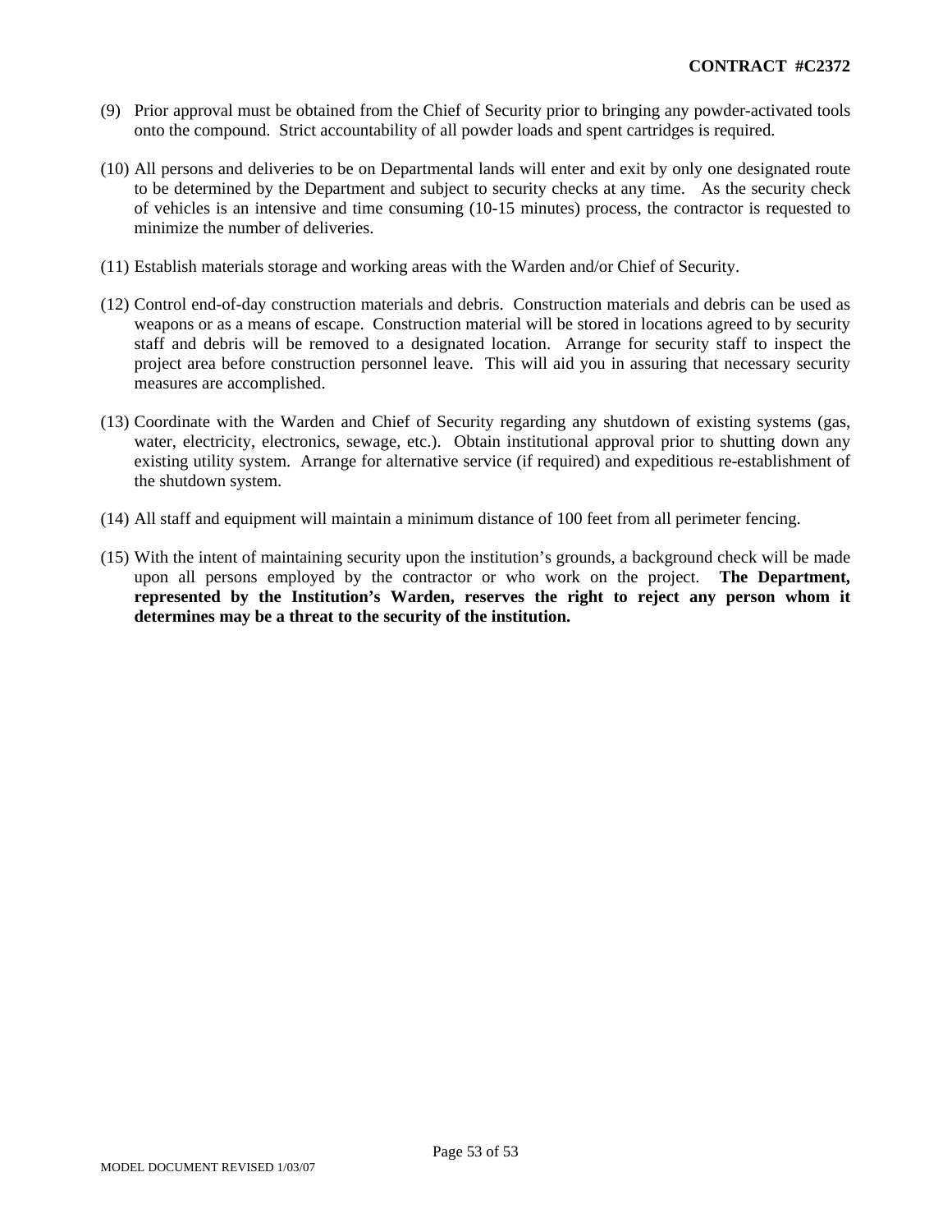(9) Prior approval must be obtained from the Chief of Security prior to bringing any powder-activated tools onto the compound. Strict accountability of all powder loads and spent cartridges is required.

(10) All persons and deliveries to be on Departmental lands will enter and exit by only one designated route to be determined by the Department and subject to security checks at any time. As the security check of vehicles is an intensive and time consuming (10-15 minutes) process, the contractor is requested to minimize the number of deliveries.

(11) Establish materials storage and working areas with the Warden and/or Chief of Security.

(12) Control end-of-day construction materials and debris. Construction materials and debris can be used as weapons or as a means of escape. Construction material will be stored in locations agreed to by security staff and debris will be removed to a designated location. Arrange for security staff to inspect the project area before construction personnel leave. This will aid you in assuring that necessary security measures are accomplished.

(13) Coordinate with the Warden and Chief of Security regarding any shutdown of existing systems (gas, water, electricity, electronics, sewage, etc.). Obtain institutional approval prior to shutting down any existing utility system. Arrange for alternative service (if required) and expeditious re-establishment of the shutdown system.

(14) All staff and equipment will maintain a minimum distance of 100 feet from all perimeter fencing.

(15) With the intent of maintaining security upon the institution's grounds, a background check will be made upon all persons employed by the contractor or who work on the project. **The Department, represented by the Institution's Warden, reserves the right to reject any person whom it determines may be a threat to the security of the institution.**